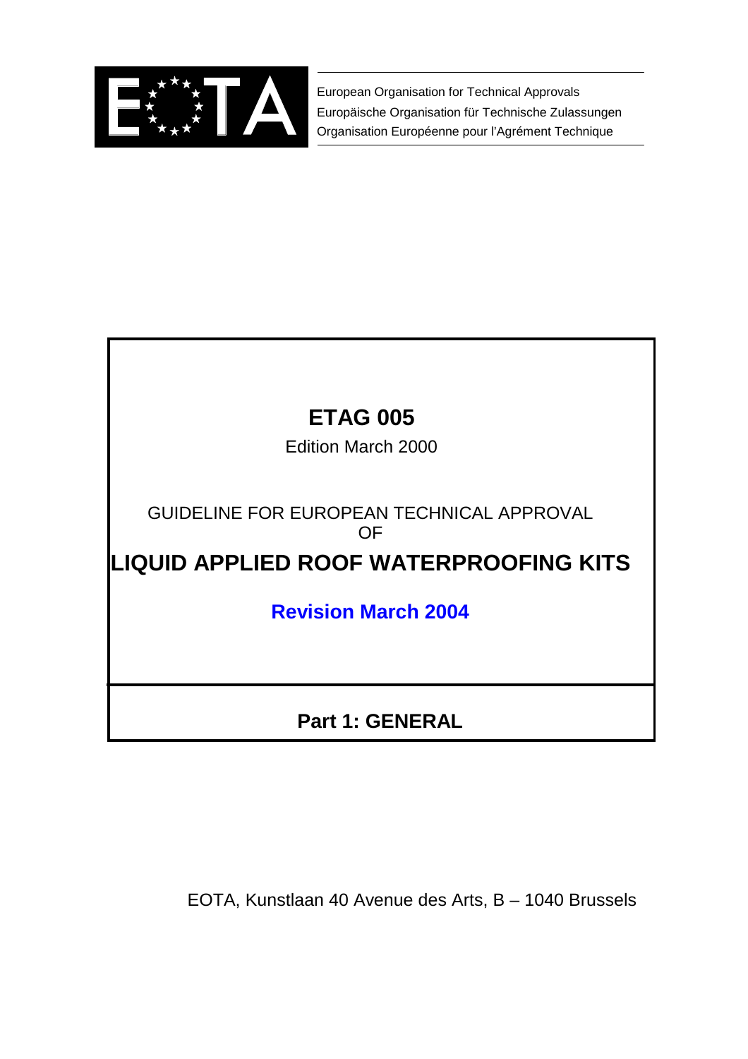EOTA

European Organisation for Technical Approvals
Europäische Organisation für Technische Zulassungen
Organisation Européenne pour l'Agrément Technique

# ETAG 005

Edition March 2000

GUIDELINE FOR EUROPEAN TECHNICAL APPROVAL
OF

# LIQUID APPLIED ROOF WATERPROOFING KITS

**Revision March 2004**

## Part 1: GENERAL

EOTA, Kunstlaan 40 Avenue des Arts, B – 1040 Brussels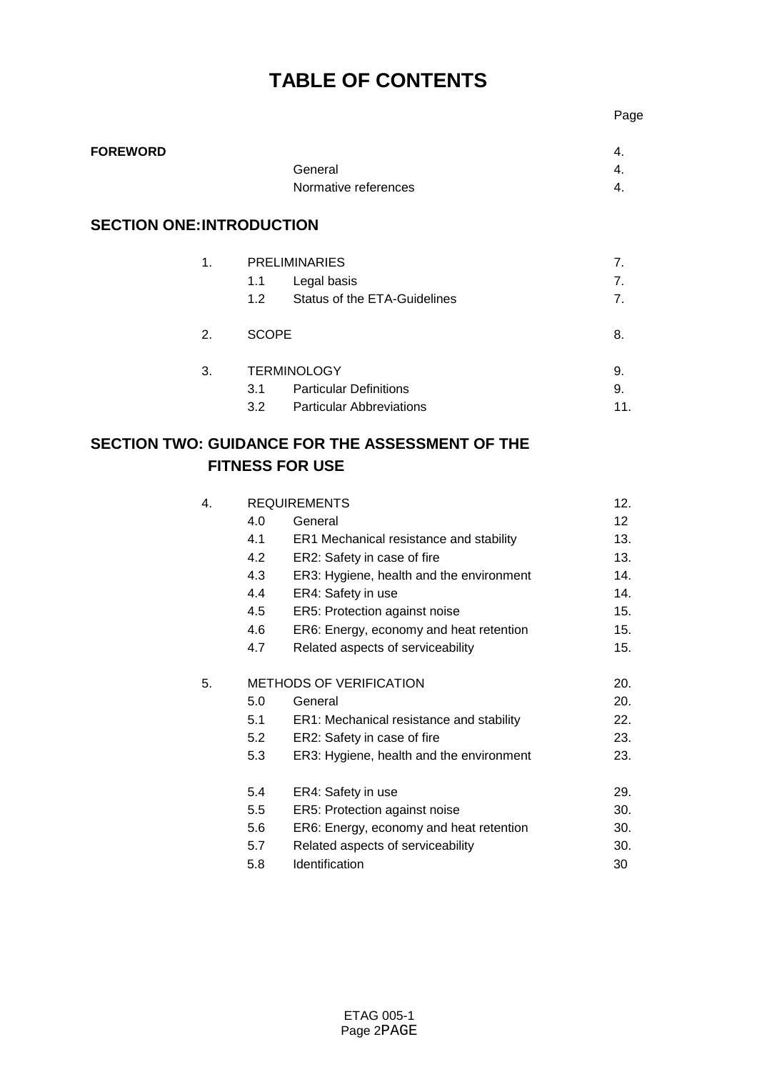# TABLE OF CONTENTS

| | | | Page |
|---|---|---|---|
| **FOREWORD** | | | 4. |
| | | General | 4. |
| | | Normative references | 4. |

## SECTION ONE: INTRODUCTION

| | | | |
|---|---|---|---|
| 1. | PRELIMINARIES | | 7. |
| | 1.1 | Legal basis | 7. |
| | 1.2 | Status of the ETA-Guidelines | 7. |
| 2. | SCOPE | | 8. |
| 3. | TERMINOLOGY | | 9. |
| | 3.1 | Particular Definitions | 9. |
| | 3.2 | Particular Abbreviations | 11. |

## SECTION TWO: GUIDANCE FOR THE ASSESSMENT OF THE FITNESS FOR USE

| | | | |
|---|---|---|---|
| 4. | REQUIREMENTS | | 12. |
| | 4.0 | General | 12 |
| | 4.1 | ER1 Mechanical resistance and stability | 13. |
| | 4.2 | ER2: Safety in case of fire | 13. |
| | 4.3 | ER3: Hygiene, health and the environment | 14. |
| | 4.4 | ER4: Safety in use | 14. |
| | 4.5 | ER5: Protection against noise | 15. |
| | 4.6 | ER6: Energy, economy and heat retention | 15. |
| | 4.7 | Related aspects of serviceability | 15. |
| 5. | METHODS OF VERIFICATION | | 20. |
| | 5.0 | General | 20. |
| | 5.1 | ER1: Mechanical resistance and stability | 22. |
| | 5.2 | ER2: Safety in case of fire | 23. |
| | 5.3 | ER3: Hygiene, health and the environment | 23. |
| | 5.4 | ER4: Safety in use | 29. |
| | 5.5 | ER5: Protection against noise | 30. |
| | 5.6 | ER6: Energy, economy and heat retention | 30. |
| | 5.7 | Related aspects of serviceability | 30. |
| | 5.8 | Identification | 30 |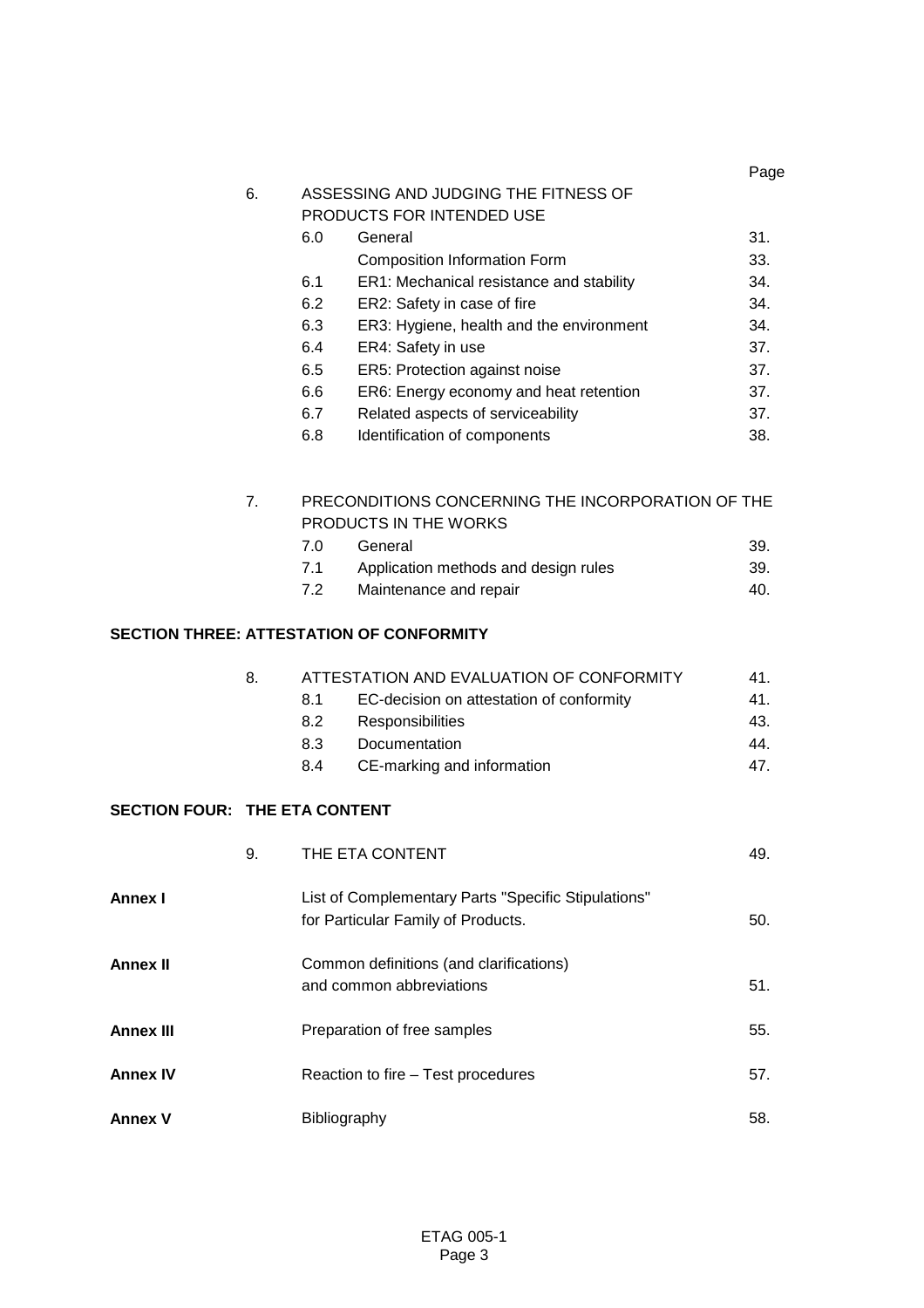| | | | Page |
|---|---|---|---|
| 6. | ASSESSING AND JUDGING THE FITNESS OF PRODUCTS FOR INTENDED USE | | |
| | 6.0 | General | 31. |
| | | Composition Information Form | 33. |
| | 6.1 | ER1: Mechanical resistance and stability | 34. |
| | 6.2 | ER2: Safety in case of fire | 34. |
| | 6.3 | ER3: Hygiene, health and the environment | 34. |
| | 6.4 | ER4: Safety in use | 37. |
| | 6.5 | ER5: Protection against noise | 37. |
| | 6.6 | ER6: Energy economy and heat retention | 37. |
| | 6.7 | Related aspects of serviceability | 37. |
| | 6.8 | Identification of components | 38. |
| 7. | PRECONDITIONS CONCERNING THE INCORPORATION OF THE PRODUCTS IN THE WORKS | | |
| | 7.0 | General | 39. |
| | 7.1 | Application methods and design rules | 39. |
| | 7.2 | Maintenance and repair | 40. |

**SECTION THREE: ATTESTATION OF CONFORMITY**

| | | | |
|---|---|---|---|
| 8. | ATTESTATION AND EVALUATION OF CONFORMITY | | 41. |
| | 8.1 | EC-decision on attestation of conformity | 41. |
| | 8.2 | Responsibilities | 43. |
| | 8.3 | Documentation | 44. |
| | 8.4 | CE-marking and information | 47. |

**SECTION FOUR: THE ETA CONTENT**

| | | |
|---|---|---|
| 9. | THE ETA CONTENT | 49. |
| **Annex I** | List of Complementary Parts "Specific Stipulations" for Particular Family of Products. | 50. |
| **Annex II** | Common definitions (and clarifications) and common abbreviations | 51. |
| **Annex III** | Preparation of free samples | 55. |
| **Annex IV** | Reaction to fire – Test procedures | 57. |
| **Annex V** | Bibliography | 58. |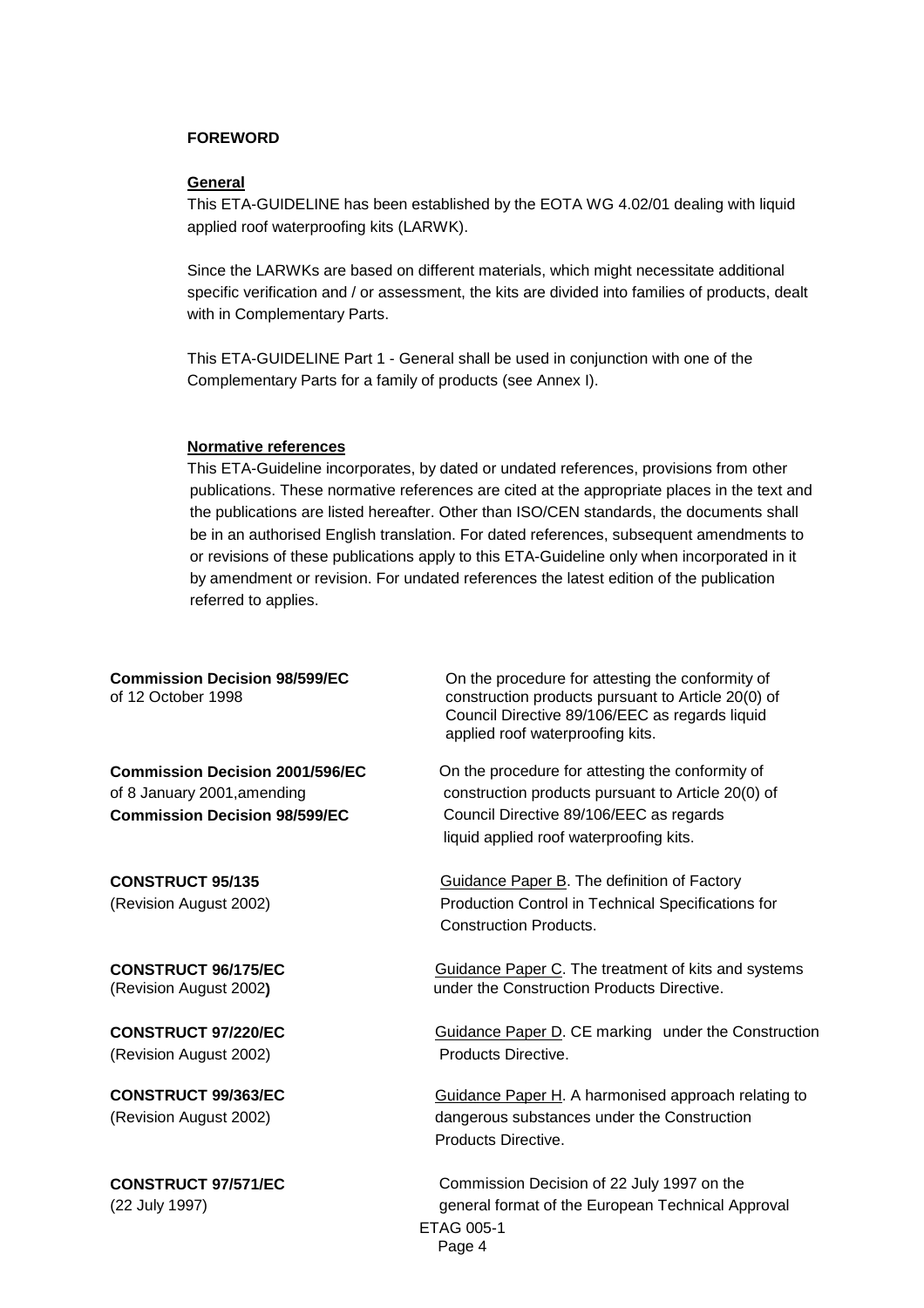#### FOREWORD

##### General

This ETA-GUIDELINE has been established by the EOTA WG 4.02/01 dealing with liquid applied roof waterproofing kits (LARWK).

Since the LARWKs are based on different materials, which might necessitate additional specific verification and / or assessment, the kits are divided into families of products, dealt with in Complementary Parts.

This ETA-GUIDELINE Part 1 - General shall be used in conjunction with one of the Complementary Parts for a family of products (see Annex I).

##### Normative references

This ETA-Guideline incorporates, by dated or undated references, provisions from other publications. These normative references are cited at the appropriate places in the text and the publications are listed hereafter. Other than ISO/CEN standards, the documents shall be in an authorised English translation. For dated references, subsequent amendments to or revisions of these publications apply to this ETA-Guideline only when incorporated in it by amendment or revision. For undated references the latest edition of the publication referred to applies.

| | |
|---|---|
| **Commission Decision 98/599/EC** of 12 October 1998 | On the procedure for attesting the conformity of construction products pursuant to Article 20(0) of Council Directive 89/106/EEC as regards liquid applied roof waterproofing kits. |
| **Commission Decision 2001/596/EC** of 8 January 2001,amending **Commission Decision 98/599/EC** | On the procedure for attesting the conformity of construction products pursuant to Article 20(0) of Council Directive 89/106/EEC as regards liquid applied roof waterproofing kits. |
| **CONSTRUCT 95/135** (Revision August 2002) | Guidance Paper B. The definition of Factory Production Control in Technical Specifications for Construction Products. |
| **CONSTRUCT 96/175/EC** (Revision August 2002**)** | Guidance Paper C. The treatment of kits and systems under the Construction Products Directive. |
| **CONSTRUCT 97/220/EC** (Revision August 2002) | Guidance Paper D. CE marking under the Construction Products Directive. |
| **CONSTRUCT 99/363/EC** (Revision August 2002) | Guidance Paper H. A harmonised approach relating to dangerous substances under the Construction Products Directive. |
| **CONSTRUCT 97/571/EC** (22 July 1997) | Commission Decision of 22 July 1997 on the general format of the European Technical Approval |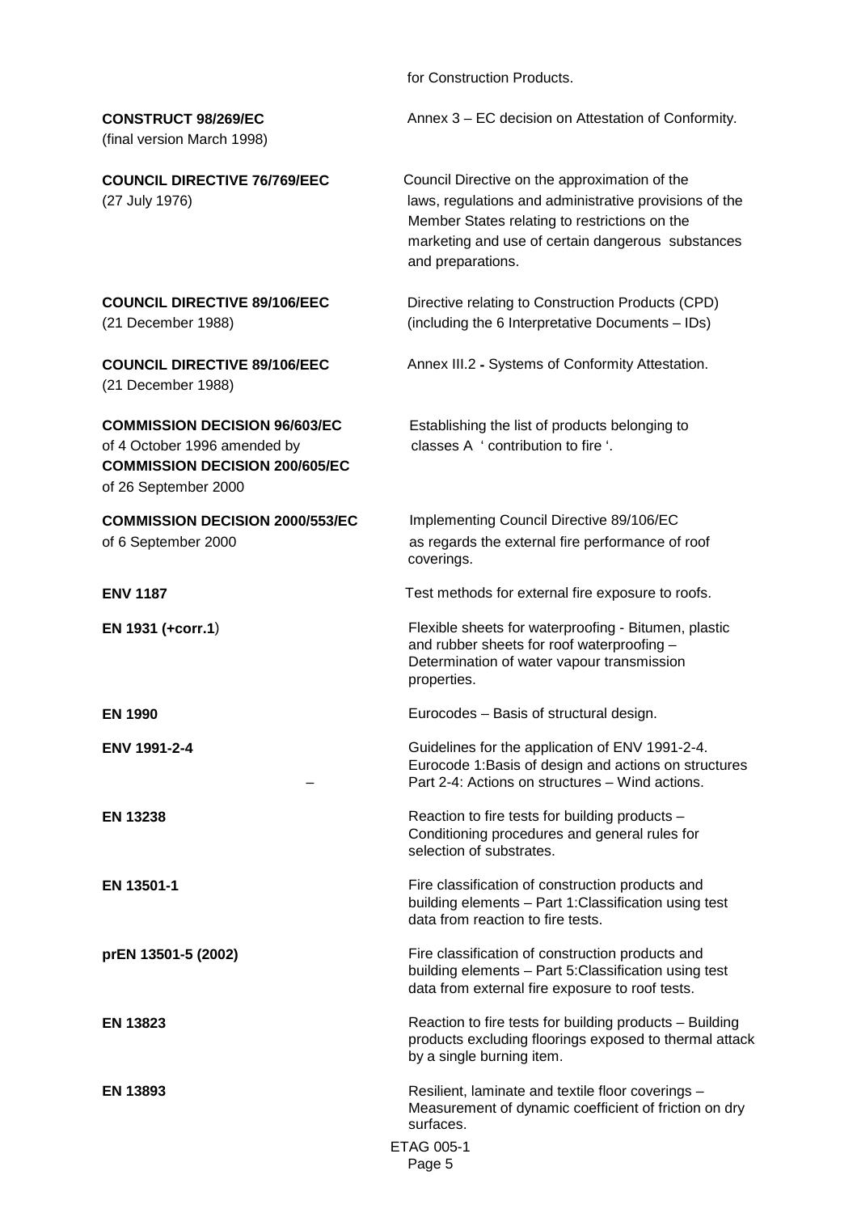for Construction Products.

**CONSTRUCT 98/269/EC**
(final version March 1998)

Annex 3 – EC decision on Attestation of Conformity.

**COUNCIL DIRECTIVE 76/769/EEC**
(27 July 1976)

Council Directive on the approximation of the laws, regulations and administrative provisions of the Member States relating to restrictions on the marketing and use of certain dangerous substances and preparations.

**COUNCIL DIRECTIVE 89/106/EEC**
(21 December 1988)

Directive relating to Construction Products (CPD) (including the 6 Interpretative Documents – IDs)

**COUNCIL DIRECTIVE 89/106/EEC**
(21 December 1988)

Annex III.2 - Systems of Conformity Attestation.

**COMMISSION DECISION 96/603/EC**
of 4 October 1996 amended by
**COMMISSION DECISION 200/605/EC**
of 26 September 2000

Establishing the list of products belonging to classes A ' contribution to fire '.

**COMMISSION DECISION 2000/553/EC**
of 6 September 2000

Implementing Council Directive 89/106/EC as regards the external fire performance of roof coverings.

**ENV 1187**

Test methods for external fire exposure to roofs.

**EN 1931 (+corr.1**)

Flexible sheets for waterproofing - Bitumen, plastic and rubber sheets for roof waterproofing – Determination of water vapour transmission properties.

**EN 1990**

Eurocodes – Basis of structural design.

**ENV 1991-2-4**

–

Guidelines for the application of ENV 1991-2-4. Eurocode 1:Basis of design and actions on structures Part 2-4: Actions on structures – Wind actions.

**EN 13238**

Reaction to fire tests for building products – Conditioning procedures and general rules for selection of substrates.

**EN 13501-1**

Fire classification of construction products and building elements – Part 1:Classification using test data from reaction to fire tests.

**prEN 13501-5 (2002)**

Fire classification of construction products and building elements – Part 5:Classification using test data from external fire exposure to roof tests.

**EN 13823**

Reaction to fire tests for building products – Building products excluding floorings exposed to thermal attack by a single burning item.

**EN 13893**

Resilient, laminate and textile floor coverings – Measurement of dynamic coefficient of friction on dry surfaces.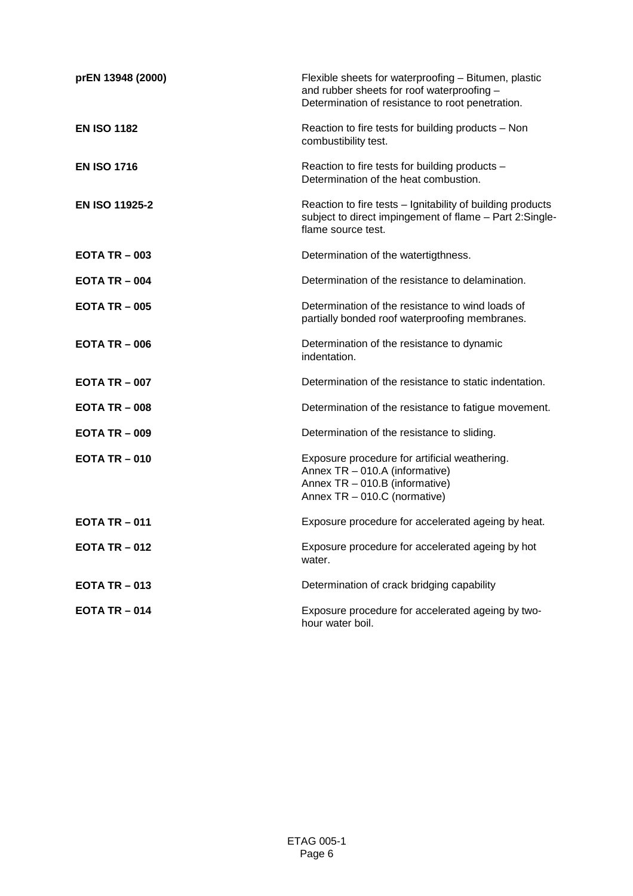| | |
|---|---|
| **prEN 13948 (2000)** | Flexible sheets for waterproofing – Bitumen, plastic and rubber sheets for roof waterproofing – Determination of resistance to root penetration. |
| **EN ISO 1182** | Reaction to fire tests for building products – Non combustibility test. |
| **EN ISO 1716** | Reaction to fire tests for building products – Determination of the heat combustion. |
| **EN ISO 11925-2** | Reaction to fire tests – Ignitability of building products subject to direct impingement of flame – Part 2:Single-flame source test. |
| **EOTA TR – 003** | Determination of the watertigthness. |
| **EOTA TR – 004** | Determination of the resistance to delamination. |
| **EOTA TR – 005** | Determination of the resistance to wind loads of partially bonded roof waterproofing membranes. |
| **EOTA TR – 006** | Determination of the resistance to dynamic indentation. |
| **EOTA TR – 007** | Determination of the resistance to static indentation. |
| **EOTA TR – 008** | Determination of the resistance to fatigue movement. |
| **EOTA TR – 009** | Determination of the resistance to sliding. |
| **EOTA TR – 010** | Exposure procedure for artificial weathering.<br>Annex TR – 010.A (informative)<br>Annex TR – 010.B (informative)<br>Annex TR – 010.C (normative) |
| **EOTA TR – 011** | Exposure procedure for accelerated ageing by heat. |
| **EOTA TR – 012** | Exposure procedure for accelerated ageing by hot water. |
| **EOTA TR – 013** | Determination of crack bridging capability |
| **EOTA TR – 014** | Exposure procedure for accelerated ageing by two-hour water boil. |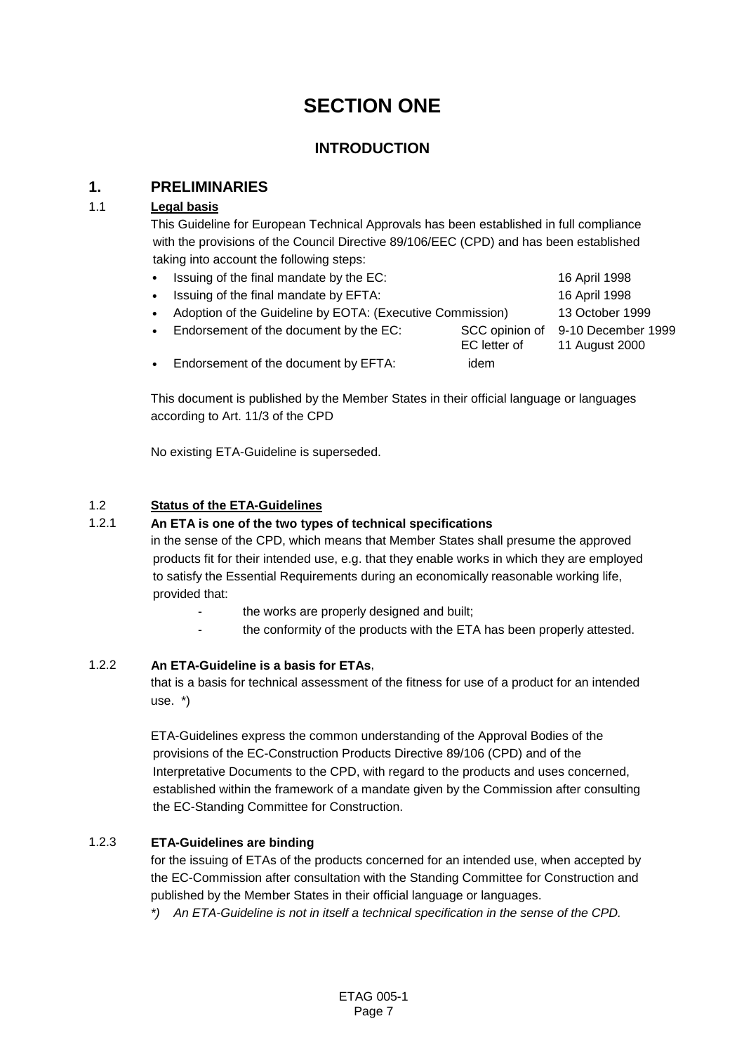# SECTION ONE

## INTRODUCTION

## 1. PRELIMINARIES

### 1.1 Legal basis

This Guideline for European Technical Approvals has been established in full compliance with the provisions of the Council Directive 89/106/EEC (CPD) and has been established taking into account the following steps:

| | | |
|---|---|---|
| • Issuing of the final mandate by the EC: | | 16 April 1998 |
| • Issuing of the final mandate by EFTA: | | 16 April 1998 |
| • Adoption of the Guideline by EOTA: (Executive Commission) | | 13 October 1999 |
| • Endorsement of the document by the EC: | SCC opinion of<br>EC letter of | 9-10 December 1999<br>11 August 2000 |
| • Endorsement of the document by EFTA: | idem | |

This document is published by the Member States in their official language or languages according to Art. 11/3 of the CPD

No existing ETA-Guideline is superseded.

### 1.2 Status of the ETA-Guidelines

#### 1.2.1 An ETA is one of the two types of technical specifications

in the sense of the CPD, which means that Member States shall presume the approved products fit for their intended use, e.g. that they enable works in which they are employed to satisfy the Essential Requirements during an economically reasonable working life, provided that:

- the works are properly designed and built;
- the conformity of the products with the ETA has been properly attested.

#### 1.2.2 An ETA-Guideline is a basis for ETAs,

that is a basis for technical assessment of the fitness for use of a product for an intended use. *)

ETA-Guidelines express the common understanding of the Approval Bodies of the provisions of the EC-Construction Products Directive 89/106 (CPD) and of the Interpretative Documents to the CPD, with regard to the products and uses concerned, established within the framework of a mandate given by the Commission after consulting the EC-Standing Committee for Construction.

#### 1.2.3 ETA-Guidelines are binding

for the issuing of ETAs of the products concerned for an intended use, when accepted by the EC-Commission after consultation with the Standing Committee for Construction and published by the Member States in their official language or languages.

*\*) An ETA-Guideline is not in itself a technical specification in the sense of the CPD.*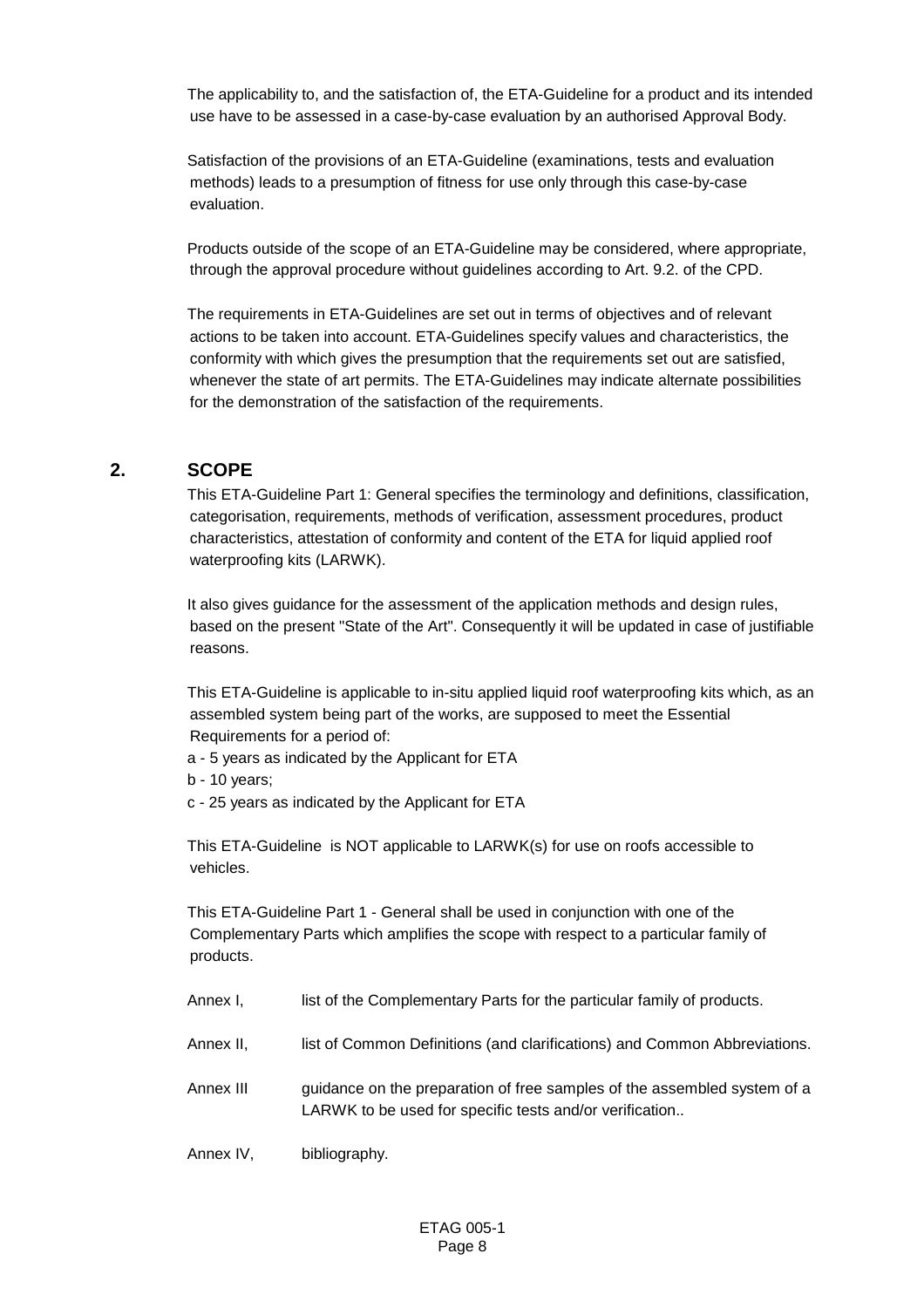The applicability to, and the satisfaction of, the ETA-Guideline for a product and its intended use have to be assessed in a case-by-case evaluation by an authorised Approval Body.

Satisfaction of the provisions of an ETA-Guideline (examinations, tests and evaluation methods) leads to a presumption of fitness for use only through this case-by-case evaluation.

Products outside of the scope of an ETA-Guideline may be considered, where appropriate, through the approval procedure without guidelines according to Art. 9.2. of the CPD.

The requirements in ETA-Guidelines are set out in terms of objectives and of relevant actions to be taken into account. ETA-Guidelines specify values and characteristics, the conformity with which gives the presumption that the requirements set out are satisfied, whenever the state of art permits. The ETA-Guidelines may indicate alternate possibilities for the demonstration of the satisfaction of the requirements.

## 2. SCOPE

This ETA-Guideline Part 1: General specifies the terminology and definitions, classification, categorisation, requirements, methods of verification, assessment procedures, product characteristics, attestation of conformity and content of the ETA for liquid applied roof waterproofing kits (LARWK).

It also gives guidance for the assessment of the application methods and design rules, based on the present "State of the Art". Consequently it will be updated in case of justifiable reasons.

This ETA-Guideline is applicable to in-situ applied liquid roof waterproofing kits which, as an assembled system being part of the works, are supposed to meet the Essential Requirements for a period of:

a - 5 years as indicated by the Applicant for ETA
b - 10 years;
c - 25 years as indicated by the Applicant for ETA

This ETA-Guideline is NOT applicable to LARWK(s) for use on roofs accessible to vehicles.

This ETA-Guideline Part 1 - General shall be used in conjunction with one of the Complementary Parts which amplifies the scope with respect to a particular family of products.

| | |
|---|---|
| Annex I, | list of the Complementary Parts for the particular family of products. |
| Annex II, | list of Common Definitions (and clarifications) and Common Abbreviations. |
| Annex III | guidance on the preparation of free samples of the assembled system of a LARWK to be used for specific tests and/or verification.. |
| Annex IV, | bibliography. |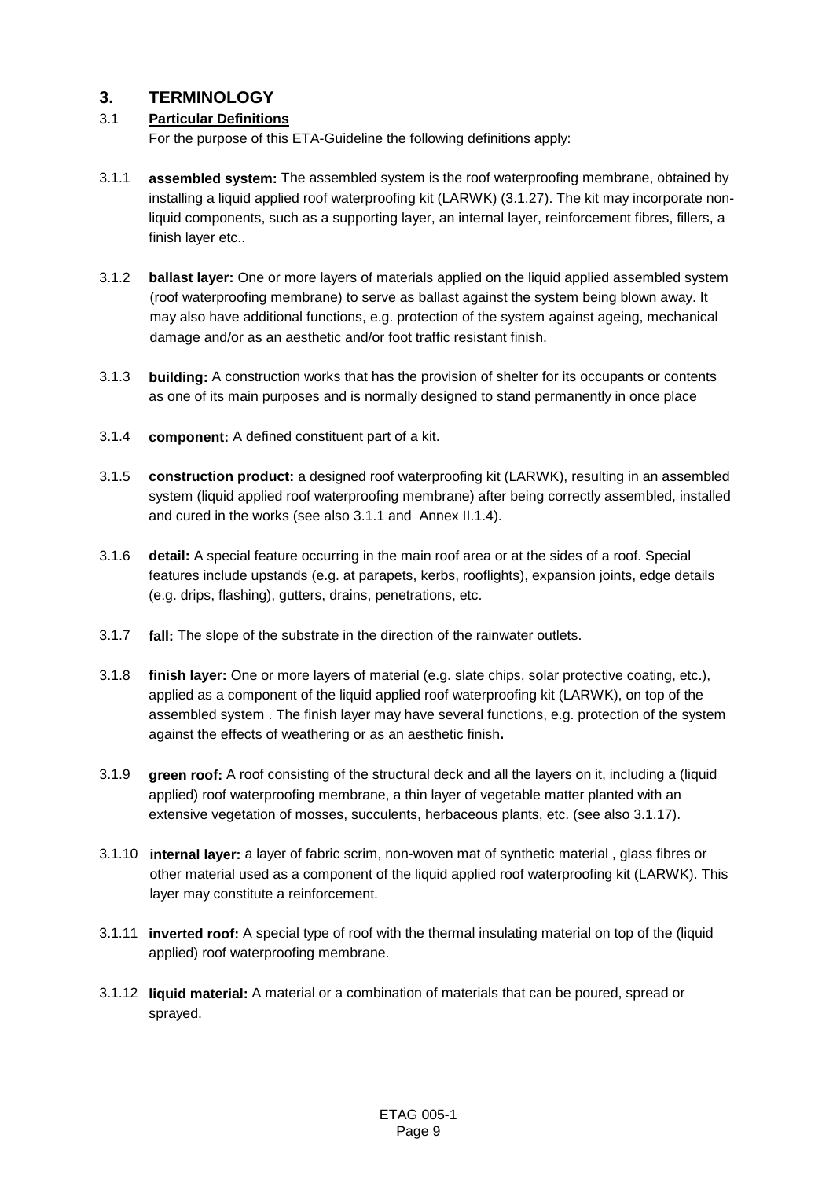## 3. TERMINOLOGY

### 3.1 Particular Definitions

For the purpose of this ETA-Guideline the following definitions apply:

3.1.1 **assembled system:** The assembled system is the roof waterproofing membrane, obtained by installing a liquid applied roof waterproofing kit (LARWK) (3.1.27). The kit may incorporate non-liquid components, such as a supporting layer, an internal layer, reinforcement fibres, fillers, a finish layer etc..

3.1.2 **ballast layer:** One or more layers of materials applied on the liquid applied assembled system (roof waterproofing membrane) to serve as ballast against the system being blown away. It may also have additional functions, e.g. protection of the system against ageing, mechanical damage and/or as an aesthetic and/or foot traffic resistant finish.

3.1.3 **building:** A construction works that has the provision of shelter for its occupants or contents as one of its main purposes and is normally designed to stand permanently in once place

3.1.4 **component:** A defined constituent part of a kit.

3.1.5 **construction product:** a designed roof waterproofing kit (LARWK), resulting in an assembled system (liquid applied roof waterproofing membrane) after being correctly assembled, installed and cured in the works (see also 3.1.1 and Annex II.1.4).

3.1.6 **detail:** A special feature occurring in the main roof area or at the sides of a roof. Special features include upstands (e.g. at parapets, kerbs, rooflights), expansion joints, edge details (e.g. drips, flashing), gutters, drains, penetrations, etc.

3.1.7 **fall:** The slope of the substrate in the direction of the rainwater outlets.

3.1.8 **finish layer:** One or more layers of material (e.g. slate chips, solar protective coating, etc.), applied as a component of the liquid applied roof waterproofing kit (LARWK), on top of the assembled system . The finish layer may have several functions, e.g. protection of the system against the effects of weathering or as an aesthetic finish**.**

3.1.9 **green roof:** A roof consisting of the structural deck and all the layers on it, including a (liquid applied) roof waterproofing membrane, a thin layer of vegetable matter planted with an extensive vegetation of mosses, succulents, herbaceous plants, etc. (see also 3.1.17).

3.1.10 **internal layer:** a layer of fabric scrim, non-woven mat of synthetic material , glass fibres or other material used as a component of the liquid applied roof waterproofing kit (LARWK). This layer may constitute a reinforcement.

3.1.11 **inverted roof:** A special type of roof with the thermal insulating material on top of the (liquid applied) roof waterproofing membrane.

3.1.12 **liquid material:** A material or a combination of materials that can be poured, spread or sprayed.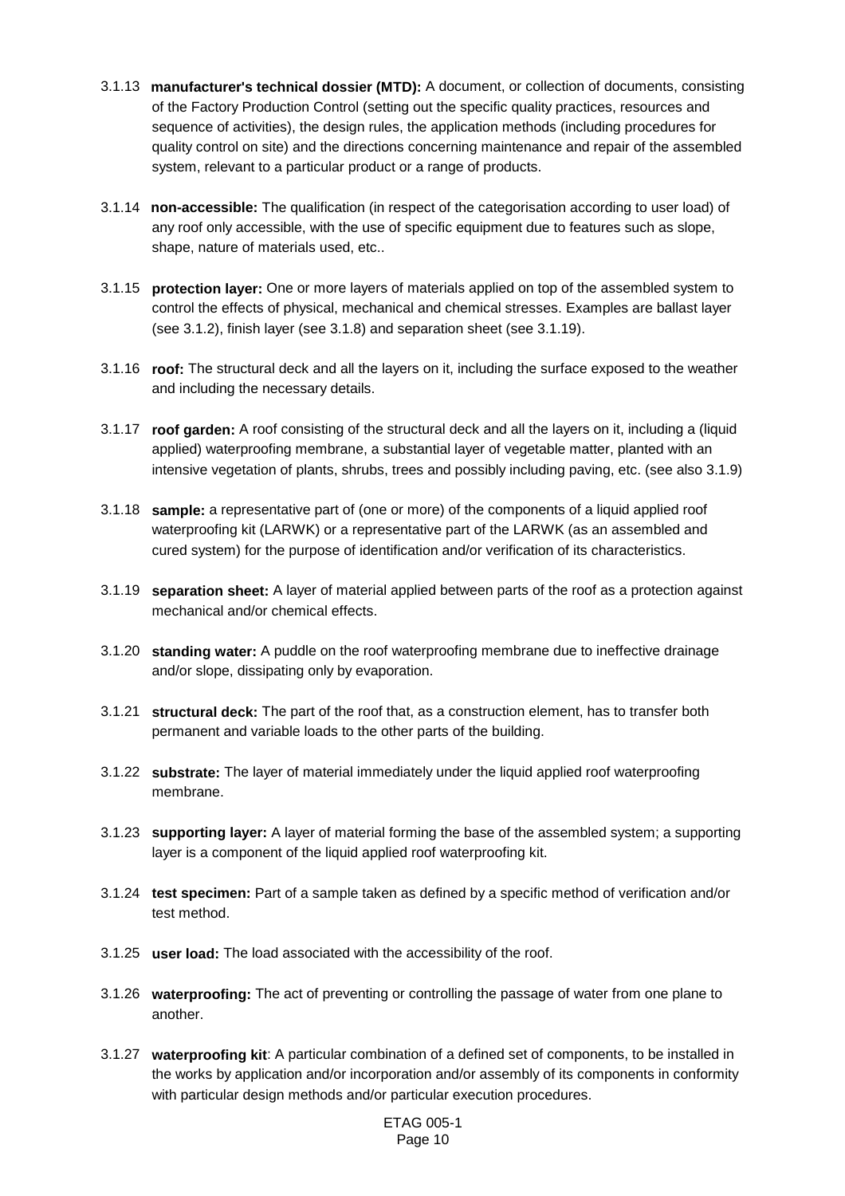3.1.13 **manufacturer's technical dossier (MTD):** A document, or collection of documents, consisting of the Factory Production Control (setting out the specific quality practices, resources and sequence of activities), the design rules, the application methods (including procedures for quality control on site) and the directions concerning maintenance and repair of the assembled system, relevant to a particular product or a range of products.

3.1.14 **non-accessible:** The qualification (in respect of the categorisation according to user load) of any roof only accessible, with the use of specific equipment due to features such as slope, shape, nature of materials used, etc..

3.1.15 **protection layer:** One or more layers of materials applied on top of the assembled system to control the effects of physical, mechanical and chemical stresses. Examples are ballast layer (see 3.1.2), finish layer (see 3.1.8) and separation sheet (see 3.1.19).

3.1.16 **roof:** The structural deck and all the layers on it, including the surface exposed to the weather and including the necessary details.

3.1.17 **roof garden:** A roof consisting of the structural deck and all the layers on it, including a (liquid applied) waterproofing membrane, a substantial layer of vegetable matter, planted with an intensive vegetation of plants, shrubs, trees and possibly including paving, etc. (see also 3.1.9)

3.1.18 **sample:** a representative part of (one or more) of the components of a liquid applied roof waterproofing kit (LARWK) or a representative part of the LARWK (as an assembled and cured system) for the purpose of identification and/or verification of its characteristics.

3.1.19 **separation sheet:** A layer of material applied between parts of the roof as a protection against mechanical and/or chemical effects.

3.1.20 **standing water:** A puddle on the roof waterproofing membrane due to ineffective drainage and/or slope, dissipating only by evaporation.

3.1.21 **structural deck:** The part of the roof that, as a construction element, has to transfer both permanent and variable loads to the other parts of the building.

3.1.22 **substrate:** The layer of material immediately under the liquid applied roof waterproofing membrane.

3.1.23 **supporting layer:** A layer of material forming the base of the assembled system; a supporting layer is a component of the liquid applied roof waterproofing kit.

3.1.24 **test specimen:** Part of a sample taken as defined by a specific method of verification and/or test method.

3.1.25 **user load:** The load associated with the accessibility of the roof.

3.1.26 **waterproofing:** The act of preventing or controlling the passage of water from one plane to another.

3.1.27 **waterproofing kit**: A particular combination of a defined set of components, to be installed in the works by application and/or incorporation and/or assembly of its components in conformity with particular design methods and/or particular execution procedures.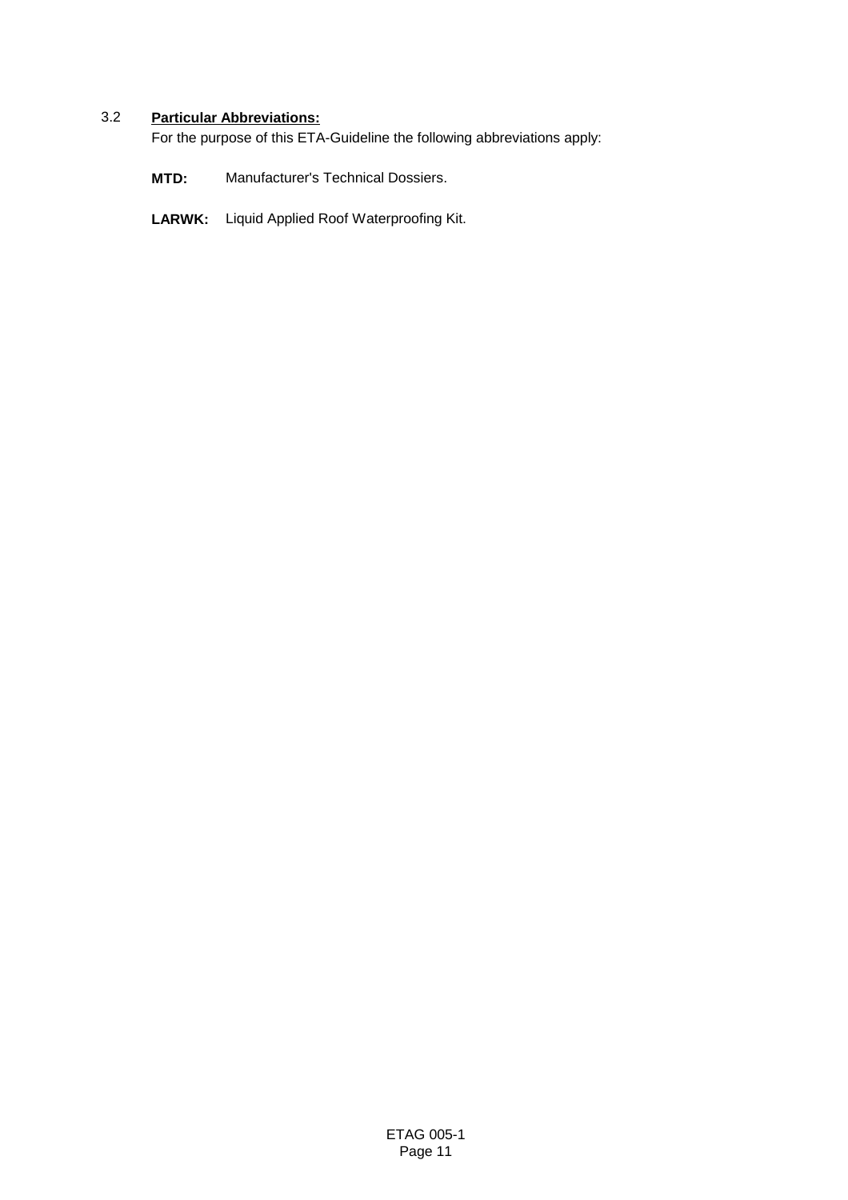### 3.2 Particular Abbreviations:

For the purpose of this ETA-Guideline the following abbreviations apply:

**MTD:** Manufacturer's Technical Dossiers.

**LARWK:** Liquid Applied Roof Waterproofing Kit.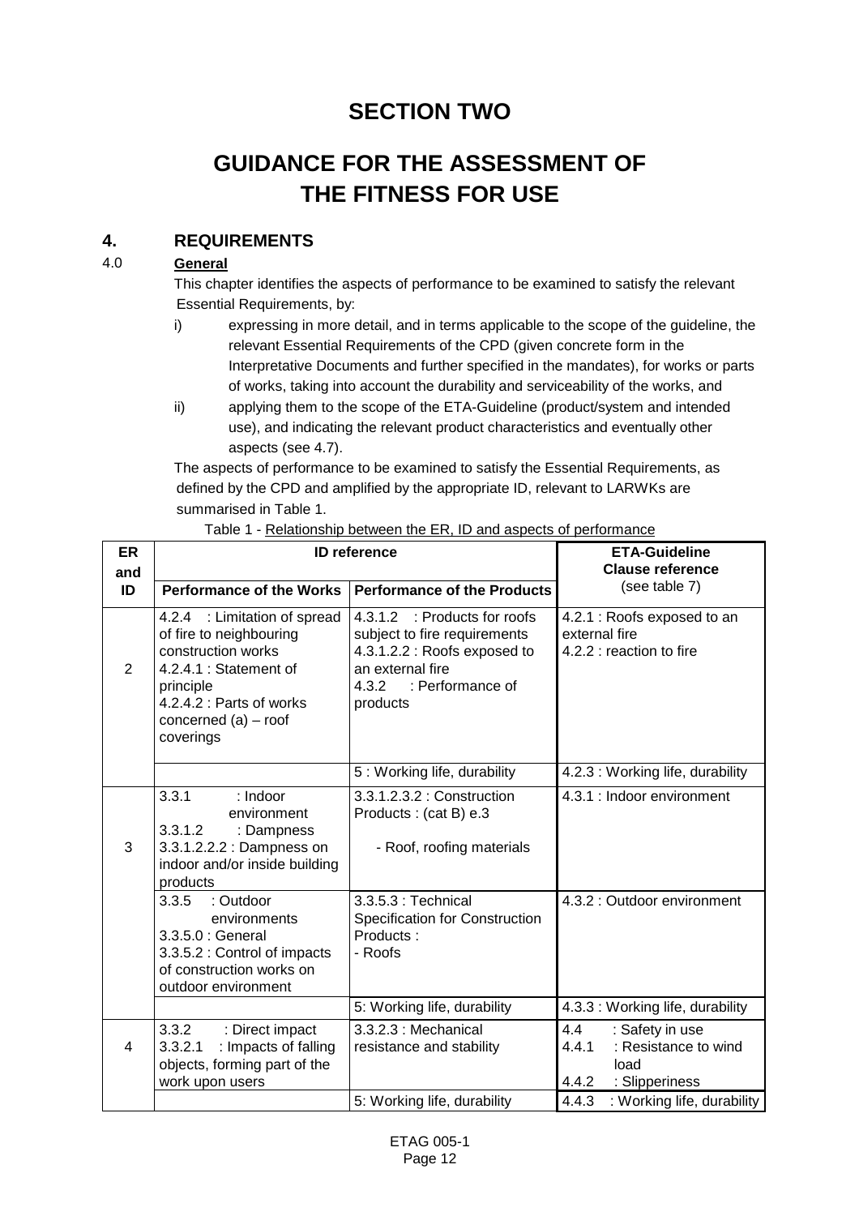# SECTION TWO

# GUIDANCE FOR THE ASSESSMENT OF THE FITNESS FOR USE

## 4. REQUIREMENTS

### 4.0 General

This chapter identifies the aspects of performance to be examined to satisfy the relevant Essential Requirements, by:

i) expressing in more detail, and in terms applicable to the scope of the guideline, the relevant Essential Requirements of the CPD (given concrete form in the Interpretative Documents and further specified in the mandates), for works or parts of works, taking into account the durability and serviceability of the works, and

ii) applying them to the scope of the ETA-Guideline (product/system and intended use), and indicating the relevant product characteristics and eventually other aspects (see 4.7).

The aspects of performance to be examined to satisfy the Essential Requirements, as defined by the CPD and amplified by the appropriate ID, relevant to LARWKs are summarised in Table 1.

Table 1 - Relationship between the ER, ID and aspects of performance

| ER and ID | ID reference | | ETA-Guideline Clause reference (see table 7) |
|---|---|---|---|
| | **Performance of the Works** | **Performance of the Products** | |
| 2 | 4.2.4 : Limitation of spread of fire to neighbouring construction works<br>4.2.4.1 : Statement of principle<br>4.2.4.2 : Parts of works concerned (a) – roof coverings | 4.3.1.2 : Products for roofs subject to fire requirements<br>4.3.1.2.2 : Roofs exposed to an external fire<br>4.3.2 : Performance of products | 4.2.1 : Roofs exposed to an external fire<br>4.2.2 : reaction to fire |
| | | 5 : Working life, durability | 4.2.3 : Working life, durability |
| 3 | 3.3.1 : Indoor environment<br>3.3.1.2 : Dampness<br>3.3.1.2.2.2 : Dampness on indoor and/or inside building products | 3.3.1.2.3.2 : Construction Products : (cat B) e.3<br>- Roof, roofing materials | 4.3.1 : Indoor environment |
| | 3.3.5 : Outdoor environments<br>3.3.5.0 : General<br>3.3.5.2 : Control of impacts of construction works on outdoor environment | 3.3.5.3 : Technical Specification for Construction Products :<br>- Roofs | 4.3.2 : Outdoor environment |
| | | 5: Working life, durability | 4.3.3 : Working life, durability |
| 4 | 3.3.2 : Direct impact<br>3.3.2.1 : Impacts of falling objects, forming part of the work upon users | 3.3.2.3 : Mechanical resistance and stability | 4.4 : Safety in use<br>4.4.1 : Resistance to wind load<br>4.4.2 : Slipperiness |
| | | 5: Working life, durability | 4.4.3 : Working life, durability |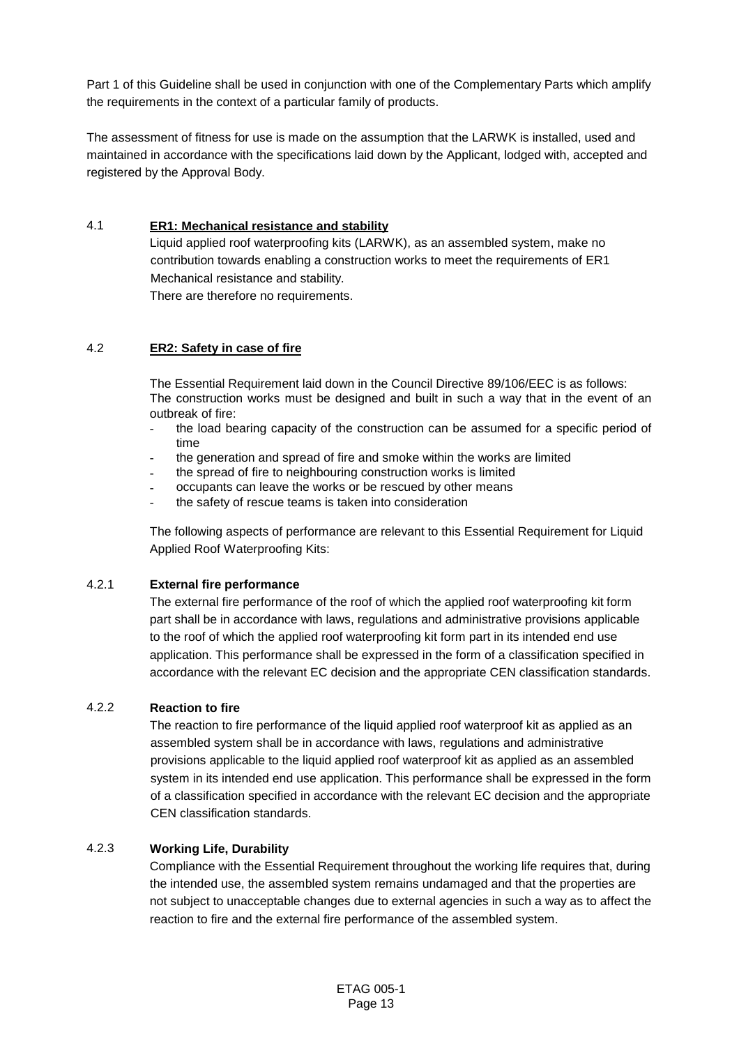Part 1 of this Guideline shall be used in conjunction with one of the Complementary Parts which amplify the requirements in the context of a particular family of products.

The assessment of fitness for use is made on the assumption that the LARWK is installed, used and maintained in accordance with the specifications laid down by the Applicant, lodged with, accepted and registered by the Approval Body.

## 4.1 ER1: Mechanical resistance and stability

Liquid applied roof waterproofing kits (LARWK), as an assembled system, make no contribution towards enabling a construction works to meet the requirements of ER1 Mechanical resistance and stability.

There are therefore no requirements.

## 4.2 ER2: Safety in case of fire

The Essential Requirement laid down in the Council Directive 89/106/EEC is as follows: The construction works must be designed and built in such a way that in the event of an outbreak of fire:

- the load bearing capacity of the construction can be assumed for a specific period of time
- the generation and spread of fire and smoke within the works are limited
- the spread of fire to neighbouring construction works is limited
- occupants can leave the works or be rescued by other means
- the safety of rescue teams is taken into consideration

The following aspects of performance are relevant to this Essential Requirement for Liquid Applied Roof Waterproofing Kits:

### 4.2.1 External fire performance

The external fire performance of the roof of which the applied roof waterproofing kit form part shall be in accordance with laws, regulations and administrative provisions applicable to the roof of which the applied roof waterproofing kit form part in its intended end use application. This performance shall be expressed in the form of a classification specified in accordance with the relevant EC decision and the appropriate CEN classification standards.

### 4.2.2 Reaction to fire

The reaction to fire performance of the liquid applied roof waterproof kit as applied as an assembled system shall be in accordance with laws, regulations and administrative provisions applicable to the liquid applied roof waterproof kit as applied as an assembled system in its intended end use application. This performance shall be expressed in the form of a classification specified in accordance with the relevant EC decision and the appropriate CEN classification standards.

### 4.2.3 Working Life, Durability

Compliance with the Essential Requirement throughout the working life requires that, during the intended use, the assembled system remains undamaged and that the properties are not subject to unacceptable changes due to external agencies in such a way as to affect the reaction to fire and the external fire performance of the assembled system.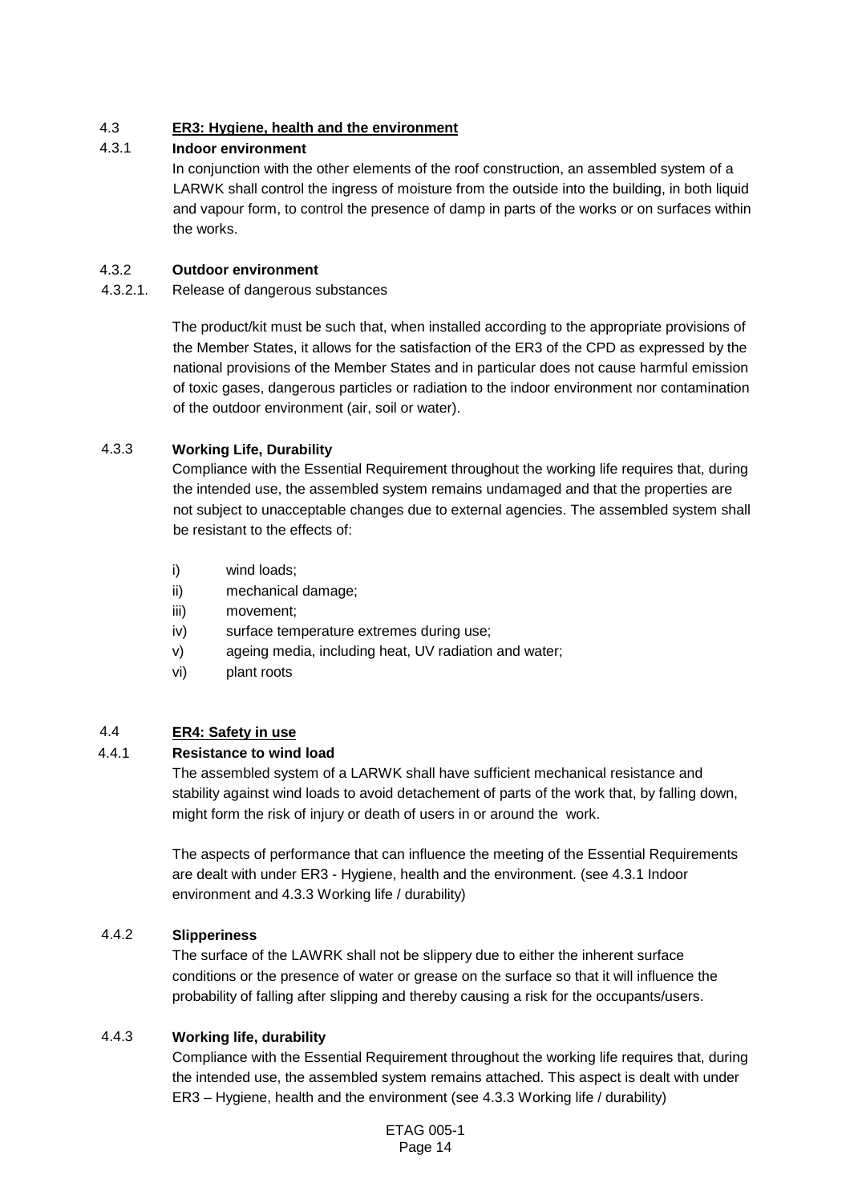## 4.3 ER3: Hygiene, health and the environment

### 4.3.1 Indoor environment

In conjunction with the other elements of the roof construction, an assembled system of a LARWK shall control the ingress of moisture from the outside into the building, in both liquid and vapour form, to control the presence of damp in parts of the works or on surfaces within the works.

### 4.3.2 Outdoor environment

#### 4.3.2.1. Release of dangerous substances

The product/kit must be such that, when installed according to the appropriate provisions of the Member States, it allows for the satisfaction of the ER3 of the CPD as expressed by the national provisions of the Member States and in particular does not cause harmful emission of toxic gases, dangerous particles or radiation to the indoor environment nor contamination of the outdoor environment (air, soil or water).

### 4.3.3 Working Life, Durability

Compliance with the Essential Requirement throughout the working life requires that, during the intended use, the assembled system remains undamaged and that the properties are not subject to unacceptable changes due to external agencies. The assembled system shall be resistant to the effects of:

- i) wind loads;
- ii) mechanical damage;
- iii) movement;
- iv) surface temperature extremes during use;
- v) ageing media, including heat, UV radiation and water;
- vi) plant roots

## 4.4 ER4: Safety in use

### 4.4.1 Resistance to wind load

The assembled system of a LARWK shall have sufficient mechanical resistance and stability against wind loads to avoid detachement of parts of the work that, by falling down, might form the risk of injury or death of users in or around the work.

The aspects of performance that can influence the meeting of the Essential Requirements are dealt with under ER3 - Hygiene, health and the environment. (see 4.3.1 Indoor environment and 4.3.3 Working life / durability)

### 4.4.2 Slipperiness

The surface of the LAWRK shall not be slippery due to either the inherent surface conditions or the presence of water or grease on the surface so that it will influence the probability of falling after slipping and thereby causing a risk for the occupants/users.

### 4.4.3 Working life, durability

Compliance with the Essential Requirement throughout the working life requires that, during the intended use, the assembled system remains attached. This aspect is dealt with under ER3 – Hygiene, health and the environment (see 4.3.3 Working life / durability)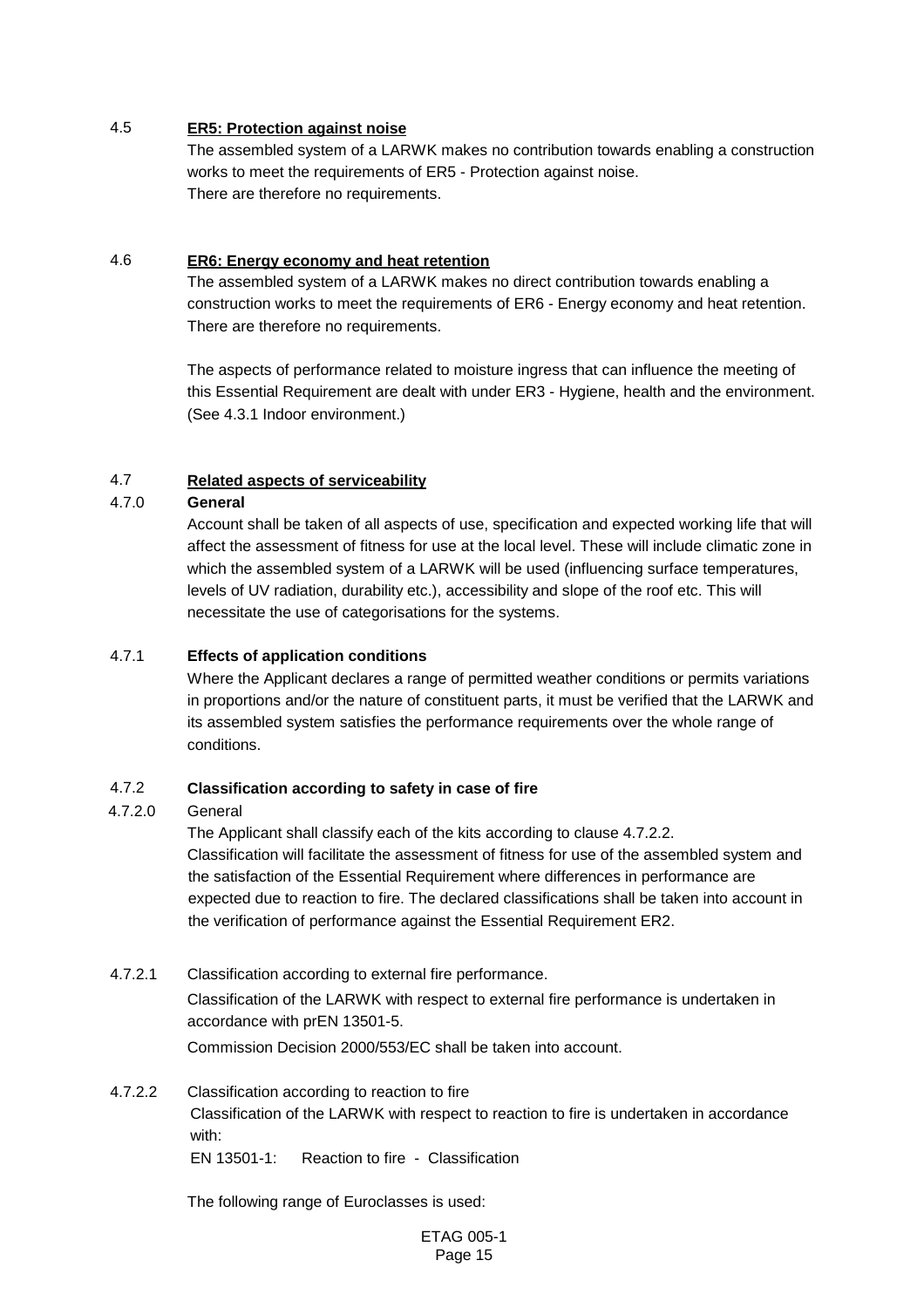## 4.5 ER5: Protection against noise

The assembled system of a LARWK makes no contribution towards enabling a construction works to meet the requirements of ER5 - Protection against noise.
There are therefore no requirements.

## 4.6 ER6: Energy economy and heat retention

The assembled system of a LARWK makes no direct contribution towards enabling a construction works to meet the requirements of ER6 - Energy economy and heat retention. There are therefore no requirements.

The aspects of performance related to moisture ingress that can influence the meeting of this Essential Requirement are dealt with under ER3 - Hygiene, health and the environment. (See 4.3.1 Indoor environment.)

## 4.7 Related aspects of serviceability

### 4.7.0 General

Account shall be taken of all aspects of use, specification and expected working life that will affect the assessment of fitness for use at the local level. These will include climatic zone in which the assembled system of a LARWK will be used (influencing surface temperatures, levels of UV radiation, durability etc.), accessibility and slope of the roof etc. This will necessitate the use of categorisations for the systems.

### 4.7.1 Effects of application conditions

Where the Applicant declares a range of permitted weather conditions or permits variations in proportions and/or the nature of constituent parts, it must be verified that the LARWK and its assembled system satisfies the performance requirements over the whole range of conditions.

### 4.7.2 Classification according to safety in case of fire

4.7.2.0 General

The Applicant shall classify each of the kits according to clause 4.7.2.2.
Classification will facilitate the assessment of fitness for use of the assembled system and the satisfaction of the Essential Requirement where differences in performance are expected due to reaction to fire. The declared classifications shall be taken into account in the verification of performance against the Essential Requirement ER2.

4.7.2.1 Classification according to external fire performance.

Classification of the LARWK with respect to external fire performance is undertaken in accordance with prEN 13501-5.

Commission Decision 2000/553/EC shall be taken into account.

4.7.2.2 Classification according to reaction to fire

Classification of the LARWK with respect to reaction to fire is undertaken in accordance with:

EN 13501-1: Reaction to fire - Classification

The following range of Euroclasses is used: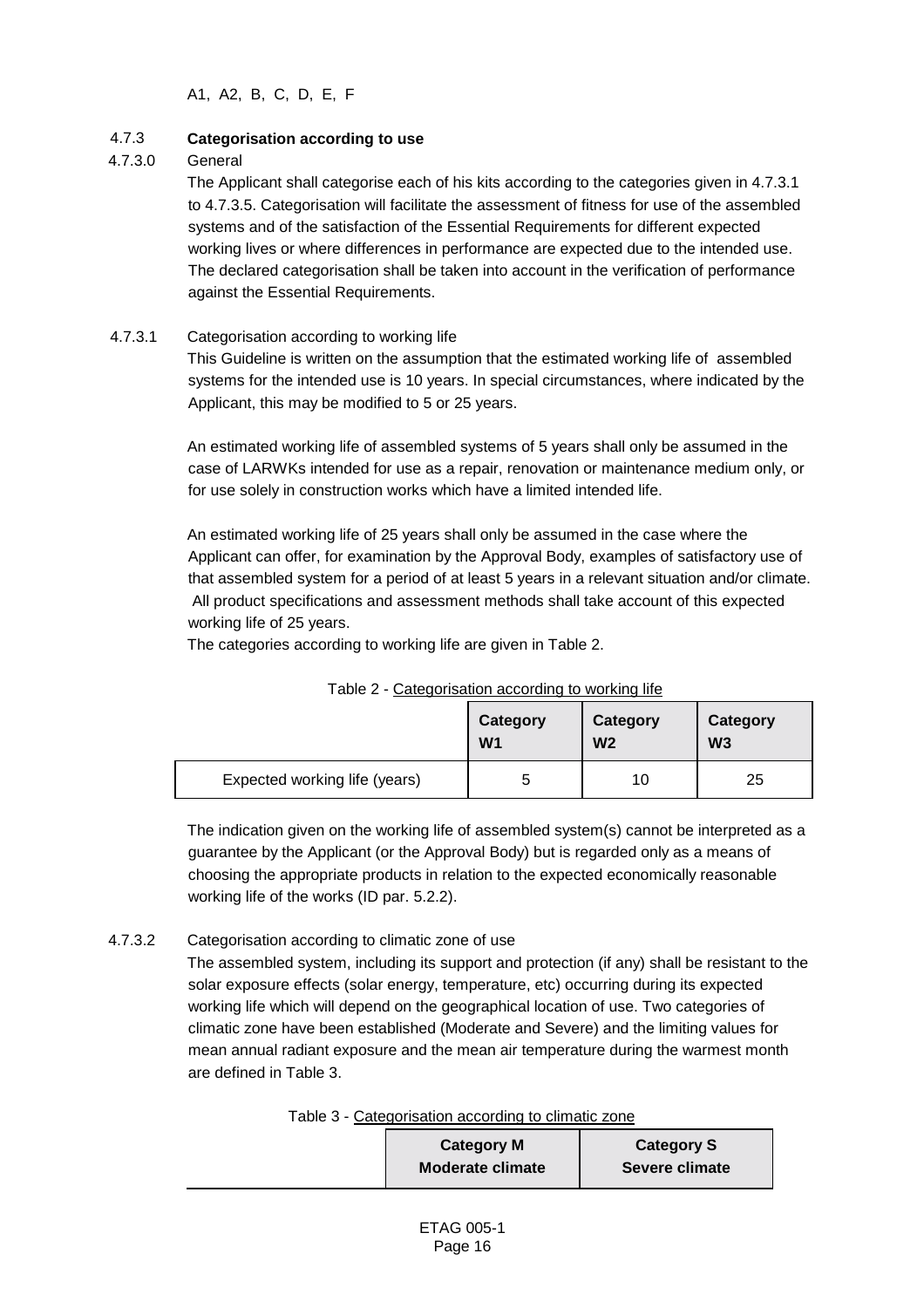A1, A2, B, C, D, E, F

### 4.7.3 Categorisation according to use

#### 4.7.3.0 General

The Applicant shall categorise each of his kits according to the categories given in 4.7.3.1 to 4.7.3.5. Categorisation will facilitate the assessment of fitness for use of the assembled systems and of the satisfaction of the Essential Requirements for different expected working lives or where differences in performance are expected due to the intended use. The declared categorisation shall be taken into account in the verification of performance against the Essential Requirements.

#### 4.7.3.1 Categorisation according to working life

This Guideline is written on the assumption that the estimated working life of assembled systems for the intended use is 10 years. In special circumstances, where indicated by the Applicant, this may be modified to 5 or 25 years.

An estimated working life of assembled systems of 5 years shall only be assumed in the case of LARWKs intended for use as a repair, renovation or maintenance medium only, or for use solely in construction works which have a limited intended life.

An estimated working life of 25 years shall only be assumed in the case where the Applicant can offer, for examination by the Approval Body, examples of satisfactory use of that assembled system for a period of at least 5 years in a relevant situation and/or climate. All product specifications and assessment methods shall take account of this expected working life of 25 years.

The categories according to working life are given in Table 2.

Table 2 - Categorisation according to working life

| | Category W1 | Category W2 | Category W3 |
|---|---|---|---|
| Expected working life (years) | 5 | 10 | 25 |

The indication given on the working life of assembled system(s) cannot be interpreted as a guarantee by the Applicant (or the Approval Body) but is regarded only as a means of choosing the appropriate products in relation to the expected economically reasonable working life of the works (ID par. 5.2.2).

#### 4.7.3.2 Categorisation according to climatic zone of use

The assembled system, including its support and protection (if any) shall be resistant to the solar exposure effects (solar energy, temperature, etc) occurring during its expected working life which will depend on the geographical location of use. Two categories of climatic zone have been established (Moderate and Severe) and the limiting values for mean annual radiant exposure and the mean air temperature during the warmest month are defined in Table 3.

Table 3 - Categorisation according to climatic zone

| | Category M Moderate climate | Category S Severe climate |
|---|---|---|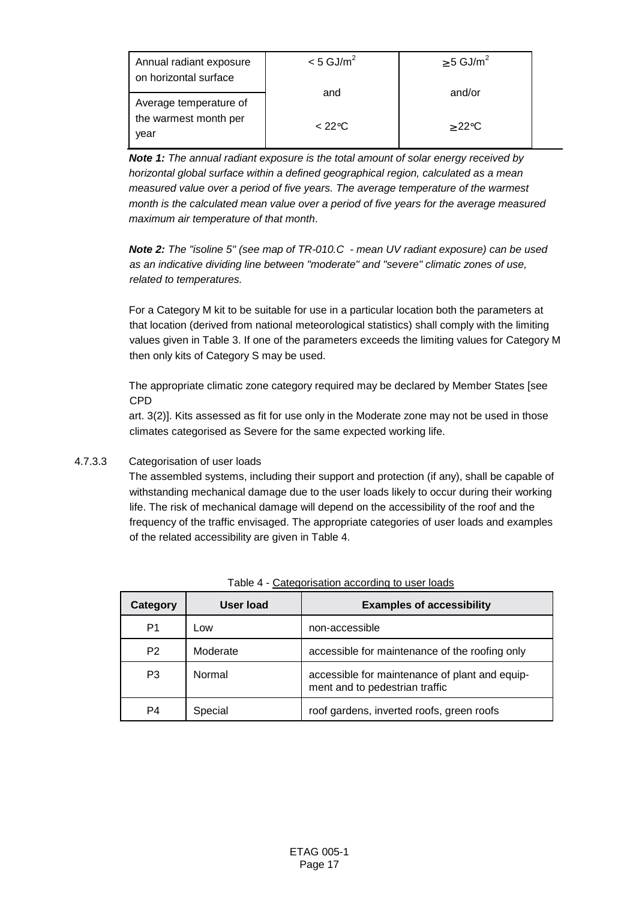| | | |
|---|---|---|
| Annual radiant exposure on horizontal surface | < 5 GJ/m$^2$ | ≥ 5 GJ/m$^2$ |
| | and | and/or |
| Average temperature of the warmest month per year | < 22°C | ≥ 22°C |

***Note 1:*** *The annual radiant exposure is the total amount of solar energy received by horizontal global surface within a defined geographical region, calculated as a mean measured value over a period of five years. The average temperature of the warmest month is the calculated mean value over a period of five years for the average measured maximum air temperature of that month*.

***Note 2:*** *The "isoline 5" (see map of TR-010.C - mean UV radiant exposure) can be used as an indicative dividing line between "moderate" and "severe" climatic zones of use, related to temperatures.*

For a Category M kit to be suitable for use in a particular location both the parameters at that location (derived from national meteorological statistics) shall comply with the limiting values given in Table 3. If one of the parameters exceeds the limiting values for Category M then only kits of Category S may be used.

The appropriate climatic zone category required may be declared by Member States [see CPD
art. 3(2)]. Kits assessed as fit for use only in the Moderate zone may not be used in those climates categorised as Severe for the same expected working life.

4.7.3.3 Categorisation of user loads

The assembled systems, including their support and protection (if any), shall be capable of withstanding mechanical damage due to the user loads likely to occur during their working life. The risk of mechanical damage will depend on the accessibility of the roof and the frequency of the traffic envisaged. The appropriate categories of user loads and examples of the related accessibility are given in Table 4.

Table 4 - Categorisation according to user loads

| Category | User load | Examples of accessibility |
|---|---|---|
| P1 | Low | non-accessible |
| P2 | Moderate | accessible for maintenance of the roofing only |
| P3 | Normal | accessible for maintenance of plant and equipment and to pedestrian traffic |
| P4 | Special | roof gardens, inverted roofs, green roofs |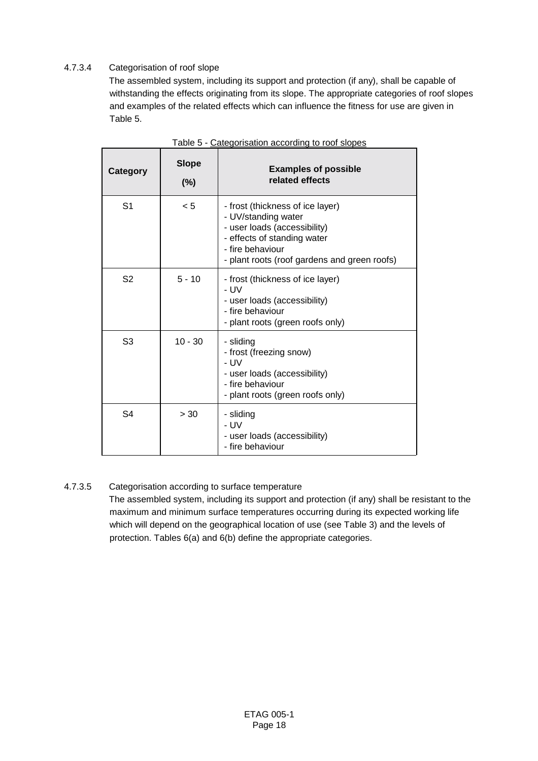4.7.3.4 Categorisation of roof slope

The assembled system, including its support and protection (if any), shall be capable of withstanding the effects originating from its slope. The appropriate categories of roof slopes and examples of the related effects which can influence the fitness for use are given in Table 5.

Table 5 - Categorisation according to roof slopes

| Category | Slope (%) | Examples of possible related effects |
|---|---|---|
| S1 | < 5 | - frost (thickness of ice layer)<br>- UV/standing water<br>- user loads (accessibility)<br>- effects of standing water<br>- fire behaviour<br>- plant roots (roof gardens and green roofs) |
| S2 | 5 - 10 | - frost (thickness of ice layer)<br>- UV<br>- user loads (accessibility)<br>- fire behaviour<br>- plant roots (green roofs only) |
| S3 | 10 - 30 | - sliding<br>- frost (freezing snow)<br>- UV<br>- user loads (accessibility)<br>- fire behaviour<br>- plant roots (green roofs only) |
| S4 | > 30 | - sliding<br>- UV<br>- user loads (accessibility)<br>- fire behaviour |

4.7.3.5 Categorisation according to surface temperature

The assembled system, including its support and protection (if any) shall be resistant to the maximum and minimum surface temperatures occurring during its expected working life which will depend on the geographical location of use (see Table 3) and the levels of protection. Tables 6(a) and 6(b) define the appropriate categories.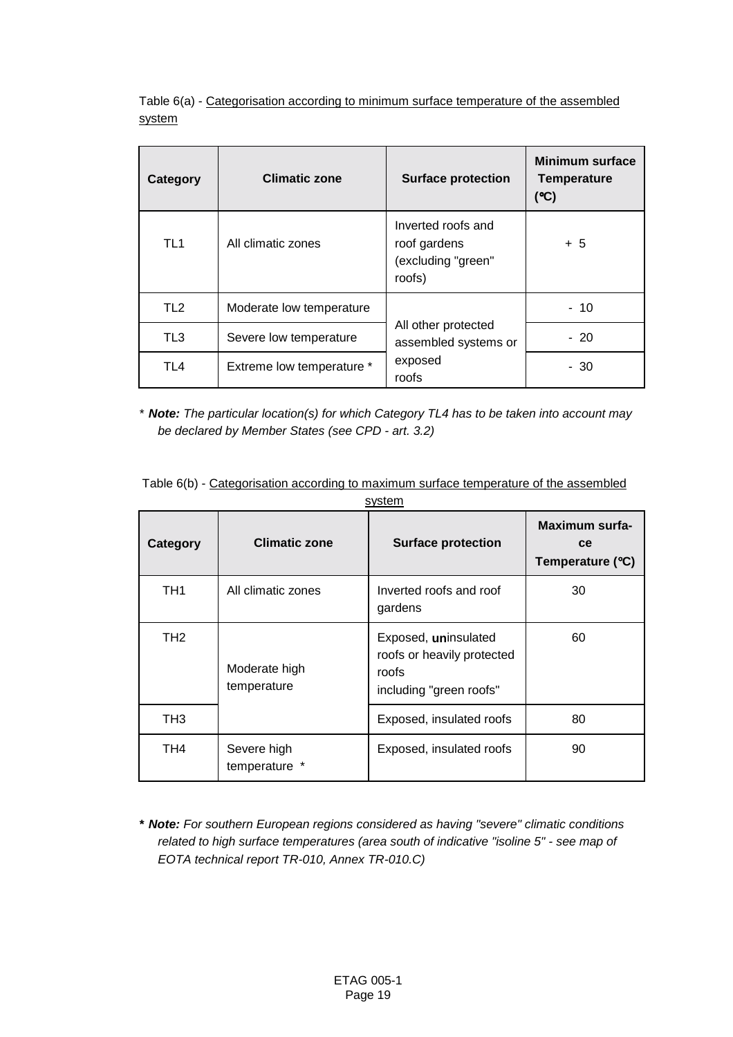Table 6(a) - Categorisation according to minimum surface temperature of the assembled system

| Category | Climatic zone | Surface protection | Minimum surface Temperature (°C) |
|---|---|---|---|
| TL1 | All climatic zones | Inverted roofs and roof gardens (excluding "green" roofs) | + 5 |
| TL2 | Moderate low temperature | All other protected assembled systems or exposed roofs | - 10 |
| TL3 | Severe low temperature | | - 20 |
| TL4 | Extreme low temperature * | | - 30 |

* ***Note:*** *The particular location(s) for which Category TL4 has to be taken into account may be declared by Member States (see CPD - art. 3.2)*

Table 6(b) - Categorisation according to maximum surface temperature of the assembled system

| Category | Climatic zone | Surface protection | Maximum surface Temperature (°C) |
|---|---|---|---|
| TH1 | All climatic zones | Inverted roofs and roof gardens | 30 |
| TH2 | Moderate high temperature | Exposed, **un**insulated roofs or heavily protected roofs including "green roofs" | 60 |
| TH3 | | Exposed, insulated roofs | 80 |
| TH4 | Severe high temperature * | Exposed, insulated roofs | 90 |

**\*** ***Note:*** *For southern European regions considered as having "severe" climatic conditions related to high surface temperatures (area south of indicative "isoline 5" - see map of EOTA technical report TR-010, Annex TR-010.C)*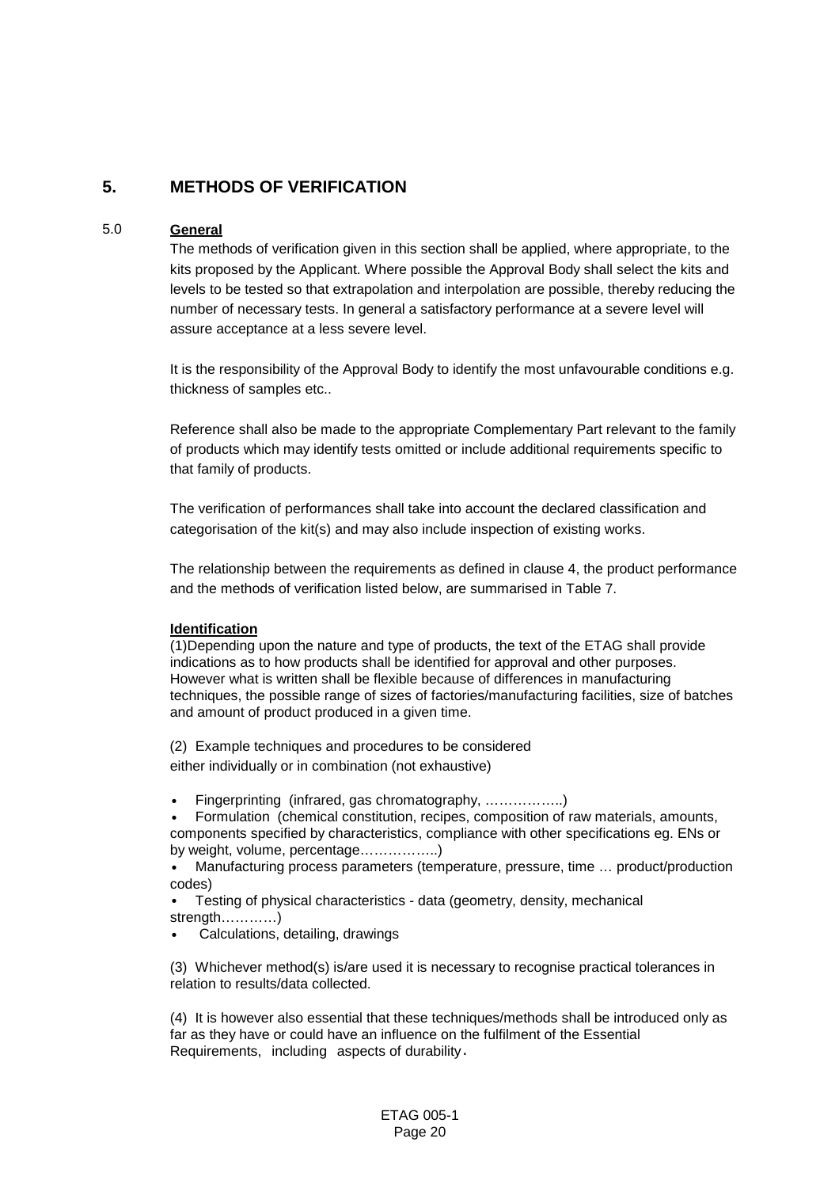## 5. METHODS OF VERIFICATION

### 5.0 General

The methods of verification given in this section shall be applied, where appropriate, to the kits proposed by the Applicant. Where possible the Approval Body shall select the kits and levels to be tested so that extrapolation and interpolation are possible, thereby reducing the number of necessary tests. In general a satisfactory performance at a severe level will assure acceptance at a less severe level.

It is the responsibility of the Approval Body to identify the most unfavourable conditions e.g. thickness of samples etc..

Reference shall also be made to the appropriate Complementary Part relevant to the family of products which may identify tests omitted or include additional requirements specific to that family of products.

The verification of performances shall take into account the declared classification and categorisation of the kit(s) and may also include inspection of existing works.

The relationship between the requirements as defined in clause 4, the product performance and the methods of verification listed below, are summarised in Table 7.

**Identification**

(1)Depending upon the nature and type of products, the text of the ETAG shall provide indications as to how products shall be identified for approval and other purposes. However what is written shall be flexible because of differences in manufacturing techniques, the possible range of sizes of factories/manufacturing facilities, size of batches and amount of product produced in a given time.

(2) Example techniques and procedures to be considered either individually or in combination (not exhaustive)

- Fingerprinting (infrared, gas chromatography, ……………..)
- Formulation (chemical constitution, recipes, composition of raw materials, amounts, components specified by characteristics, compliance with other specifications eg. ENs or by weight, volume, percentage……………..)
- Manufacturing process parameters (temperature, pressure, time … product/production codes)
- Testing of physical characteristics - data (geometry, density, mechanical strength…………)
- Calculations, detailing, drawings

(3) Whichever method(s) is/are used it is necessary to recognise practical tolerances in relation to results/data collected.

(4) It is however also essential that these techniques/methods shall be introduced only as far as they have or could have an influence on the fulfilment of the Essential Requirements, including aspects of durability.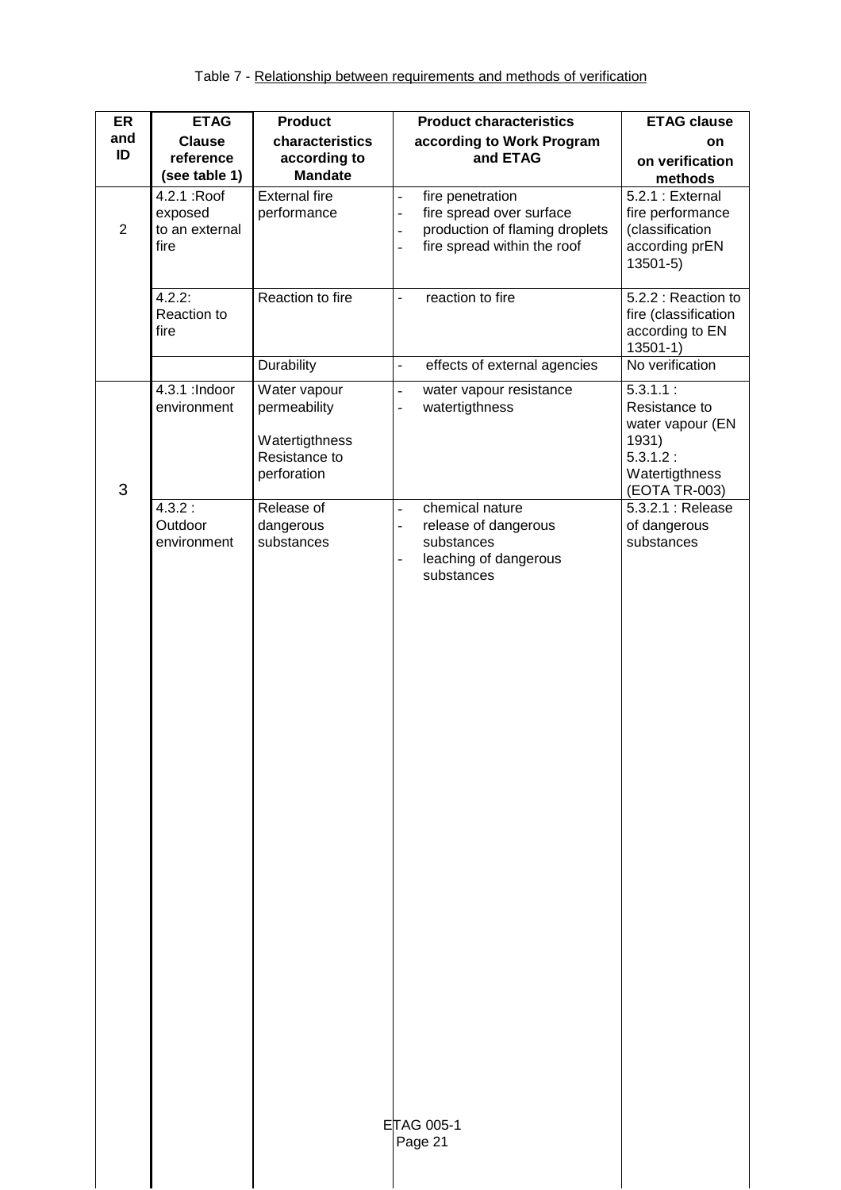Table 7 - Relationship between requirements and methods of verification

| ER and ID | ETAG Clause reference (see table 1) | Product characteristics according to Mandate | Product characteristics according to Work Program and ETAG | ETAG clause on on verification methods |
|---|---|---|---|---|
| 2 | 4.2.1 :Roof exposed to an external fire | External fire performance | - fire penetration<br>- fire spread over surface<br>- production of flaming droplets<br>- fire spread within the roof | 5.2.1 : External fire performance (classification according prEN 13501-5) |
| | 4.2.2: Reaction to fire | Reaction to fire | - reaction to fire | 5.2.2 : Reaction to fire (classification according to EN 13501-1) |
| | | Durability | - effects of external agencies | No verification |
| 3 | 4.3.1 :Indoor environment | Water vapour permeability<br><br>Watertigthness<br>Resistance to perforation | - water vapour resistance<br>- watertigthness | 5.3.1.1 : Resistance to water vapour (EN 1931)<br>5.3.1.2 : Watertigthness (EOTA TR-003) |
| | 4.3.2 : Outdoor environment | Release of dangerous substances | - chemical nature<br>- release of dangerous substances<br>- leaching of dangerous substances | 5.3.2.1 : Release of dangerous substances |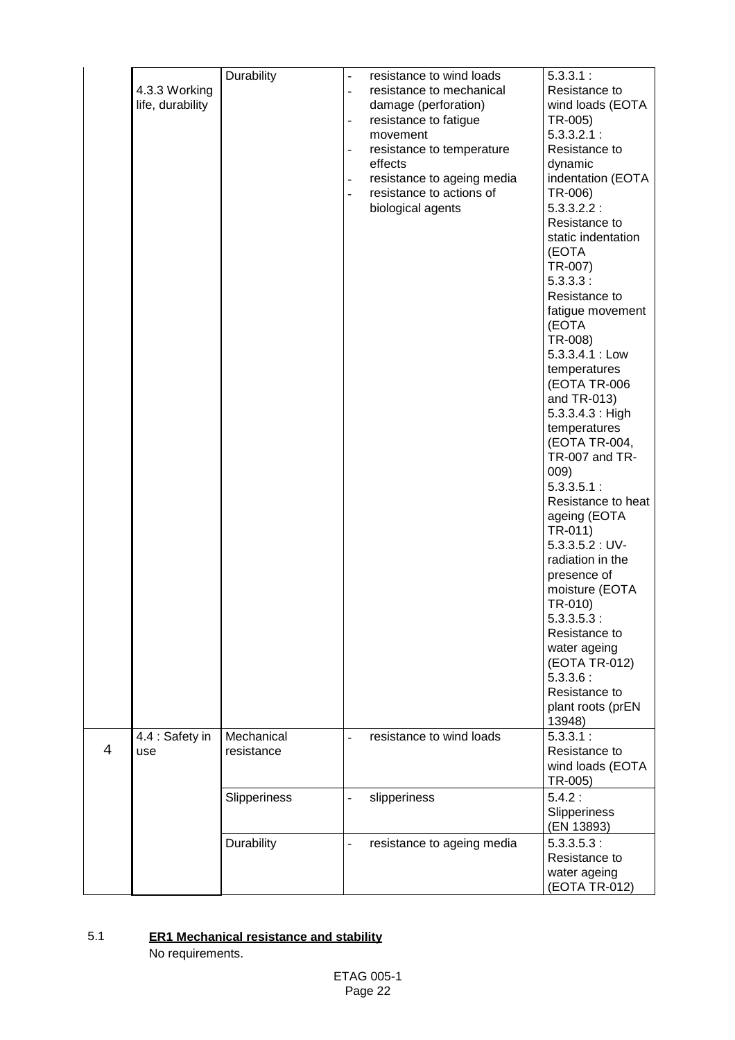| | | | | |
|---|---|---|---|---|
| | 4.3.3 Working life, durability | Durability | - resistance to wind loads<br>- resistance to mechanical damage (perforation)<br>- resistance to fatigue movement<br>- resistance to temperature effects<br>- resistance to ageing media<br>- resistance to actions of biological agents | 5.3.3.1 : Resistance to wind loads (EOTA TR-005)<br>5.3.3.2.1 : Resistance to dynamic indentation (EOTA TR-006)<br>5.3.3.2.2 : Resistance to static indentation (EOTA TR-007)<br>5.3.3.3 : Resistance to fatigue movement (EOTA TR-008)<br>5.3.3.4.1 : Low temperatures (EOTA TR-006 and TR-013)<br>5.3.3.4.3 : High temperatures (EOTA TR-004, TR-007 and TR-009)<br>5.3.3.5.1 : Resistance to heat ageing (EOTA TR-011)<br>5.3.3.5.2 : UV-radiation in the presence of moisture (EOTA TR-010)<br>5.3.3.5.3 : Resistance to water ageing (EOTA TR-012)<br>5.3.3.6 : Resistance to plant roots (prEN 13948) |
| 4 | 4.4 : Safety in use | Mechanical resistance | - resistance to wind loads | 5.3.3.1 : Resistance to wind loads (EOTA TR-005) |
| | | Slipperiness | - slipperiness | 5.4.2 : Slipperiness (EN 13893) |
| | | Durability | - resistance to ageing media | 5.3.3.5.3 : Resistance to water ageing (EOTA TR-012) |

5.1 **ER1 Mechanical resistance and stability**

No requirements.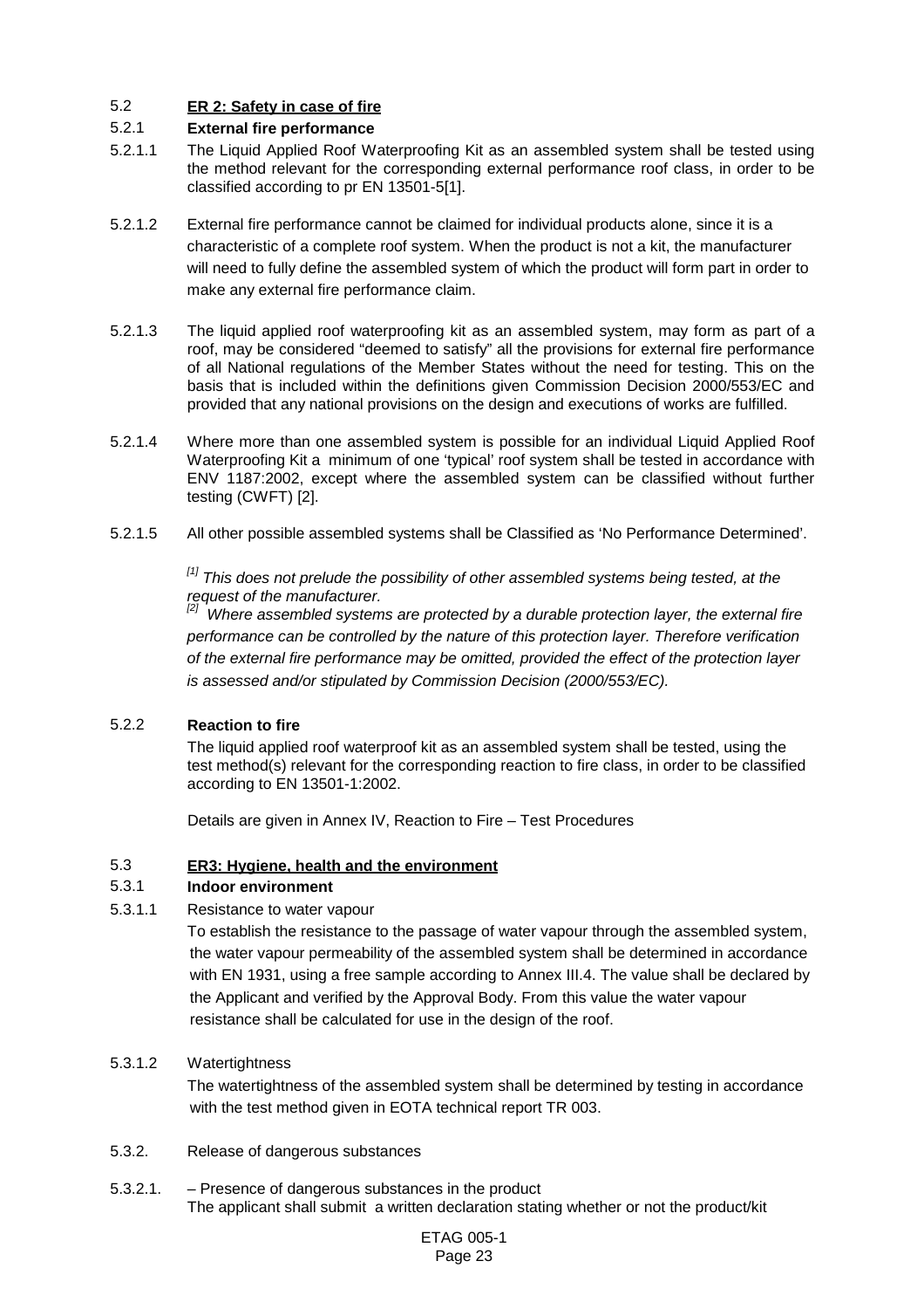## 5.2 ER 2: Safety in case of fire

### 5.2.1 External fire performance

5.2.1.1 The Liquid Applied Roof Waterproofing Kit as an assembled system shall be tested using the method relevant for the corresponding external performance roof class, in order to be classified according to pr EN 13501-5[1].

5.2.1.2 External fire performance cannot be claimed for individual products alone, since it is a characteristic of a complete roof system. When the product is not a kit, the manufacturer will need to fully define the assembled system of which the product will form part in order to make any external fire performance claim.

5.2.1.3 The liquid applied roof waterproofing kit as an assembled system, may form as part of a roof, may be considered "deemed to satisfy" all the provisions for external fire performance of all National regulations of the Member States without the need for testing. This on the basis that is included within the definitions given Commission Decision 2000/553/EC and provided that any national provisions on the design and executions of works are fulfilled.

5.2.1.4 Where more than one assembled system is possible for an individual Liquid Applied Roof Waterproofing Kit a minimum of one 'typical' roof system shall be tested in accordance with ENV 1187:2002, except where the assembled system can be classified without further testing (CWFT) [2].

5.2.1.5 All other possible assembled systems shall be Classified as 'No Performance Determined'.

*[1] This does not prelude the possibility of other assembled systems being tested, at the request of the manufacturer.*
*[2] Where assembled systems are protected by a durable protection layer, the external fire performance can be controlled by the nature of this protection layer. Therefore verification of the external fire performance may be omitted, provided the effect of the protection layer is assessed and/or stipulated by Commission Decision (2000/553/EC).*

### 5.2.2 Reaction to fire

The liquid applied roof waterproof kit as an assembled system shall be tested, using the test method(s) relevant for the corresponding reaction to fire class, in order to be classified according to EN 13501-1:2002.

Details are given in Annex IV, Reaction to Fire – Test Procedures

## 5.3 ER3: Hygiene, health and the environment

### 5.3.1 Indoor environment

5.3.1.1 Resistance to water vapour

To establish the resistance to the passage of water vapour through the assembled system, the water vapour permeability of the assembled system shall be determined in accordance with EN 1931, using a free sample according to Annex III.4. The value shall be declared by the Applicant and verified by the Approval Body. From this value the water vapour resistance shall be calculated for use in the design of the roof.

5.3.1.2 Watertightness

The watertightness of the assembled system shall be determined by testing in accordance with the test method given in EOTA technical report TR 003.

5.3.2. Release of dangerous substances

5.3.2.1. – Presence of dangerous substances in the product
The applicant shall submit a written declaration stating whether or not the product/kit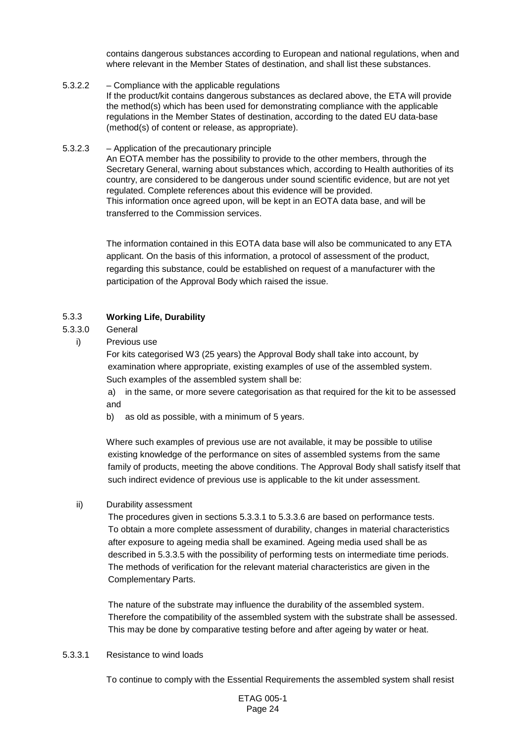contains dangerous substances according to European and national regulations, when and where relevant in the Member States of destination, and shall list these substances.

5.3.2.2 – Compliance with the applicable regulations

If the product/kit contains dangerous substances as declared above, the ETA will provide the method(s) which has been used for demonstrating compliance with the applicable regulations in the Member States of destination, according to the dated EU data-base (method(s) of content or release, as appropriate).

5.3.2.3 – Application of the precautionary principle

An EOTA member has the possibility to provide to the other members, through the Secretary General, warning about substances which, according to Health authorities of its country, are considered to be dangerous under sound scientific evidence, but are not yet regulated. Complete references about this evidence will be provided.
This information once agreed upon, will be kept in an EOTA data base, and will be transferred to the Commission services.

The information contained in this EOTA data base will also be communicated to any ETA applicant. On the basis of this information, a protocol of assessment of the product, regarding this substance, could be established on request of a manufacturer with the participation of the Approval Body which raised the issue.

### 5.3.3 Working Life, Durability

5.3.3.0 General

i) Previous use

For kits categorised W3 (25 years) the Approval Body shall take into account, by examination where appropriate, existing examples of use of the assembled system. Such examples of the assembled system shall be:

a) in the same, or more severe categorisation as that required for the kit to be assessed and

b) as old as possible, with a minimum of 5 years.

Where such examples of previous use are not available, it may be possible to utilise existing knowledge of the performance on sites of assembled systems from the same family of products, meeting the above conditions. The Approval Body shall satisfy itself that such indirect evidence of previous use is applicable to the kit under assessment.

ii) Durability assessment

The procedures given in sections 5.3.3.1 to 5.3.3.6 are based on performance tests. To obtain a more complete assessment of durability, changes in material characteristics after exposure to ageing media shall be examined. Ageing media used shall be as described in 5.3.3.5 with the possibility of performing tests on intermediate time periods. The methods of verification for the relevant material characteristics are given in the Complementary Parts.

The nature of the substrate may influence the durability of the assembled system. Therefore the compatibility of the assembled system with the substrate shall be assessed. This may be done by comparative testing before and after ageing by water or heat.

5.3.3.1 Resistance to wind loads

To continue to comply with the Essential Requirements the assembled system shall resist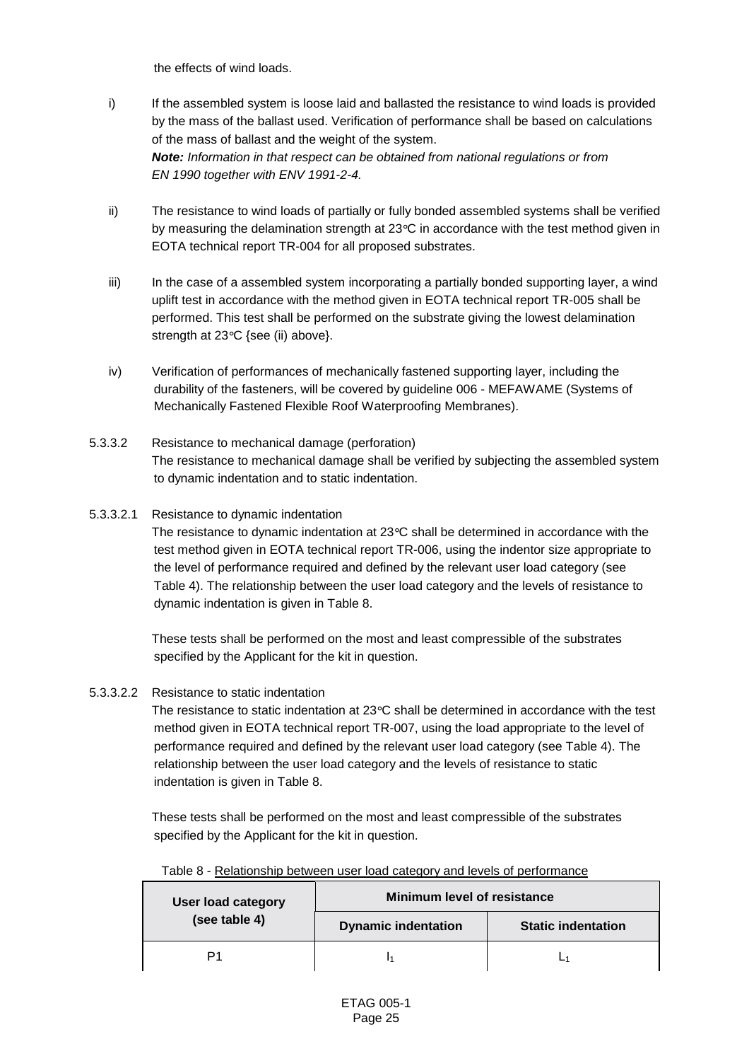the effects of wind loads.

i) If the assembled system is loose laid and ballasted the resistance to wind loads is provided by the mass of the ballast used. Verification of performance shall be based on calculations of the mass of ballast and the weight of the system.
*__Note:__ Information in that respect can be obtained from national regulations or from EN 1990 together with ENV 1991-2-4.*

ii) The resistance to wind loads of partially or fully bonded assembled systems shall be verified by measuring the delamination strength at 23°C in accordance with the test method given in EOTA technical report TR-004 for all proposed substrates.

iii) In the case of a assembled system incorporating a partially bonded supporting layer, a wind uplift test in accordance with the method given in EOTA technical report TR-005 shall be performed. This test shall be performed on the substrate giving the lowest delamination strength at 23°C {see (ii) above}.

iv) Verification of performances of mechanically fastened supporting layer, including the durability of the fasteners, will be covered by guideline 006 - MEFAWAME (Systems of Mechanically Fastened Flexible Roof Waterproofing Membranes).

5.3.3.2 Resistance to mechanical damage (perforation)
The resistance to mechanical damage shall be verified by subjecting the assembled system to dynamic indentation and to static indentation.

5.3.3.2.1 Resistance to dynamic indentation
The resistance to dynamic indentation at 23°C shall be determined in accordance with the test method given in EOTA technical report TR-006, using the indentor size appropriate to the level of performance required and defined by the relevant user load category (see Table 4). The relationship between the user load category and the levels of resistance to dynamic indentation is given in Table 8.

These tests shall be performed on the most and least compressible of the substrates specified by the Applicant for the kit in question.

5.3.3.2.2 Resistance to static indentation
The resistance to static indentation at 23°C shall be determined in accordance with the test method given in EOTA technical report TR-007, using the load appropriate to the level of performance required and defined by the relevant user load category (see Table 4). The relationship between the user load category and the levels of resistance to static indentation is given in Table 8.

These tests shall be performed on the most and least compressible of the substrates specified by the Applicant for the kit in question.

Table 8 - Relationship between user load category and levels of performance

| User load category (see table 4) | Minimum level of resistance | |
|---|---|---|
| | **Dynamic indentation** | **Static indentation** |
| P1 | $I_1$ | $L_1$ |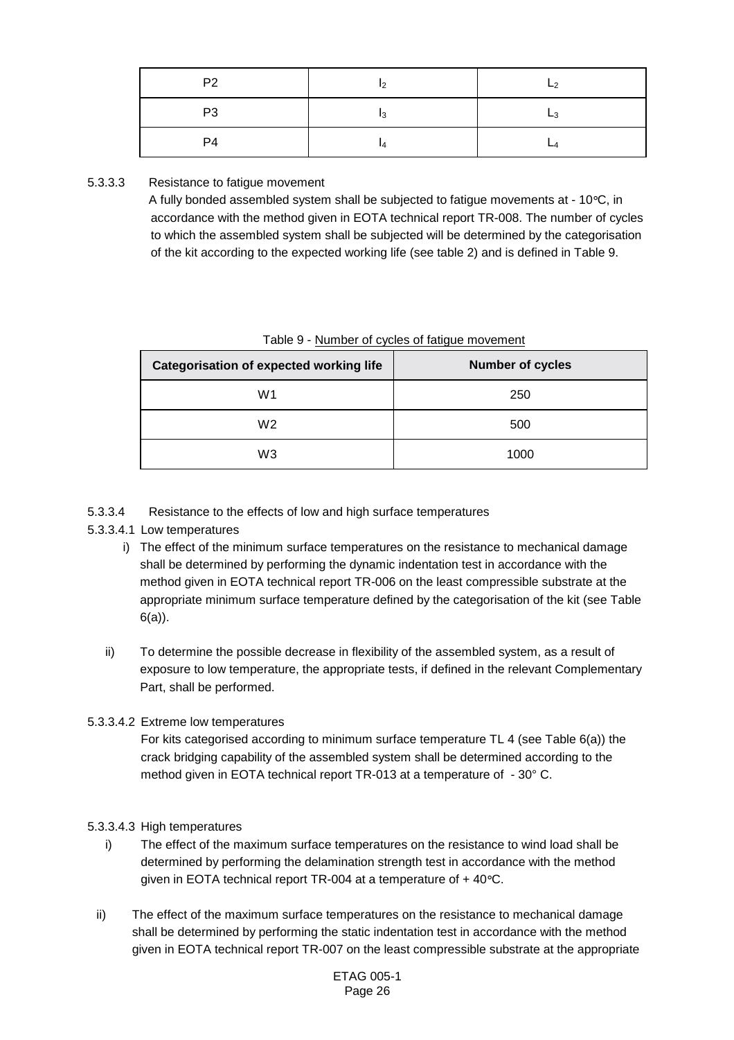| P2 | $I_2$ | $L_2$ |
|---|---|---|
| P3 | $I_3$ | $L_3$ |
| P4 | $I_4$ | $L_4$ |

5.3.3.3 Resistance to fatigue movement

A fully bonded assembled system shall be subjected to fatigue movements at - 10°C, in accordance with the method given in EOTA technical report TR-008. The number of cycles to which the assembled system shall be subjected will be determined by the categorisation of the kit according to the expected working life (see table 2) and is defined in Table 9.

Table 9 - Number of cycles of fatigue movement

| Categorisation of expected working life | Number of cycles |
|---|---|
| W1 | 250 |
| W2 | 500 |
| W3 | 1000 |

5.3.3.4 Resistance to the effects of low and high surface temperatures

5.3.3.4.1 Low temperatures

i) The effect of the minimum surface temperatures on the resistance to mechanical damage shall be determined by performing the dynamic indentation test in accordance with the method given in EOTA technical report TR-006 on the least compressible substrate at the appropriate minimum surface temperature defined by the categorisation of the kit (see Table 6(a)).

ii) To determine the possible decrease in flexibility of the assembled system, as a result of exposure to low temperature, the appropriate tests, if defined in the relevant Complementary Part, shall be performed.

5.3.3.4.2 Extreme low temperatures

For kits categorised according to minimum surface temperature TL 4 (see Table 6(a)) the crack bridging capability of the assembled system shall be determined according to the method given in EOTA technical report TR-013 at a temperature of - 30° C.

5.3.3.4.3 High temperatures

i) The effect of the maximum surface temperatures on the resistance to wind load shall be determined by performing the delamination strength test in accordance with the method given in EOTA technical report TR-004 at a temperature of + 40°C.

ii) The effect of the maximum surface temperatures on the resistance to mechanical damage shall be determined by performing the static indentation test in accordance with the method given in EOTA technical report TR-007 on the least compressible substrate at the appropriate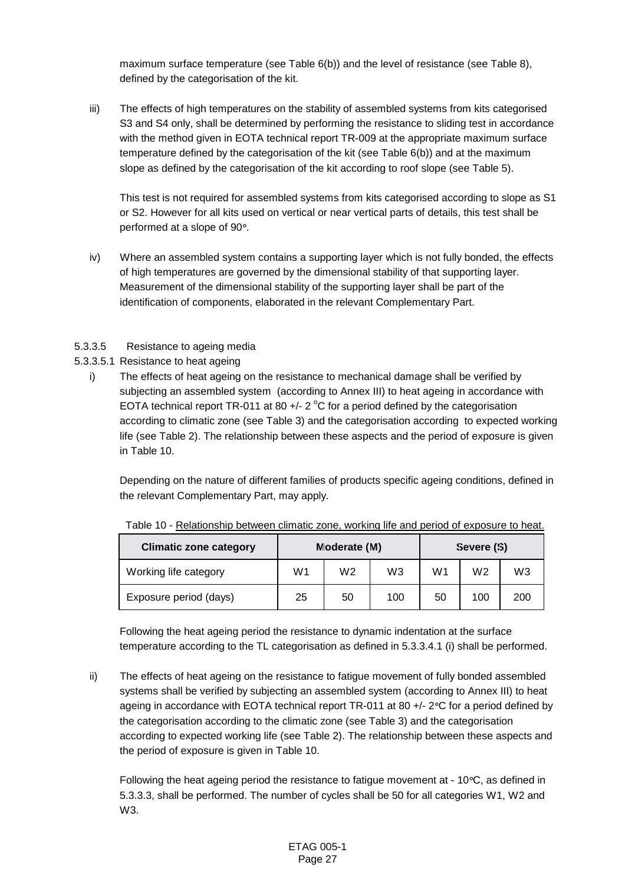maximum surface temperature (see Table 6(b)) and the level of resistance (see Table 8), defined by the categorisation of the kit.

iii) The effects of high temperatures on the stability of assembled systems from kits categorised S3 and S4 only, shall be determined by performing the resistance to sliding test in accordance with the method given in EOTA technical report TR-009 at the appropriate maximum surface temperature defined by the categorisation of the kit (see Table 6(b)) and at the maximum slope as defined by the categorisation of the kit according to roof slope (see Table 5).

This test is not required for assembled systems from kits categorised according to slope as S1 or S2. However for all kits used on vertical or near vertical parts of details, this test shall be performed at a slope of 90°.

iv) Where an assembled system contains a supporting layer which is not fully bonded, the effects of high temperatures are governed by the dimensional stability of that supporting layer. Measurement of the dimensional stability of the supporting layer shall be part of the identification of components, elaborated in the relevant Complementary Part.

5.3.3.5 Resistance to ageing media

5.3.3.5.1 Resistance to heat ageing

i) The effects of heat ageing on the resistance to mechanical damage shall be verified by subjecting an assembled system (according to Annex III) to heat ageing in accordance with EOTA technical report TR-011 at 80 +/- 2 °C for a period defined by the categorisation according to climatic zone (see Table 3) and the categorisation according to expected working life (see Table 2). The relationship between these aspects and the period of exposure is given in Table 10.

Depending on the nature of different families of products specific ageing conditions, defined in the relevant Complementary Part, may apply.

Table 10 - Relationship between climatic zone, working life and period of exposure to heat.

| Climatic zone category | Moderate (M) | | | Severe (S) | | |
|---|---|---|---|---|---|---|
| Working life category | W1 | W2 | W3 | W1 | W2 | W3 |
| Exposure period (days) | 25 | 50 | 100 | 50 | 100 | 200 |

Following the heat ageing period the resistance to dynamic indentation at the surface temperature according to the TL categorisation as defined in 5.3.3.4.1 (i) shall be performed.

ii) The effects of heat ageing on the resistance to fatigue movement of fully bonded assembled systems shall be verified by subjecting an assembled system (according to Annex III) to heat ageing in accordance with EOTA technical report TR-011 at 80 +/- 2°C for a period defined by the categorisation according to the climatic zone (see Table 3) and the categorisation according to expected working life (see Table 2). The relationship between these aspects and the period of exposure is given in Table 10.

Following the heat ageing period the resistance to fatigue movement at - 10°C, as defined in 5.3.3.3, shall be performed. The number of cycles shall be 50 for all categories W1, W2 and W3.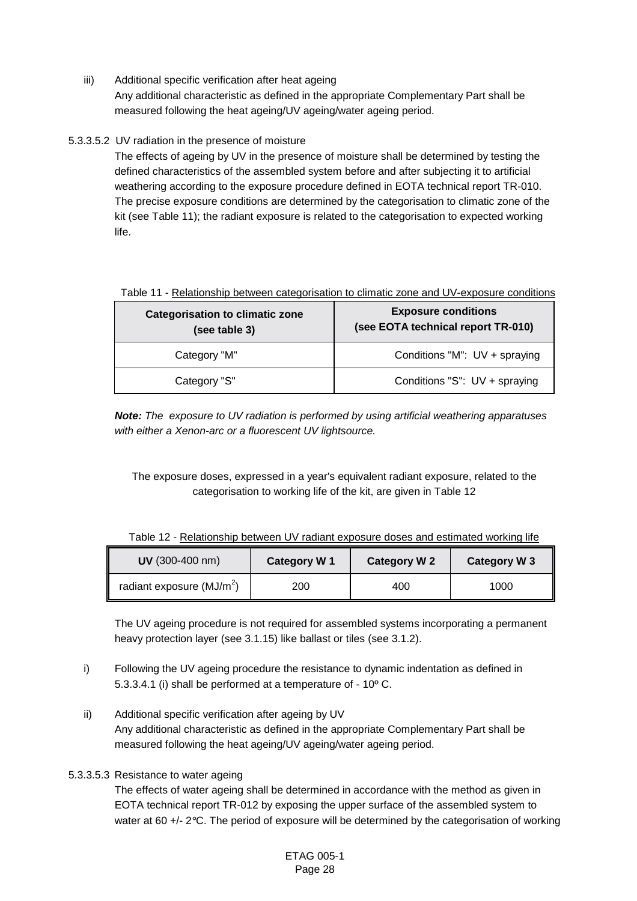iii) Additional specific verification after heat ageing
Any additional characteristic as defined in the appropriate Complementary Part shall be measured following the heat ageing/UV ageing/water ageing period.

5.3.3.5.2 UV radiation in the presence of moisture

The effects of ageing by UV in the presence of moisture shall be determined by testing the defined characteristics of the assembled system before and after subjecting it to artificial weathering according to the exposure procedure defined in EOTA technical report TR-010. The precise exposure conditions are determined by the categorisation to climatic zone of the kit (see Table 11); the radiant exposure is related to the categorisation to expected working life.

Table 11 - Relationship between categorisation to climatic zone and UV-exposure conditions

| **Categorisation to climatic zone (see table 3)** | **Exposure conditions (see EOTA technical report TR-010)** |
|---|---|
| Category "M" | Conditions "M": UV + spraying |
| Category "S" | Conditions "S": UV + spraying |

***Note:*** *The exposure to UV radiation is performed by using artificial weathering apparatuses with either a Xenon-arc or a fluorescent UV lightsource.*

The exposure doses, expressed in a year's equivalent radiant exposure, related to the categorisation to working life of the kit, are given in Table 12

Table 12 - Relationship between UV radiant exposure doses and estimated working life

| **UV** (300-400 nm) | **Category W 1** | **Category W 2** | **Category W 3** |
|---|---|---|---|
| radiant exposure ($MJ/m^2$) | 200 | 400 | 1000 |

The UV ageing procedure is not required for assembled systems incorporating a permanent heavy protection layer (see 3.1.15) like ballast or tiles (see 3.1.2).

i) Following the UV ageing procedure the resistance to dynamic indentation as defined in 5.3.3.4.1 (i) shall be performed at a temperature of - 10º C.

ii) Additional specific verification after ageing by UV
Any additional characteristic as defined in the appropriate Complementary Part shall be measured following the heat ageing/UV ageing/water ageing period.

5.3.3.5.3 Resistance to water ageing

The effects of water ageing shall be determined in accordance with the method as given in EOTA technical report TR-012 by exposing the upper surface of the assembled system to water at 60 +/- 2°C. The period of exposure will be determined by the categorisation of working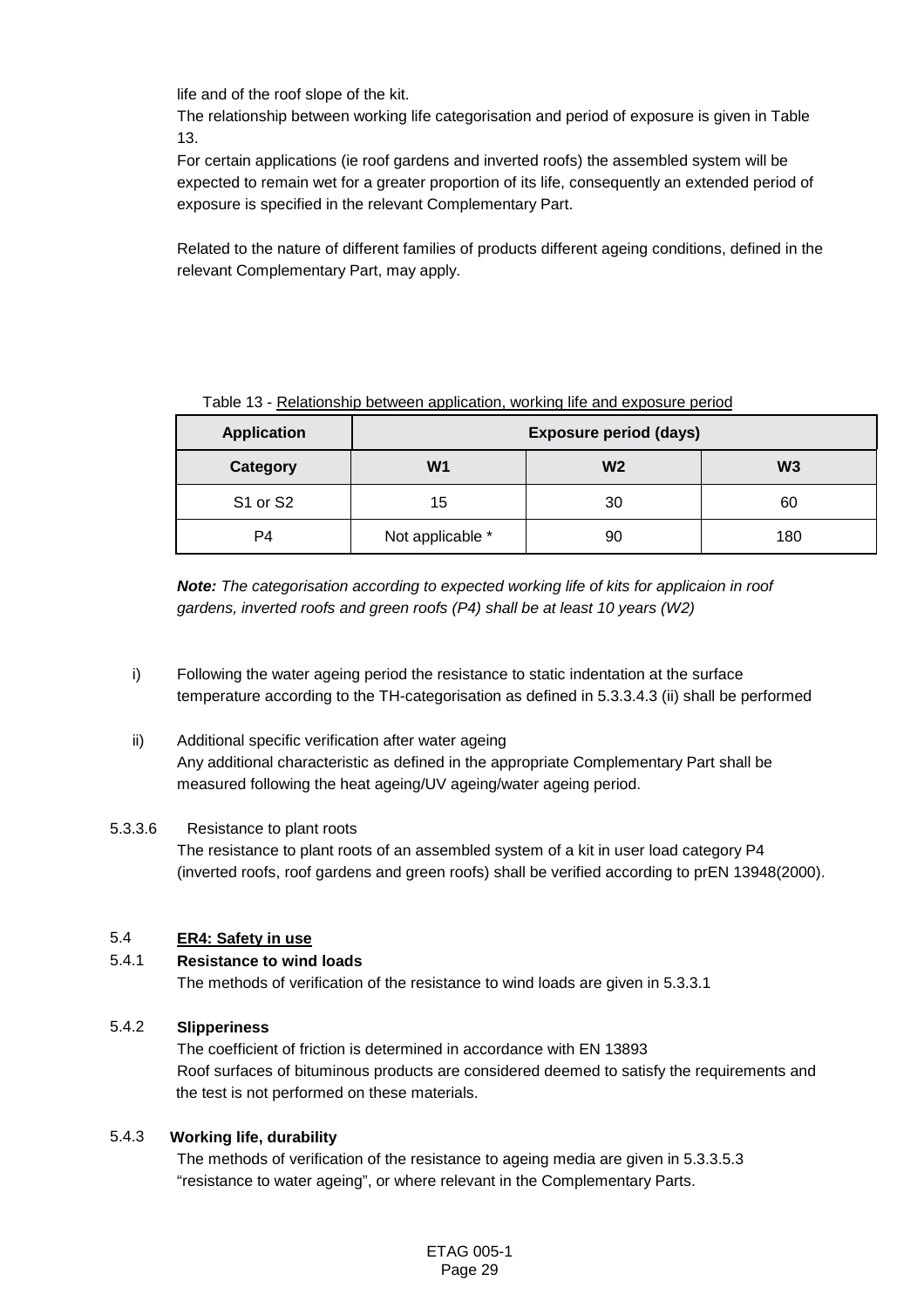life and of the roof slope of the kit.
The relationship between working life categorisation and period of exposure is given in Table 13.
For certain applications (ie roof gardens and inverted roofs) the assembled system will be expected to remain wet for a greater proportion of its life, consequently an extended period of exposure is specified in the relevant Complementary Part.

Related to the nature of different families of products different ageing conditions, defined in the relevant Complementary Part, may apply.

Table 13 - Relationship between application, working life and exposure period

| Application | Exposure period (days) | | |
|---|---|---|---|
| Category | W1 | W2 | W3 |
| S1 or S2 | 15 | 30 | 60 |
| P4 | Not applicable * | 90 | 180 |

***Note:*** *The categorisation according to expected working life of kits for applicaion in roof gardens, inverted roofs and green roofs (P4) shall be at least 10 years (W2)*

i) Following the water ageing period the resistance to static indentation at the surface temperature according to the TH-categorisation as defined in 5.3.3.4.3 (ii) shall be performed

ii) Additional specific verification after water ageing
Any additional characteristic as defined in the appropriate Complementary Part shall be measured following the heat ageing/UV ageing/water ageing period.

5.3.3.6 Resistance to plant roots
The resistance to plant roots of an assembled system of a kit in user load category P4 (inverted roofs, roof gardens and green roofs) shall be verified according to prEN 13948(2000).

## 5.4 ER4: Safety in use

### 5.4.1 Resistance to wind loads

The methods of verification of the resistance to wind loads are given in 5.3.3.1

### 5.4.2 Slipperiness

The coefficient of friction is determined in accordance with EN 13893
Roof surfaces of bituminous products are considered deemed to satisfy the requirements and the test is not performed on these materials.

### 5.4.3 Working life, durability

The methods of verification of the resistance to ageing media are given in 5.3.3.5.3 "resistance to water ageing", or where relevant in the Complementary Parts.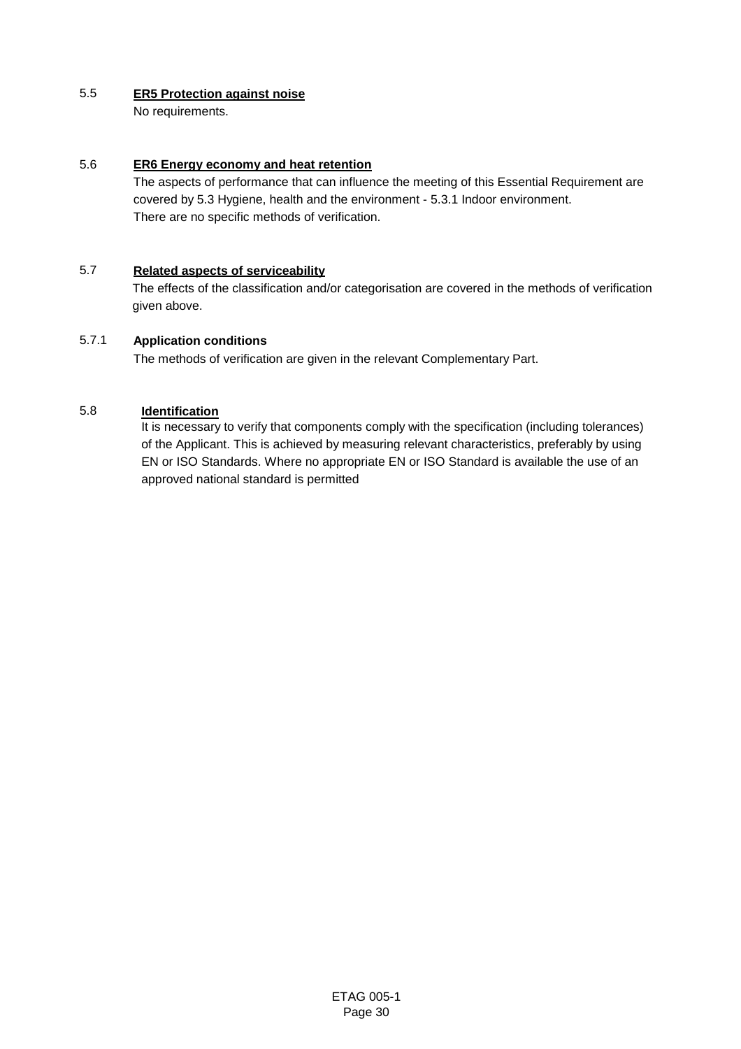## 5.5 ER5 Protection against noise

No requirements.

## 5.6 ER6 Energy economy and heat retention

The aspects of performance that can influence the meeting of this Essential Requirement are covered by 5.3 Hygiene, health and the environment - 5.3.1 Indoor environment.
There are no specific methods of verification.

## 5.7 Related aspects of serviceability

The effects of the classification and/or categorisation are covered in the methods of verification given above.

### 5.7.1 Application conditions

The methods of verification are given in the relevant Complementary Part.

## 5.8 Identification

It is necessary to verify that components comply with the specification (including tolerances) of the Applicant. This is achieved by measuring relevant characteristics, preferably by using EN or ISO Standards. Where no appropriate EN or ISO Standard is available the use of an approved national standard is permitted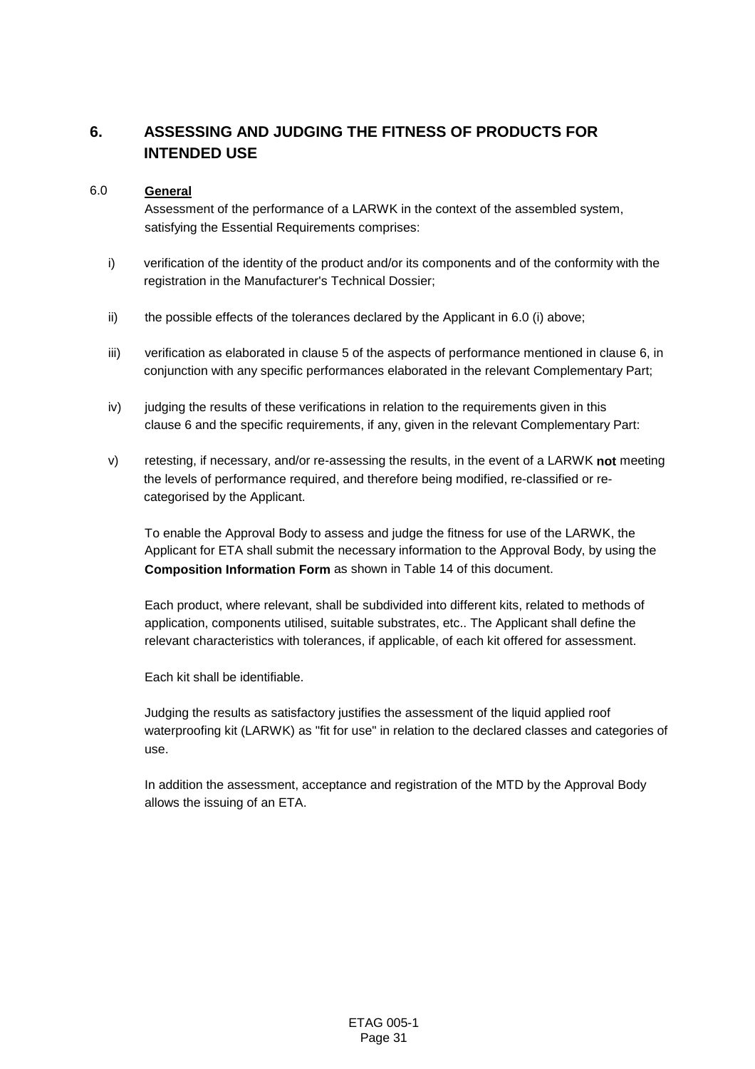# 6. ASSESSING AND JUDGING THE FITNESS OF PRODUCTS FOR INTENDED USE

## 6.0 General

Assessment of the performance of a LARWK in the context of the assembled system, satisfying the Essential Requirements comprises:

i) verification of the identity of the product and/or its components and of the conformity with the registration in the Manufacturer's Technical Dossier;

ii) the possible effects of the tolerances declared by the Applicant in 6.0 (i) above;

iii) verification as elaborated in clause 5 of the aspects of performance mentioned in clause 6, in conjunction with any specific performances elaborated in the relevant Complementary Part;

iv) judging the results of these verifications in relation to the requirements given in this clause 6 and the specific requirements, if any, given in the relevant Complementary Part:

v) retesting, if necessary, and/or re-assessing the results, in the event of a LARWK **not** meeting the levels of performance required, and therefore being modified, re-classified or re-categorised by the Applicant.

To enable the Approval Body to assess and judge the fitness for use of the LARWK, the Applicant for ETA shall submit the necessary information to the Approval Body, by using the **Composition Information Form** as shown in Table 14 of this document.

Each product, where relevant, shall be subdivided into different kits, related to methods of application, components utilised, suitable substrates, etc.. The Applicant shall define the relevant characteristics with tolerances, if applicable, of each kit offered for assessment.

Each kit shall be identifiable.

Judging the results as satisfactory justifies the assessment of the liquid applied roof waterproofing kit (LARWK) as "fit for use" in relation to the declared classes and categories of use.

In addition the assessment, acceptance and registration of the MTD by the Approval Body allows the issuing of an ETA.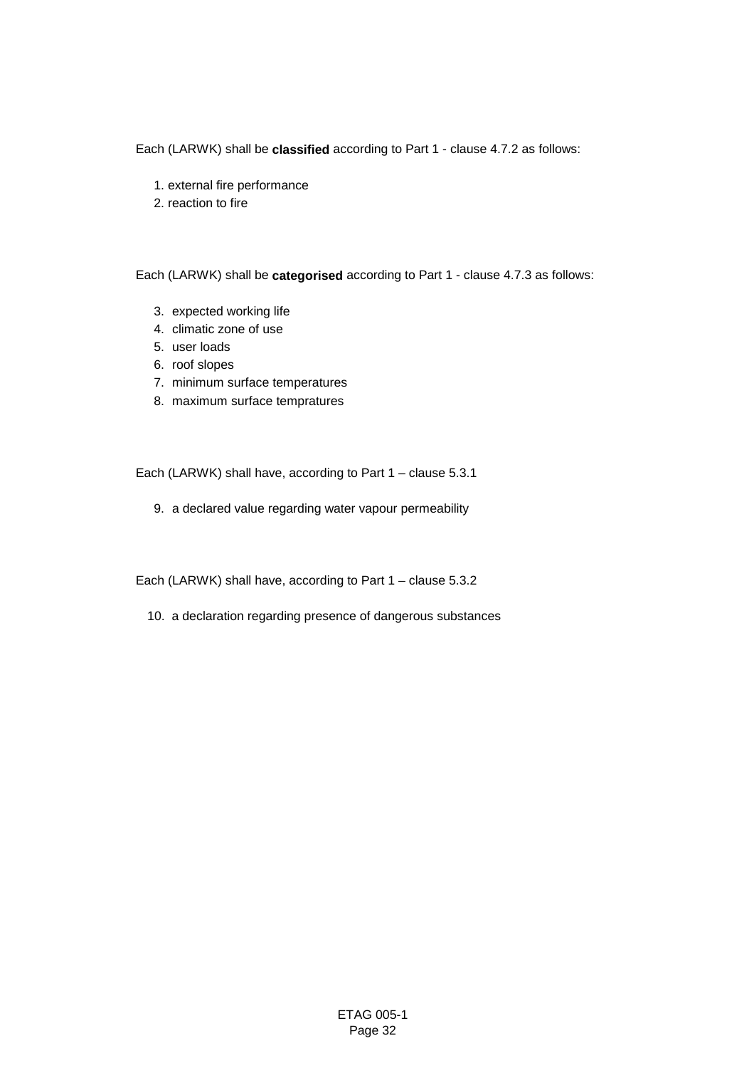Each (LARWK) shall be **classified** according to Part 1 - clause 4.7.2 as follows:

1. external fire performance
2. reaction to fire

Each (LARWK) shall be **categorised** according to Part 1 - clause 4.7.3 as follows:

3. expected working life
4. climatic zone of use
5. user loads
6. roof slopes
7. minimum surface temperatures
8. maximum surface tempratures

Each (LARWK) shall have, according to Part 1 – clause 5.3.1

9. a declared value regarding water vapour permeability

Each (LARWK) shall have, according to Part 1 – clause 5.3.2

10. a declaration regarding presence of dangerous substances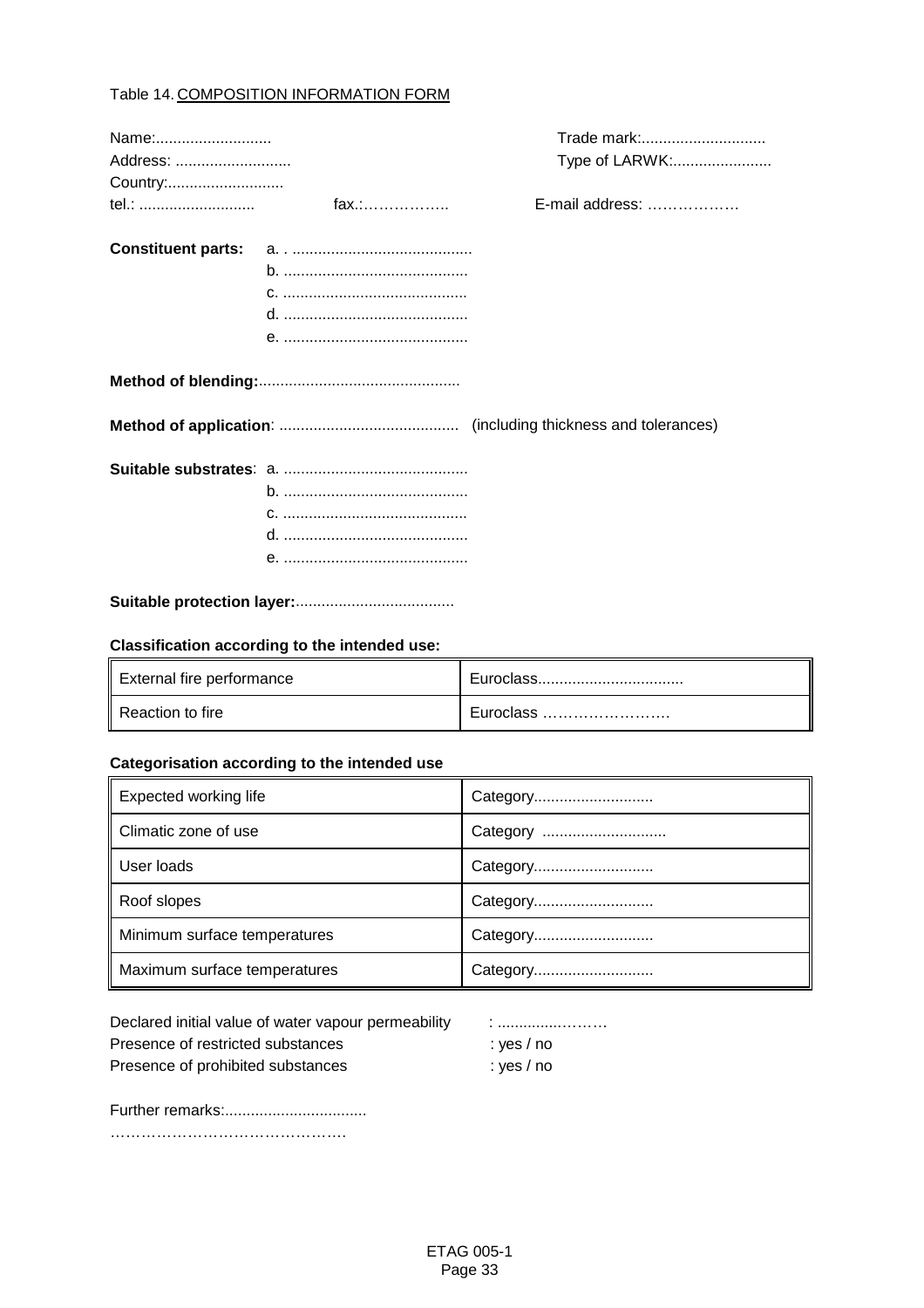Table 14. COMPOSITION INFORMATION FORM

Name:........................... Trade mark:.............................
Address: ........................... Type of LARWK:.......................
Country:...........................
tel.: ........................... fax.:…………….. E-mail address: ………………

**Constituent parts:** a. . ..........................................
b. ...........................................
c. ...........................................
d. ...........................................
e. ...........................................

**Method of blending:**..............................................

**Method of application**: .......................................... (including thickness and tolerances)

**Suitable substrates**: a. ...........................................
b. ...........................................
c. ...........................................
d. ...........................................
e. ...........................................

**Suitable protection layer:**.....................................

**Classification according to the intended use:**

| | |
|---|---|
| External fire performance | Euroclass................................. |
| Reaction to fire | Euroclass ……………………. |

**Categorisation according to the intended use**

| | |
|---|---|
| Expected working life | Category........................... |
| Climatic zone of use | Category ............................ |
| User loads | Category........................... |
| Roof slopes | Category........................... |
| Minimum surface temperatures | Category........................... |
| Maximum surface temperatures | Category........................... |

Declared initial value of water vapour permeability : ..............………
Presence of restricted substances : yes / no
Presence of prohibited substances : yes / no

Further remarks:.................................
…………………………………………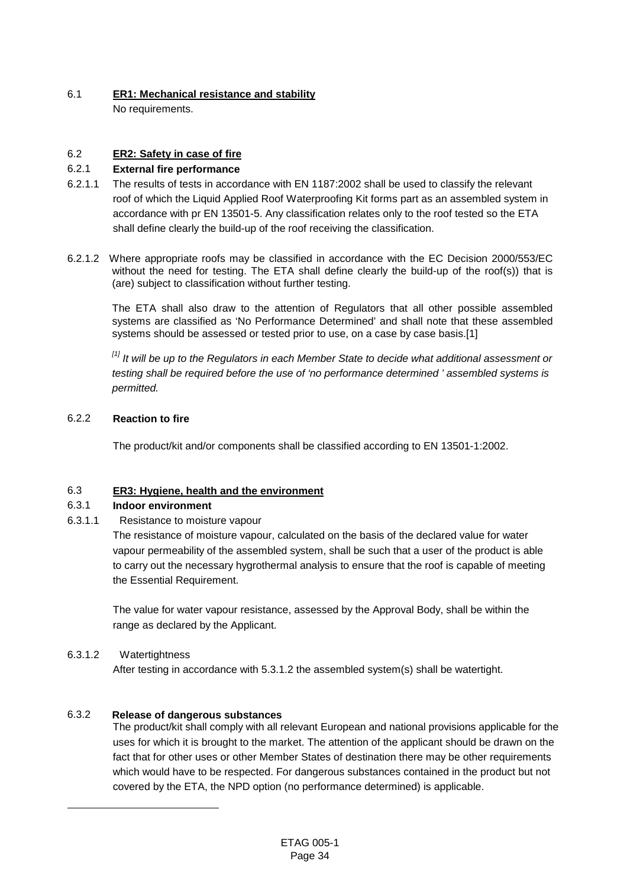## 6.1 ER1: Mechanical resistance and stability

No requirements.

## 6.2 ER2: Safety in case of fire

### 6.2.1 External fire performance

6.2.1.1 The results of tests in accordance with EN 1187:2002 shall be used to classify the relevant roof of which the Liquid Applied Roof Waterproofing Kit forms part as an assembled system in accordance with pr EN 13501-5. Any classification relates only to the roof tested so the ETA shall define clearly the build-up of the roof receiving the classification.

6.2.1.2 Where appropriate roofs may be classified in accordance with the EC Decision 2000/553/EC without the need for testing. The ETA shall define clearly the build-up of the roof(s)) that is (are) subject to classification without further testing.

The ETA shall also draw to the attention of Regulators that all other possible assembled systems are classified as 'No Performance Determined' and shall note that these assembled systems should be assessed or tested prior to use, on a case by case basis.[1]

*[1] It will be up to the Regulators in each Member State to decide what additional assessment or testing shall be required before the use of 'no performance determined ' assembled systems is permitted.*

### 6.2.2 Reaction to fire

The product/kit and/or components shall be classified according to EN 13501-1:2002.

## 6.3 ER3: Hygiene, health and the environment

### 6.3.1 Indoor environment

6.3.1.1 Resistance to moisture vapour

The resistance of moisture vapour, calculated on the basis of the declared value for water vapour permeability of the assembled system, shall be such that a user of the product is able to carry out the necessary hygrothermal analysis to ensure that the roof is capable of meeting the Essential Requirement.

The value for water vapour resistance, assessed by the Approval Body, shall be within the range as declared by the Applicant.

6.3.1.2 Watertightness

After testing in accordance with 5.3.1.2 the assembled system(s) shall be watertight.

### 6.3.2 Release of dangerous substances

The product/kit shall comply with all relevant European and national provisions applicable for the uses for which it is brought to the market. The attention of the applicant should be drawn on the fact that for other uses or other Member States of destination there may be other requirements which would have to be respected. For dangerous substances contained in the product but not covered by the ETA, the NPD option (no performance determined) is applicable.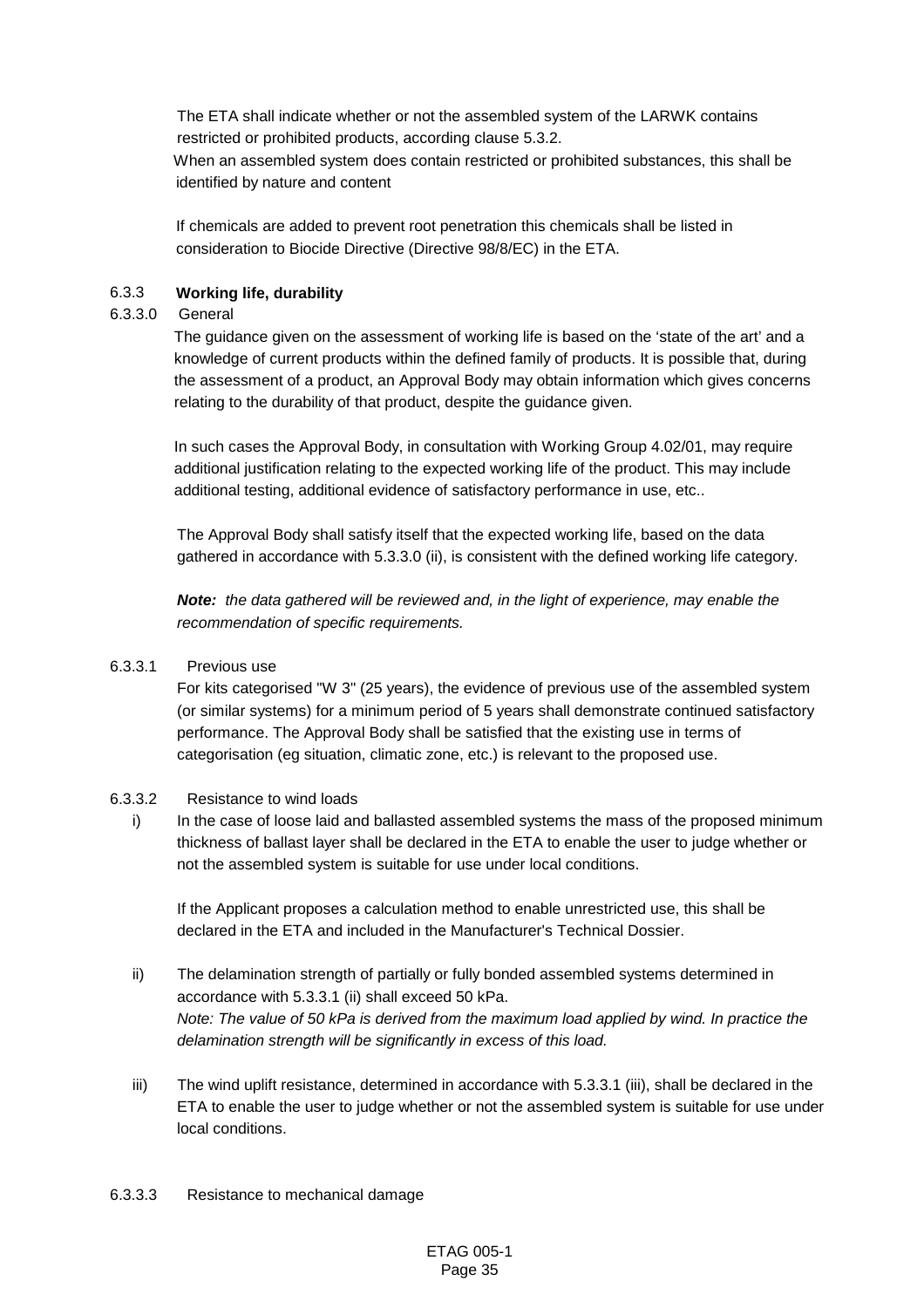The ETA shall indicate whether or not the assembled system of the LARWK contains restricted or prohibited products, according clause 5.3.2.

When an assembled system does contain restricted or prohibited substances, this shall be identified by nature and content

If chemicals are added to prevent root penetration this chemicals shall be listed in consideration to Biocide Directive (Directive 98/8/EC) in the ETA.

### 6.3.3 Working life, durability

#### 6.3.3.0 General

The guidance given on the assessment of working life is based on the ‘state of the art’ and a knowledge of current products within the defined family of products. It is possible that, during the assessment of a product, an Approval Body may obtain information which gives concerns relating to the durability of that product, despite the guidance given.

In such cases the Approval Body, in consultation with Working Group 4.02/01, may require additional justification relating to the expected working life of the product. This may include additional testing, additional evidence of satisfactory performance in use, etc..

The Approval Body shall satisfy itself that the expected working life, based on the data gathered in accordance with 5.3.3.0 (ii), is consistent with the defined working life category.

***Note:*** *the data gathered will be reviewed and, in the light of experience, may enable the recommendation of specific requirements.*

#### 6.3.3.1 Previous use

For kits categorised "W 3" (25 years), the evidence of previous use of the assembled system (or similar systems) for a minimum period of 5 years shall demonstrate continued satisfactory performance. The Approval Body shall be satisfied that the existing use in terms of categorisation (eg situation, climatic zone, etc.) is relevant to the proposed use.

#### 6.3.3.2 Resistance to wind loads

i) In the case of loose laid and ballasted assembled systems the mass of the proposed minimum thickness of ballast layer shall be declared in the ETA to enable the user to judge whether or not the assembled system is suitable for use under local conditions.

   If the Applicant proposes a calculation method to enable unrestricted use, this shall be declared in the ETA and included in the Manufacturer's Technical Dossier.

ii) The delamination strength of partially or fully bonded assembled systems determined in accordance with 5.3.3.1 (ii) shall exceed 50 kPa.
   *Note: The value of 50 kPa is derived from the maximum load applied by wind. In practice the delamination strength will be significantly in excess of this load.*

iii) The wind uplift resistance, determined in accordance with 5.3.3.1 (iii), shall be declared in the ETA to enable the user to judge whether or not the assembled system is suitable for use under local conditions.

#### 6.3.3.3 Resistance to mechanical damage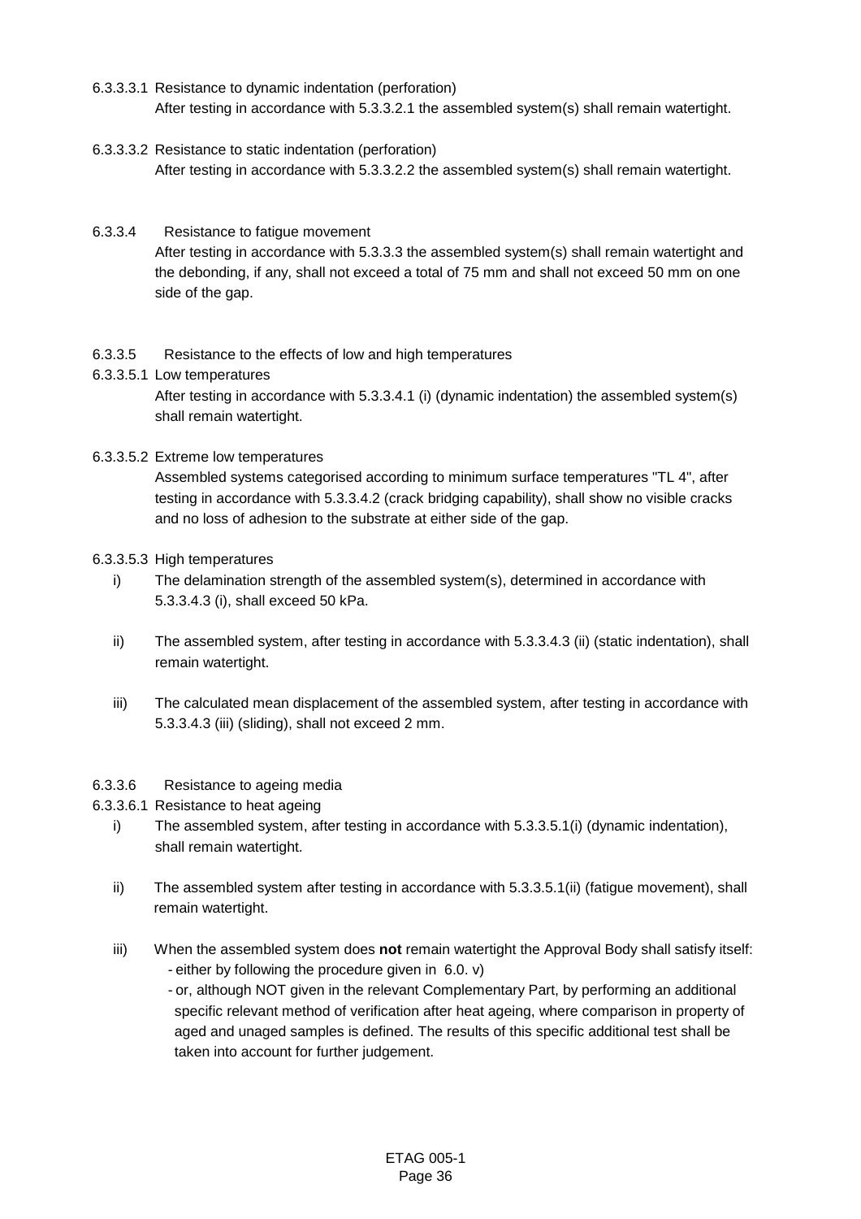6.3.3.3.1 Resistance to dynamic indentation (perforation)

After testing in accordance with 5.3.3.2.1 the assembled system(s) shall remain watertight.

6.3.3.3.2 Resistance to static indentation (perforation)

After testing in accordance with 5.3.3.2.2 the assembled system(s) shall remain watertight.

6.3.3.4 Resistance to fatigue movement

After testing in accordance with 5.3.3.3 the assembled system(s) shall remain watertight and the debonding, if any, shall not exceed a total of 75 mm and shall not exceed 50 mm on one side of the gap.

6.3.3.5 Resistance to the effects of low and high temperatures

6.3.3.5.1 Low temperatures

After testing in accordance with 5.3.3.4.1 (i) (dynamic indentation) the assembled system(s) shall remain watertight.

6.3.3.5.2 Extreme low temperatures

Assembled systems categorised according to minimum surface temperatures "TL 4", after testing in accordance with 5.3.3.4.2 (crack bridging capability), shall show no visible cracks and no loss of adhesion to the substrate at either side of the gap.

6.3.3.5.3 High temperatures

i) The delamination strength of the assembled system(s), determined in accordance with 5.3.3.4.3 (i), shall exceed 50 kPa.

ii) The assembled system, after testing in accordance with 5.3.3.4.3 (ii) (static indentation), shall remain watertight.

iii) The calculated mean displacement of the assembled system, after testing in accordance with 5.3.3.4.3 (iii) (sliding), shall not exceed 2 mm.

6.3.3.6 Resistance to ageing media

6.3.3.6.1 Resistance to heat ageing

i) The assembled system, after testing in accordance with 5.3.3.5.1(i) (dynamic indentation), shall remain watertight.

ii) The assembled system after testing in accordance with 5.3.3.5.1(ii) (fatigue movement), shall remain watertight.

iii) When the assembled system does **not** remain watertight the Approval Body shall satisfy itself:
- either by following the procedure given in 6.0. v)
- or, although NOT given in the relevant Complementary Part, by performing an additional specific relevant method of verification after heat ageing, where comparison in property of aged and unaged samples is defined. The results of this specific additional test shall be taken into account for further judgement.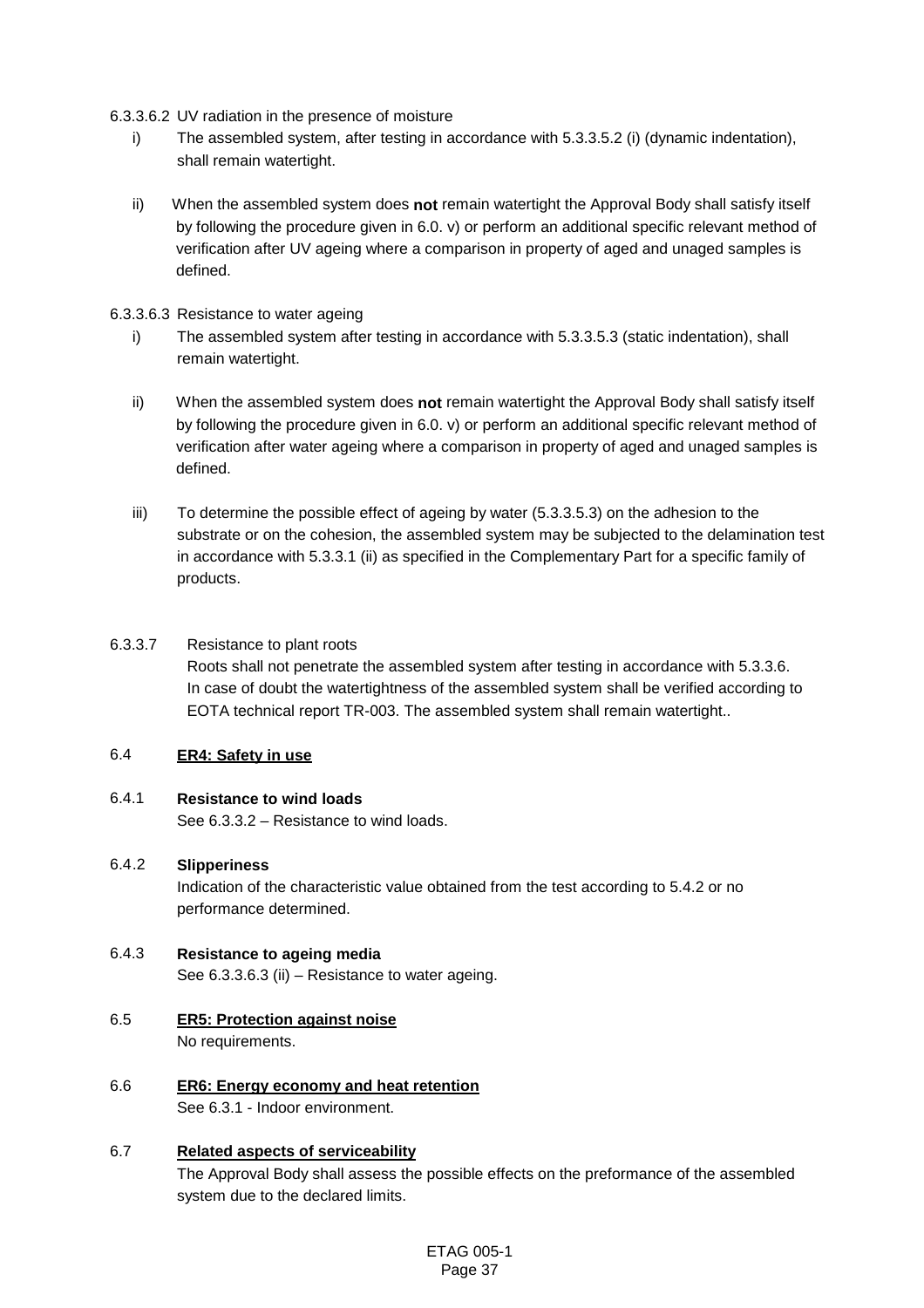6.3.3.6.2 UV radiation in the presence of moisture

i) The assembled system, after testing in accordance with 5.3.3.5.2 (i) (dynamic indentation), shall remain watertight.

ii) When the assembled system does **not** remain watertight the Approval Body shall satisfy itself by following the procedure given in 6.0. v) or perform an additional specific relevant method of verification after UV ageing where a comparison in property of aged and unaged samples is defined.

6.3.3.6.3 Resistance to water ageing

i) The assembled system after testing in accordance with 5.3.3.5.3 (static indentation), shall remain watertight.

ii) When the assembled system does **not** remain watertight the Approval Body shall satisfy itself by following the procedure given in 6.0. v) or perform an additional specific relevant method of verification after water ageing where a comparison in property of aged and unaged samples is defined.

iii) To determine the possible effect of ageing by water (5.3.3.5.3) on the adhesion to the substrate or on the cohesion, the assembled system may be subjected to the delamination test in accordance with 5.3.3.1 (ii) as specified in the Complementary Part for a specific family of products.

6.3.3.7 Resistance to plant roots

Roots shall not penetrate the assembled system after testing in accordance with 5.3.3.6. In case of doubt the watertightness of the assembled system shall be verified according to EOTA technical report TR-003. The assembled system shall remain watertight..

## 6.4 ER4: Safety in use

### 6.4.1 Resistance to wind loads

See 6.3.3.2 – Resistance to wind loads.

### 6.4.2 Slipperiness

Indication of the characteristic value obtained from the test according to 5.4.2 or no performance determined.

### 6.4.3 Resistance to ageing media

See 6.3.3.6.3 (ii) – Resistance to water ageing.

## 6.5 ER5: Protection against noise

No requirements.

## 6.6 ER6: Energy economy and heat retention

See 6.3.1 - Indoor environment.

## 6.7 Related aspects of serviceability

The Approval Body shall assess the possible effects on the preformance of the assembled system due to the declared limits.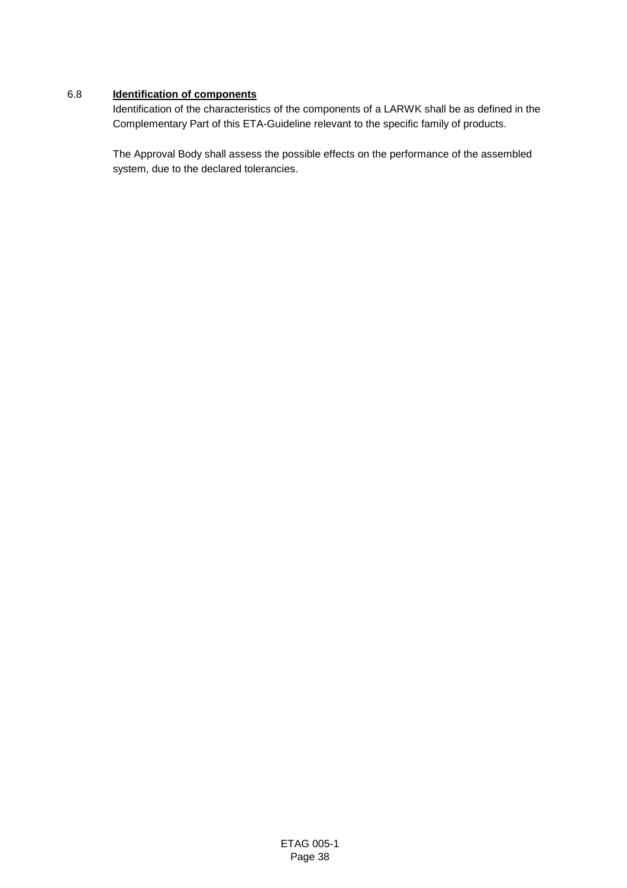### 6.8 **Identification of components**

Identification of the characteristics of the components of a LARWK shall be as defined in the Complementary Part of this ETA-Guideline relevant to the specific family of products.

The Approval Body shall assess the possible effects on the performance of the assembled system, due to the declared tolerancies.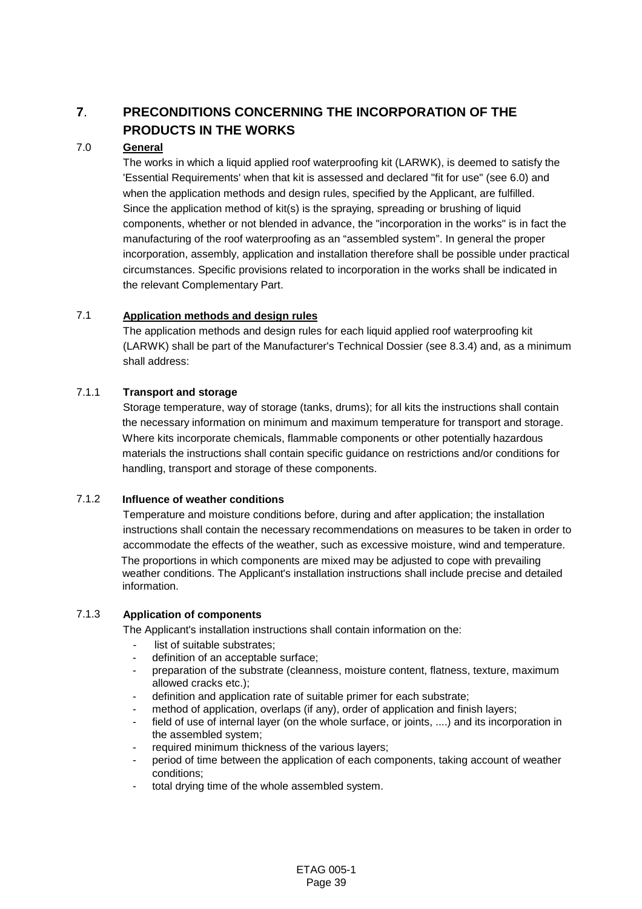# 7. PRECONDITIONS CONCERNING THE INCORPORATION OF THE PRODUCTS IN THE WORKS

## 7.0 General

The works in which a liquid applied roof waterproofing kit (LARWK), is deemed to satisfy the 'Essential Requirements' when that kit is assessed and declared "fit for use" (see 6.0) and when the application methods and design rules, specified by the Applicant, are fulfilled. Since the application method of kit(s) is the spraying, spreading or brushing of liquid components, whether or not blended in advance, the "incorporation in the works" is in fact the manufacturing of the roof waterproofing as an "assembled system". In general the proper incorporation, assembly, application and installation therefore shall be possible under practical circumstances. Specific provisions related to incorporation in the works shall be indicated in the relevant Complementary Part.

## 7.1 Application methods and design rules

The application methods and design rules for each liquid applied roof waterproofing kit (LARWK) shall be part of the Manufacturer's Technical Dossier (see 8.3.4) and, as a minimum shall address:

### 7.1.1 Transport and storage

Storage temperature, way of storage (tanks, drums); for all kits the instructions shall contain the necessary information on minimum and maximum temperature for transport and storage. Where kits incorporate chemicals, flammable components or other potentially hazardous materials the instructions shall contain specific guidance on restrictions and/or conditions for handling, transport and storage of these components.

### 7.1.2 Influence of weather conditions

Temperature and moisture conditions before, during and after application; the installation instructions shall contain the necessary recommendations on measures to be taken in order to accommodate the effects of the weather, such as excessive moisture, wind and temperature. The proportions in which components are mixed may be adjusted to cope with prevailing weather conditions. The Applicant's installation instructions shall include precise and detailed information.

### 7.1.3 Application of components

The Applicant's installation instructions shall contain information on the:

- list of suitable substrates;
- definition of an acceptable surface;
- preparation of the substrate (cleanness, moisture content, flatness, texture, maximum allowed cracks etc.);
- definition and application rate of suitable primer for each substrate;
- method of application, overlaps (if any), order of application and finish layers;
- field of use of internal layer (on the whole surface, or joints, ....) and its incorporation in the assembled system;
- required minimum thickness of the various layers;
- period of time between the application of each components, taking account of weather conditions;
- total drying time of the whole assembled system.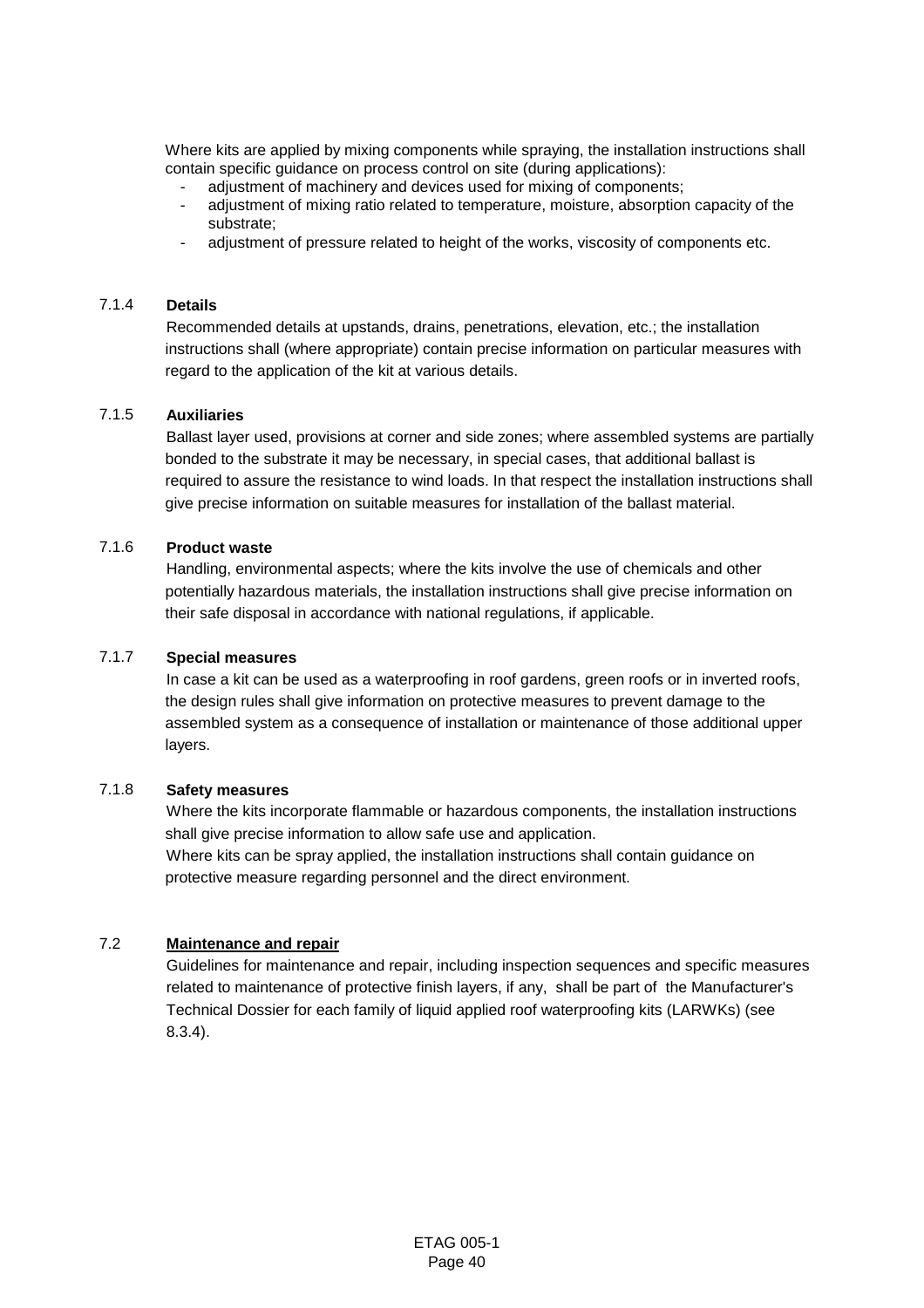Where kits are applied by mixing components while spraying, the installation instructions shall contain specific guidance on process control on site (during applications):

- adjustment of machinery and devices used for mixing of components;
- adjustment of mixing ratio related to temperature, moisture, absorption capacity of the substrate;
- adjustment of pressure related to height of the works, viscosity of components etc.

#### 7.1.4 Details

Recommended details at upstands, drains, penetrations, elevation, etc.; the installation instructions shall (where appropriate) contain precise information on particular measures with regard to the application of the kit at various details.

#### 7.1.5 Auxiliaries

Ballast layer used, provisions at corner and side zones; where assembled systems are partially bonded to the substrate it may be necessary, in special cases, that additional ballast is required to assure the resistance to wind loads. In that respect the installation instructions shall give precise information on suitable measures for installation of the ballast material.

#### 7.1.6 Product waste

Handling, environmental aspects; where the kits involve the use of chemicals and other potentially hazardous materials, the installation instructions shall give precise information on their safe disposal in accordance with national regulations, if applicable.

#### 7.1.7 Special measures

In case a kit can be used as a waterproofing in roof gardens, green roofs or in inverted roofs, the design rules shall give information on protective measures to prevent damage to the assembled system as a consequence of installation or maintenance of those additional upper layers.

#### 7.1.8 Safety measures

Where the kits incorporate flammable or hazardous components, the installation instructions shall give precise information to allow safe use and application.

Where kits can be spray applied, the installation instructions shall contain guidance on protective measure regarding personnel and the direct environment.

### 7.2 Maintenance and repair

Guidelines for maintenance and repair, including inspection sequences and specific measures related to maintenance of protective finish layers, if any, shall be part of the Manufacturer's Technical Dossier for each family of liquid applied roof waterproofing kits (LARWKs) (see 8.3.4).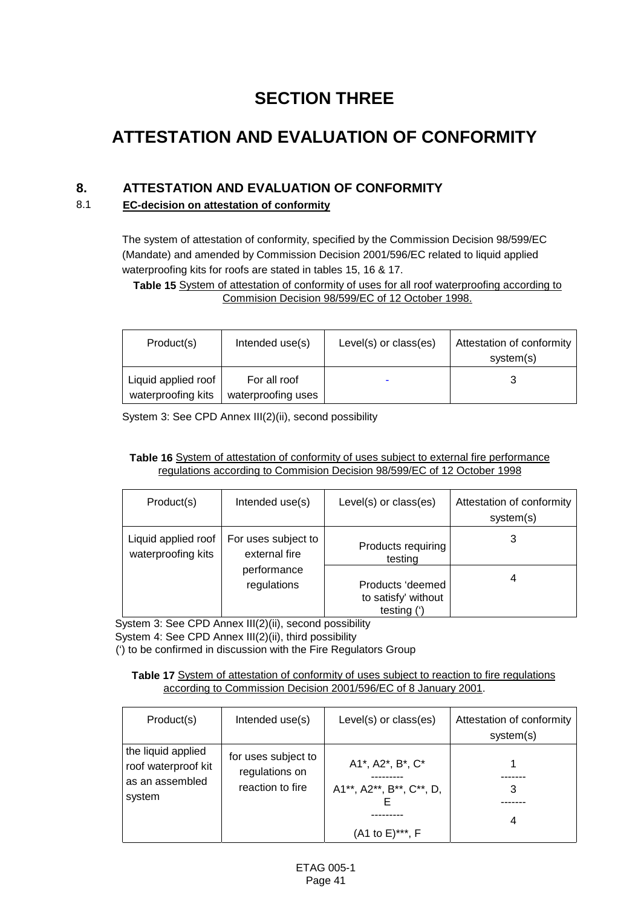# SECTION THREE

# ATTESTATION AND EVALUATION OF CONFORMITY

## 8. ATTESTATION AND EVALUATION OF CONFORMITY

### 8.1 EC-decision on attestation of conformity

The system of attestation of conformity, specified by the Commission Decision 98/599/EC (Mandate) and amended by Commission Decision 2001/596/EC related to liquid applied waterproofing kits for roofs are stated in tables 15, 16 & 17.

**Table 15** System of attestation of conformity of uses for all roof waterproofing according to Commision Decision 98/599/EC of 12 October 1998.

| Product(s) | Intended use(s) | Level(s) or class(es) | Attestation of conformity system(s) |
|---|---|---|---|
| Liquid applied roof waterproofing kits | For all roof waterproofing uses | - | 3 |

System 3: See CPD Annex III(2)(ii), second possibility

**Table 16** System of attestation of conformity of uses subject to external fire performance regulations according to Commision Decision 98/599/EC of 12 October 1998

| Product(s) | Intended use(s) | Level(s) or class(es) | Attestation of conformity system(s) |
|---|---|---|---|
| Liquid applied roof waterproofing kits | For uses subject to external fire performance regulations | Products requiring testing | 3 |
| | | Products 'deemed to satisfy' without testing (') | 4 |

System 3: See CPD Annex III(2)(ii), second possibility
System 4: See CPD Annex III(2)(ii), third possibility
(') to be confirmed in discussion with the Fire Regulators Group

**Table 17** System of attestation of conformity of uses subject to reaction to fire regulations according to Commission Decision 2001/596/EC of 8 January 2001.

| Product(s) | Intended use(s) | Level(s) or class(es) | Attestation of conformity system(s) |
|---|---|---|---|
| the liquid applied roof waterproof kit as an assembled system | for uses subject to regulations on reaction to fire | A1*, A2*, B*, C* | 1 |
| | | A1**, A2**, B**, C**, D, E | 3 |
| | | (A1 to E)***, F | 4 |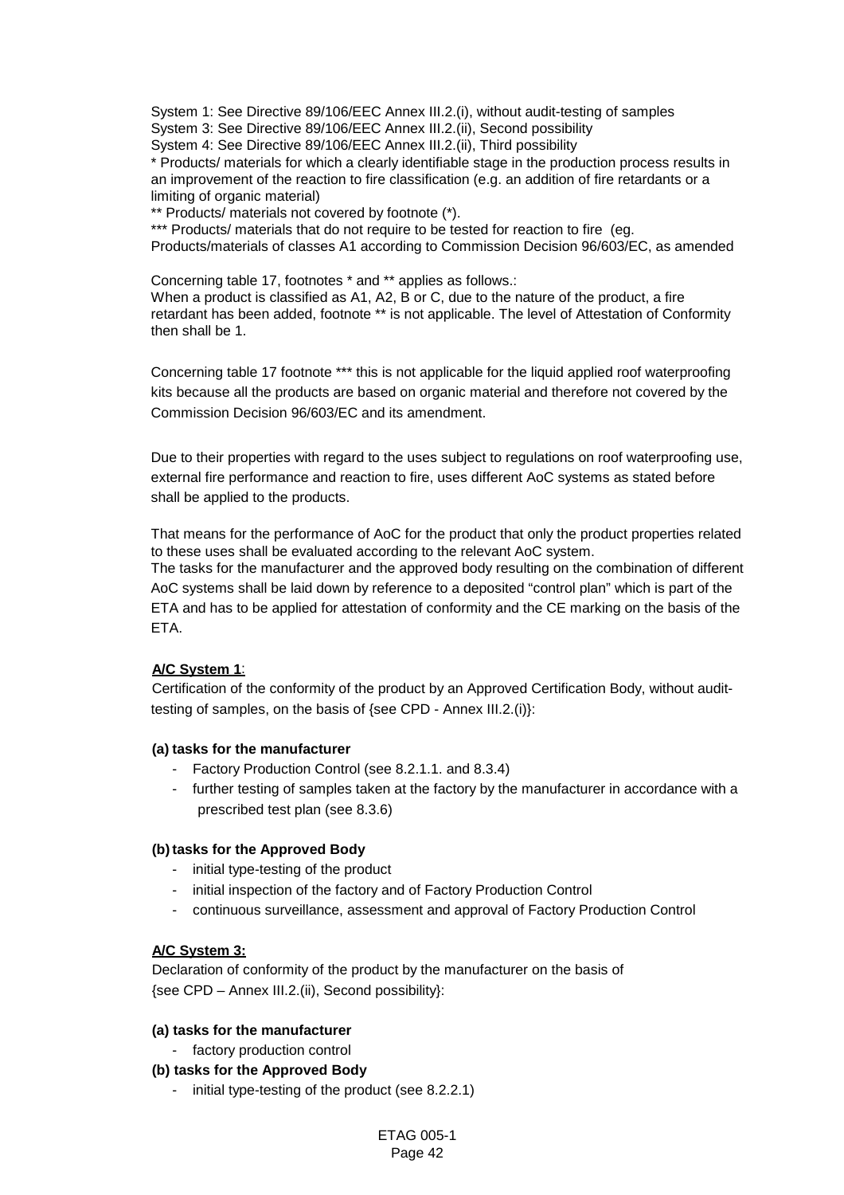System 1: See Directive 89/106/EEC Annex III.2.(i), without audit-testing of samples
System 3: See Directive 89/106/EEC Annex III.2.(ii), Second possibility
System 4: See Directive 89/106/EEC Annex III.2.(ii), Third possibility
* Products/ materials for which a clearly identifiable stage in the production process results in an improvement of the reaction to fire classification (e.g. an addition of fire retardants or a limiting of organic material)
** Products/ materials not covered by footnote (*).
*** Products/ materials that do not require to be tested for reaction to fire (eg. Products/materials of classes A1 according to Commission Decision 96/603/EC, as amended

Concerning table 17, footnotes * and ** applies as follows.:
When a product is classified as A1, A2, B or C, due to the nature of the product, a fire retardant has been added, footnote ** is not applicable. The level of Attestation of Conformity then shall be 1.

Concerning table 17 footnote *** this is not applicable for the liquid applied roof waterproofing kits because all the products are based on organic material and therefore not covered by the Commission Decision 96/603/EC and its amendment.

Due to their properties with regard to the uses subject to regulations on roof waterproofing use, external fire performance and reaction to fire, uses different AoC systems as stated before shall be applied to the products.

That means for the performance of AoC for the product that only the product properties related to these uses shall be evaluated according to the relevant AoC system.
The tasks for the manufacturer and the approved body resulting on the combination of different AoC systems shall be laid down by reference to a deposited "control plan" which is part of the ETA and has to be applied for attestation of conformity and the CE marking on the basis of the ETA.

**<u>A/C System 1</u>**:
Certification of the conformity of the product by an Approved Certification Body, without audit-testing of samples, on the basis of {see CPD - Annex III.2.(i)}:

**(a) tasks for the manufacturer**

- Factory Production Control (see 8.2.1.1. and 8.3.4)
- further testing of samples taken at the factory by the manufacturer in accordance with a prescribed test plan (see 8.3.6)

**(b) tasks for the Approved Body**

- initial type-testing of the product
- initial inspection of the factory and of Factory Production Control
- continuous surveillance, assessment and approval of Factory Production Control

**<u>A/C System 3:</u>**
Declaration of conformity of the product by the manufacturer on the basis of {see CPD – Annex III.2.(ii), Second possibility}:

**(a) tasks for the manufacturer**

- factory production control

**(b) tasks for the Approved Body**

- initial type-testing of the product (see 8.2.2.1)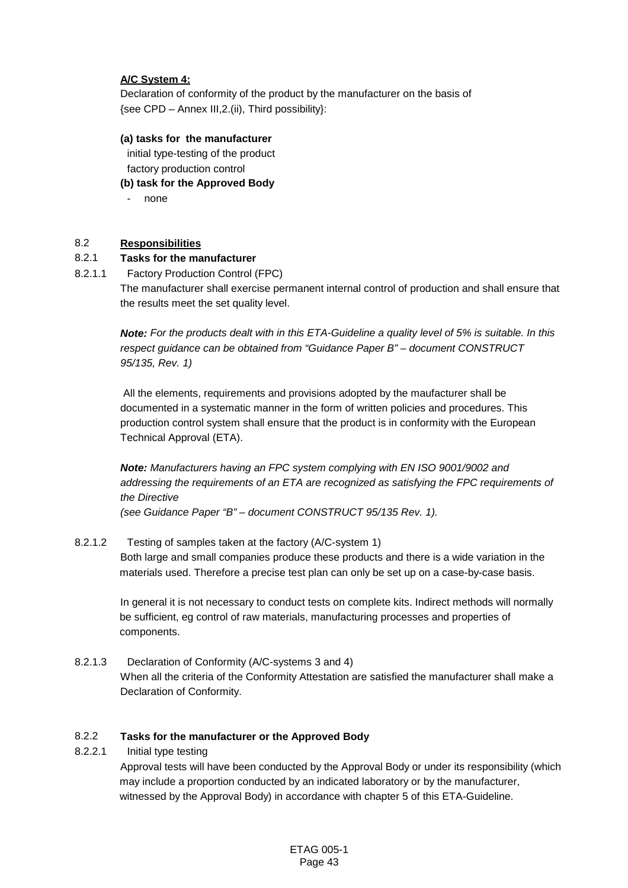**A/C System 4:**

Declaration of conformity of the product by the manufacturer on the basis of {see CPD – Annex III,2.(ii), Third possibility}:

**(a) tasks for the manufacturer**

initial type-testing of the product

factory production control

**(b) task for the Approved Body**

- none

## 8.2 Responsibilities

### 8.2.1 Tasks for the manufacturer

8.2.1.1 Factory Production Control (FPC)

The manufacturer shall exercise permanent internal control of production and shall ensure that the results meet the set quality level.

***Note:*** *For the products dealt with in this ETA-Guideline a quality level of 5% is suitable. In this respect guidance can be obtained from "Guidance Paper B" – document CONSTRUCT 95/135, Rev. 1)*

All the elements, requirements and provisions adopted by the maufacturer shall be documented in a systematic manner in the form of written policies and procedures. This production control system shall ensure that the product is in conformity with the European Technical Approval (ETA).

***Note:*** *Manufacturers having an FPC system complying with EN ISO 9001/9002 and addressing the requirements of an ETA are recognized as satisfying the FPC requirements of the Directive*
*(see Guidance Paper "B" – document CONSTRUCT 95/135 Rev. 1).*

8.2.1.2 Testing of samples taken at the factory (A/C-system 1)

Both large and small companies produce these products and there is a wide variation in the materials used. Therefore a precise test plan can only be set up on a case-by-case basis.

In general it is not necessary to conduct tests on complete kits. Indirect methods will normally be sufficient, eg control of raw materials, manufacturing processes and properties of components.

8.2.1.3 Declaration of Conformity (A/C-systems 3 and 4)

When all the criteria of the Conformity Attestation are satisfied the manufacturer shall make a Declaration of Conformity.

### 8.2.2 Tasks for the manufacturer or the Approved Body

8.2.2.1 Initial type testing

Approval tests will have been conducted by the Approval Body or under its responsibility (which may include a proportion conducted by an indicated laboratory or by the manufacturer, witnessed by the Approval Body) in accordance with chapter 5 of this ETA-Guideline.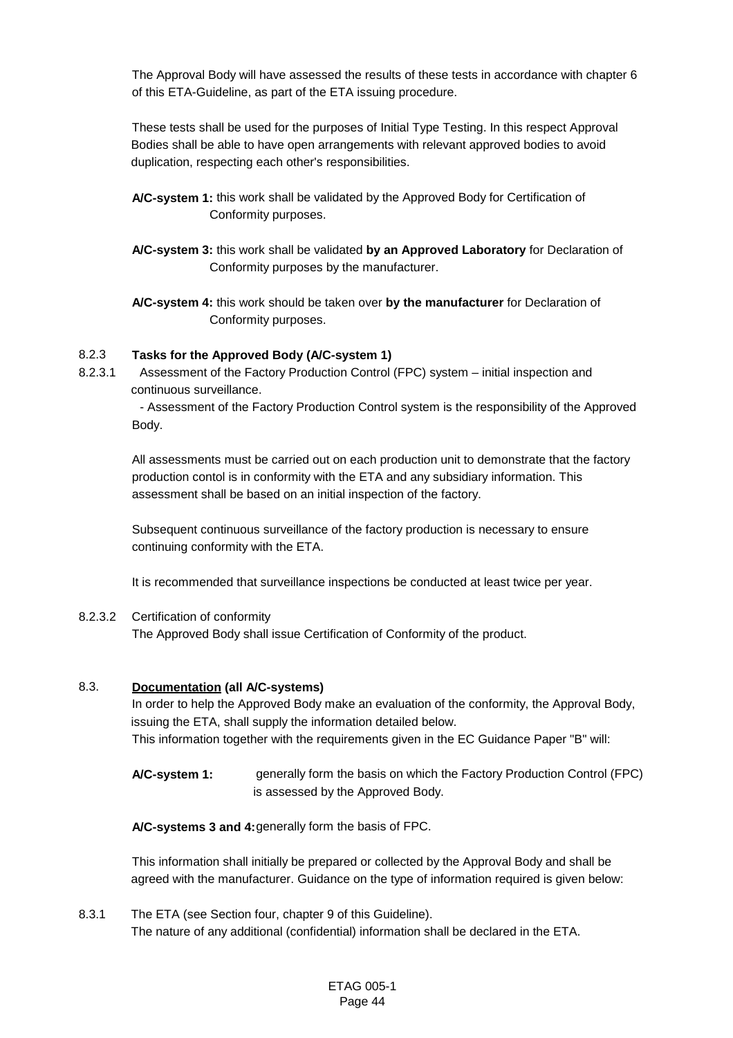The Approval Body will have assessed the results of these tests in accordance with chapter 6 of this ETA-Guideline, as part of the ETA issuing procedure.

These tests shall be used for the purposes of Initial Type Testing. In this respect Approval Bodies shall be able to have open arrangements with relevant approved bodies to avoid duplication, respecting each other's responsibilities.

**A/C-system 1:** this work shall be validated by the Approved Body for Certification of Conformity purposes.

**A/C-system 3:** this work shall be validated **by an Approved Laboratory** for Declaration of Conformity purposes by the manufacturer.

**A/C-system 4:** this work should be taken over **by the manufacturer** for Declaration of Conformity purposes.

### 8.2.3 Tasks for the Approved Body (A/C-system 1)

8.2.3.1 Assessment of the Factory Production Control (FPC) system – initial inspection and continuous surveillance.

- Assessment of the Factory Production Control system is the responsibility of the Approved Body.

All assessments must be carried out on each production unit to demonstrate that the factory production contol is in conformity with the ETA and any subsidiary information. This assessment shall be based on an initial inspection of the factory.

Subsequent continuous surveillance of the factory production is necessary to ensure continuing conformity with the ETA.

It is recommended that surveillance inspections be conducted at least twice per year.

8.2.3.2 Certification of conformity

The Approved Body shall issue Certification of Conformity of the product.

## 8.3. <u>Documentation</u> (all A/C-systems)

In order to help the Approved Body make an evaluation of the conformity, the Approval Body, issuing the ETA, shall supply the information detailed below.

This information together with the requirements given in the EC Guidance Paper "B" will:

**A/C-system 1:** generally form the basis on which the Factory Production Control (FPC) is assessed by the Approved Body.

**A/C-systems 3 and 4:** generally form the basis of FPC.

This information shall initially be prepared or collected by the Approval Body and shall be agreed with the manufacturer. Guidance on the type of information required is given below:

8.3.1 The ETA (see Section four, chapter 9 of this Guideline).

The nature of any additional (confidential) information shall be declared in the ETA.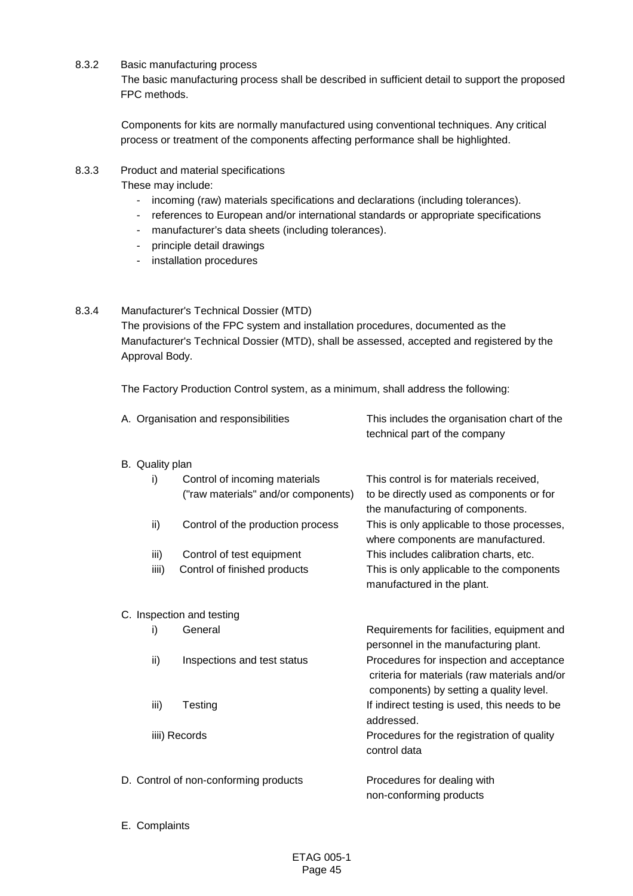8.3.2 Basic manufacturing process

The basic manufacturing process shall be described in sufficient detail to support the proposed FPC methods.

Components for kits are normally manufactured using conventional techniques. Any critical process or treatment of the components affecting performance shall be highlighted.

8.3.3 Product and material specifications

These may include:

- incoming (raw) materials specifications and declarations (including tolerances).
- references to European and/or international standards or appropriate specifications
- manufacturer's data sheets (including tolerances).
- principle detail drawings
- installation procedures

8.3.4 Manufacturer's Technical Dossier (MTD)

The provisions of the FPC system and installation procedures, documented as the Manufacturer's Technical Dossier (MTD), shall be assessed, accepted and registered by the Approval Body.

The Factory Production Control system, as a minimum, shall address the following:

| | |
|---|---|
| A. Organisation and responsibilities | This includes the organisation chart of the technical part of the company |
| B. Quality plan | |
| i) Control of incoming materials ("raw materials" and/or components) | This control is for materials received, to be directly used as components or for the manufacturing of components. |
| ii) Control of the production process | This is only applicable to those processes, where components are manufactured. |
| iii) Control of test equipment | This includes calibration charts, etc. |
| iiii) Control of finished products | This is only applicable to the components manufactured in the plant. |
| C. Inspection and testing | |
| i) General | Requirements for facilities, equipment and personnel in the manufacturing plant. |
| ii) Inspections and test status | Procedures for inspection and acceptance criteria for materials (raw materials and/or components) by setting a quality level. |
| iii) Testing | If indirect testing is used, this needs to be addressed. |
| iiii) Records | Procedures for the registration of quality control data |
| D. Control of non-conforming products | Procedures for dealing with non-conforming products |
| E. Complaints | |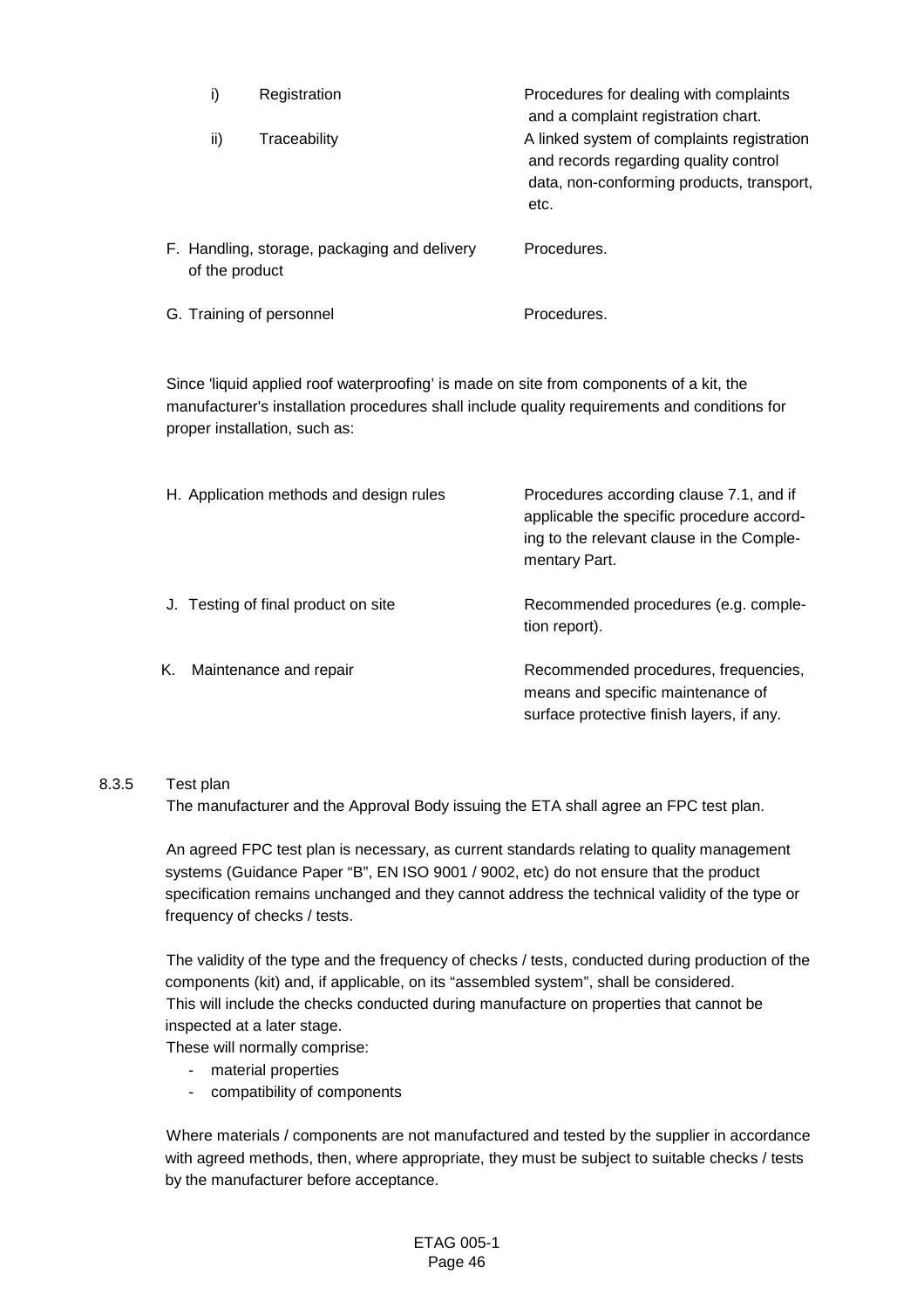| | |
|---|---|
| i) Registration | Procedures for dealing with complaints and a complaint registration chart. |
| ii) Traceability | A linked system of complaints registration and records regarding quality control data, non-conforming products, transport, etc. |
| F. Handling, storage, packaging and delivery of the product | Procedures. |
| G. Training of personnel | Procedures. |

Since 'liquid applied roof waterproofing' is made on site from components of a kit, the manufacturer's installation procedures shall include quality requirements and conditions for proper installation, such as:

| | |
|---|---|
| H. Application methods and design rules | Procedures according clause 7.1, and if applicable the specific procedure according to the relevant clause in the Complementary Part. |
| J. Testing of final product on site | Recommended procedures (e.g. completion report). |
| K. Maintenance and repair | Recommended procedures, frequencies, means and specific maintenance of surface protective finish layers, if any. |

### 8.3.5 Test plan

The manufacturer and the Approval Body issuing the ETA shall agree an FPC test plan.

An agreed FPC test plan is necessary, as current standards relating to quality management systems (Guidance Paper "B", EN ISO 9001 / 9002, etc) do not ensure that the product specification remains unchanged and they cannot address the technical validity of the type or frequency of checks / tests.

The validity of the type and the frequency of checks / tests, conducted during production of the components (kit) and, if applicable, on its "assembled system", shall be considered. This will include the checks conducted during manufacture on properties that cannot be inspected at a later stage.
These will normally comprise:

- material properties
- compatibility of components

Where materials / components are not manufactured and tested by the supplier in accordance with agreed methods, then, where appropriate, they must be subject to suitable checks / tests by the manufacturer before acceptance.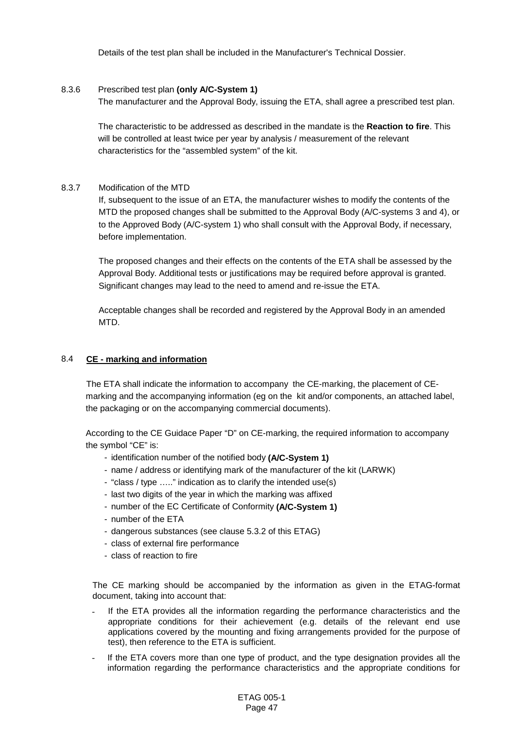Details of the test plan shall be included in the Manufacturer's Technical Dossier.

### 8.3.6 Prescribed test plan **(only A/C-System 1)**

The manufacturer and the Approval Body, issuing the ETA, shall agree a prescribed test plan.

The characteristic to be addressed as described in the mandate is the **Reaction to fire**. This will be controlled at least twice per year by analysis / measurement of the relevant characteristics for the “assembled system” of the kit.

### 8.3.7 Modification of the MTD

If, subsequent to the issue of an ETA, the manufacturer wishes to modify the contents of the MTD the proposed changes shall be submitted to the Approval Body (A/C-systems 3 and 4), or to the Approved Body (A/C-system 1) who shall consult with the Approval Body, if necessary, before implementation.

The proposed changes and their effects on the contents of the ETA shall be assessed by the Approval Body. Additional tests or justifications may be required before approval is granted. Significant changes may lead to the need to amend and re-issue the ETA.

Acceptable changes shall be recorded and registered by the Approval Body in an amended MTD.

## 8.4 CE - marking and information

The ETA shall indicate the information to accompany the CE-marking, the placement of CE-marking and the accompanying information (eg on the kit and/or components, an attached label, the packaging or on the accompanying commercial documents).

According to the CE Guidace Paper “D” on CE-marking, the required information to accompany the symbol “CE” is:

- identification number of the notified body **(A/C-System 1)**
- name / address or identifying mark of the manufacturer of the kit (LARWK)
- “class / type …..” indication as to clarify the intended use(s)
- last two digits of the year in which the marking was affixed
- number of the EC Certificate of Conformity **(A/C-System 1)**
- number of the ETA
- dangerous substances (see clause 5.3.2 of this ETAG)
- class of external fire performance
- class of reaction to fire

The CE marking should be accompanied by the information as given in the ETAG-format document, taking into account that:

- If the ETA provides all the information regarding the performance characteristics and the appropriate conditions for their achievement (e.g. details of the relevant end use applications covered by the mounting and fixing arrangements provided for the purpose of test), then reference to the ETA is sufficient.
- If the ETA covers more than one type of product, and the type designation provides all the information regarding the performance characteristics and the appropriate conditions for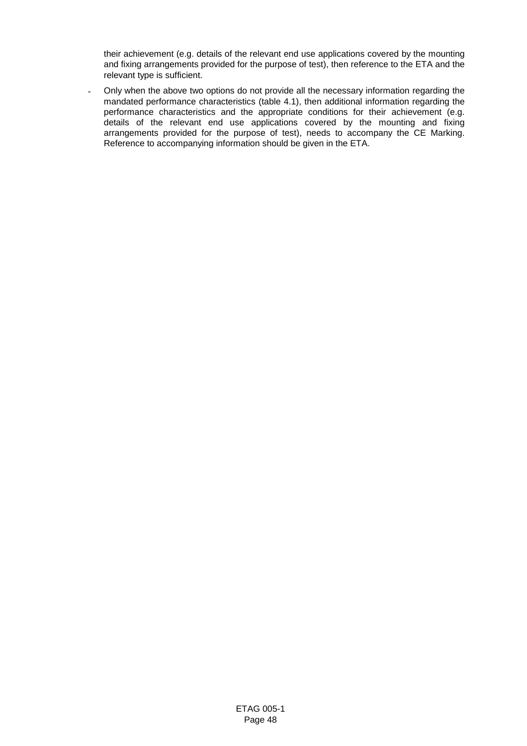their achievement (e.g. details of the relevant end use applications covered by the mounting and fixing arrangements provided for the purpose of test), then reference to the ETA and the relevant type is sufficient.

- Only when the above two options do not provide all the necessary information regarding the mandated performance characteristics (table 4.1), then additional information regarding the performance characteristics and the appropriate conditions for their achievement (e.g. details of the relevant end use applications covered by the mounting and fixing arrangements provided for the purpose of test), needs to accompany the CE Marking. Reference to accompanying information should be given in the ETA.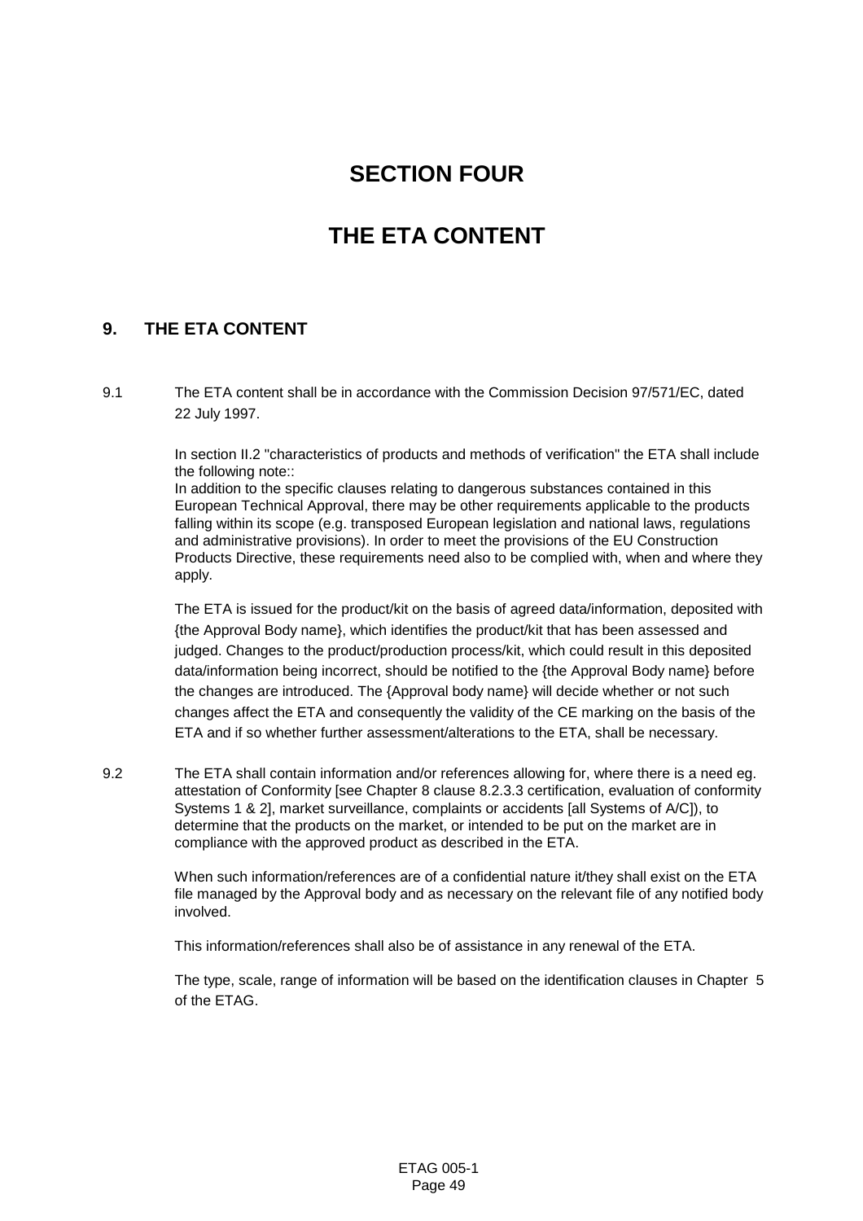# SECTION FOUR

# THE ETA CONTENT

## 9. THE ETA CONTENT

9.1 The ETA content shall be in accordance with the Commission Decision 97/571/EC, dated 22 July 1997.

In section II.2 "characteristics of products and methods of verification" the ETA shall include the following note::
In addition to the specific clauses relating to dangerous substances contained in this European Technical Approval, there may be other requirements applicable to the products falling within its scope (e.g. transposed European legislation and national laws, regulations and administrative provisions). In order to meet the provisions of the EU Construction Products Directive, these requirements need also to be complied with, when and where they apply.

The ETA is issued for the product/kit on the basis of agreed data/information, deposited with {the Approval Body name}, which identifies the product/kit that has been assessed and judged. Changes to the product/production process/kit, which could result in this deposited data/information being incorrect, should be notified to the {the Approval Body name} before the changes are introduced. The {Approval body name} will decide whether or not such changes affect the ETA and consequently the validity of the CE marking on the basis of the ETA and if so whether further assessment/alterations to the ETA, shall be necessary.

9.2 The ETA shall contain information and/or references allowing for, where there is a need eg. attestation of Conformity [see Chapter 8 clause 8.2.3.3 certification, evaluation of conformity Systems 1 & 2], market surveillance, complaints or accidents [all Systems of A/C]), to determine that the products on the market, or intended to be put on the market are in compliance with the approved product as described in the ETA.

When such information/references are of a confidential nature it/they shall exist on the ETA file managed by the Approval body and as necessary on the relevant file of any notified body involved.

This information/references shall also be of assistance in any renewal of the ETA.

The type, scale, range of information will be based on the identification clauses in Chapter 5 of the ETAG.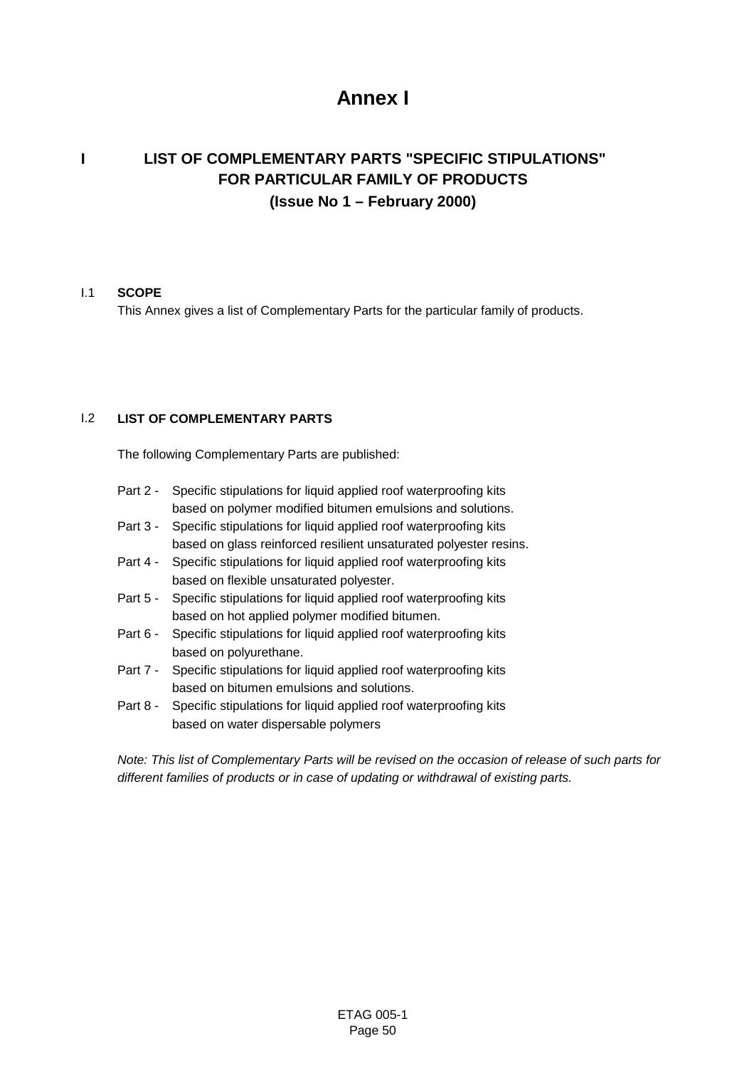# Annex I

## I LIST OF COMPLEMENTARY PARTS "SPECIFIC STIPULATIONS" FOR PARTICULAR FAMILY OF PRODUCTS (Issue No 1 – February 2000)

### I.1 SCOPE

This Annex gives a list of Complementary Parts for the particular family of products.

### I.2 LIST OF COMPLEMENTARY PARTS

The following Complementary Parts are published:

- Part 2 - Specific stipulations for liquid applied roof waterproofing kits based on polymer modified bitumen emulsions and solutions.
- Part 3 - Specific stipulations for liquid applied roof waterproofing kits based on glass reinforced resilient unsaturated polyester resins.
- Part 4 - Specific stipulations for liquid applied roof waterproofing kits based on flexible unsaturated polyester.
- Part 5 - Specific stipulations for liquid applied roof waterproofing kits based on hot applied polymer modified bitumen.
- Part 6 - Specific stipulations for liquid applied roof waterproofing kits based on polyurethane.
- Part 7 - Specific stipulations for liquid applied roof waterproofing kits based on bitumen emulsions and solutions.
- Part 8 - Specific stipulations for liquid applied roof waterproofing kits based on water dispersable polymers

*Note: This list of Complementary Parts will be revised on the occasion of release of such parts for different families of products or in case of updating or withdrawal of existing parts.*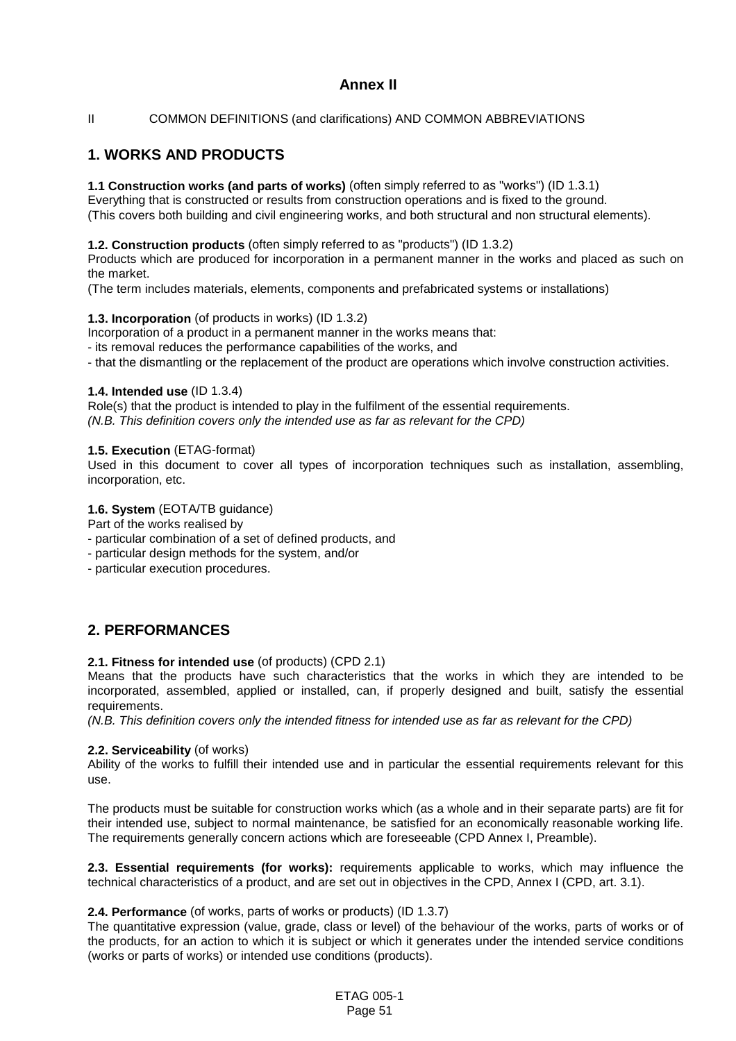# Annex II

II COMMON DEFINITIONS (and clarifications) AND COMMON ABBREVIATIONS

## 1. WORKS AND PRODUCTS

**1.1 Construction works (and parts of works)** (often simply referred to as "works") (ID 1.3.1)
Everything that is constructed or results from construction operations and is fixed to the ground.
(This covers both building and civil engineering works, and both structural and non structural elements).

**1.2. Construction products** (often simply referred to as "products") (ID 1.3.2)
Products which are produced for incorporation in a permanent manner in the works and placed as such on the market.
(The term includes materials, elements, components and prefabricated systems or installations)

**1.3. Incorporation** (of products in works) (ID 1.3.2)
Incorporation of a product in a permanent manner in the works means that:
- its removal reduces the performance capabilities of the works, and
- that the dismantling or the replacement of the product are operations which involve construction activities.

**1.4. Intended use** (ID 1.3.4)
Role(s) that the product is intended to play in the fulfilment of the essential requirements.
*(N.B. This definition covers only the intended use as far as relevant for the CPD)*

**1.5. Execution** (ETAG-format)
Used in this document to cover all types of incorporation techniques such as installation, assembling, incorporation, etc.

**1.6. System** (EOTA/TB guidance)
Part of the works realised by
- particular combination of a set of defined products, and
- particular design methods for the system, and/or
- particular execution procedures.

## 2. PERFORMANCES

**2.1. Fitness for intended use** (of products) (CPD 2.1)
Means that the products have such characteristics that the works in which they are intended to be incorporated, assembled, applied or installed, can, if properly designed and built, satisfy the essential requirements.
*(N.B. This definition covers only the intended fitness for intended use as far as relevant for the CPD)*

**2.2. Serviceability** (of works)
Ability of the works to fulfill their intended use and in particular the essential requirements relevant for this use.

The products must be suitable for construction works which (as a whole and in their separate parts) are fit for their intended use, subject to normal maintenance, be satisfied for an economically reasonable working life. The requirements generally concern actions which are foreseeable (CPD Annex I, Preamble).

**2.3. Essential requirements (for works):** requirements applicable to works, which may influence the technical characteristics of a product, and are set out in objectives in the CPD, Annex I (CPD, art. 3.1).

**2.4. Performance** (of works, parts of works or products) (ID 1.3.7)
The quantitative expression (value, grade, class or level) of the behaviour of the works, parts of works or of the products, for an action to which it is subject or which it generates under the intended service conditions (works or parts of works) or intended use conditions (products).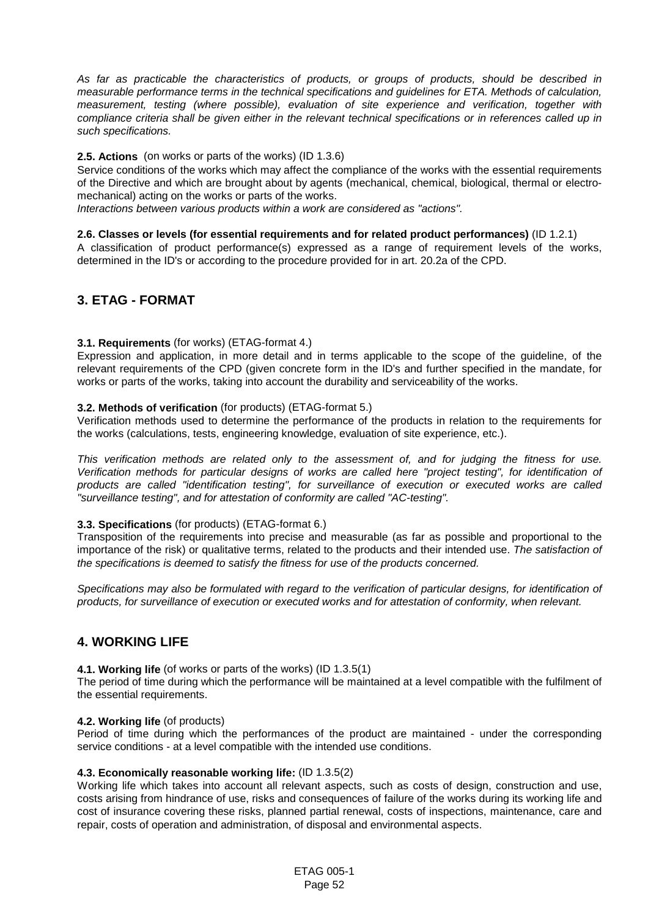*As far as practicable the characteristics of products, or groups of products, should be described in measurable performance terms in the technical specifications and guidelines for ETA. Methods of calculation, measurement, testing (where possible), evaluation of site experience and verification, together with compliance criteria shall be given either in the relevant technical specifications or in references called up in such specifications.*

**2.5. Actions** (on works or parts of the works) (ID 1.3.6)

Service conditions of the works which may affect the compliance of the works with the essential requirements of the Directive and which are brought about by agents (mechanical, chemical, biological, thermal or electro-mechanical) acting on the works or parts of the works.

*Interactions between various products within a work are considered as "actions".*

**2.6. Classes or levels (for essential requirements and for related product performances)** (ID 1.2.1)

A classification of product performance(s) expressed as a range of requirement levels of the works, determined in the ID's or according to the procedure provided for in art. 20.2a of the CPD.

## 3. ETAG - FORMAT

**3.1. Requirements** (for works) (ETAG-format 4.)

Expression and application, in more detail and in terms applicable to the scope of the guideline, of the relevant requirements of the CPD (given concrete form in the ID's and further specified in the mandate, for works or parts of the works, taking into account the durability and serviceability of the works.

**3.2. Methods of verification** (for products) (ETAG-format 5.)

Verification methods used to determine the performance of the products in relation to the requirements for the works (calculations, tests, engineering knowledge, evaluation of site experience, etc.).

*This verification methods are related only to the assessment of, and for judging the fitness for use. Verification methods for particular designs of works are called here "project testing", for identification of products are called "identification testing", for surveillance of execution or executed works are called "surveillance testing", and for attestation of conformity are called "AC-testing".*

**3.3. Specifications** (for products) (ETAG-format 6.)

Transposition of the requirements into precise and measurable (as far as possible and proportional to the importance of the risk) or qualitative terms, related to the products and their intended use. *The satisfaction of the specifications is deemed to satisfy the fitness for use of the products concerned.*

*Specifications may also be formulated with regard to the verification of particular designs, for identification of products, for surveillance of execution or executed works and for attestation of conformity, when relevant.*

## 4. WORKING LIFE

**4.1. Working life** (of works or parts of the works) (ID 1.3.5(1)

The period of time during which the performance will be maintained at a level compatible with the fulfilment of the essential requirements.

**4.2. Working life** (of products)

Period of time during which the performances of the product are maintained - under the corresponding service conditions - at a level compatible with the intended use conditions.

**4.3. Economically reasonable working life:** (ID 1.3.5(2)

Working life which takes into account all relevant aspects, such as costs of design, construction and use, costs arising from hindrance of use, risks and consequences of failure of the works during its working life and cost of insurance covering these risks, planned partial renewal, costs of inspections, maintenance, care and repair, costs of operation and administration, of disposal and environmental aspects.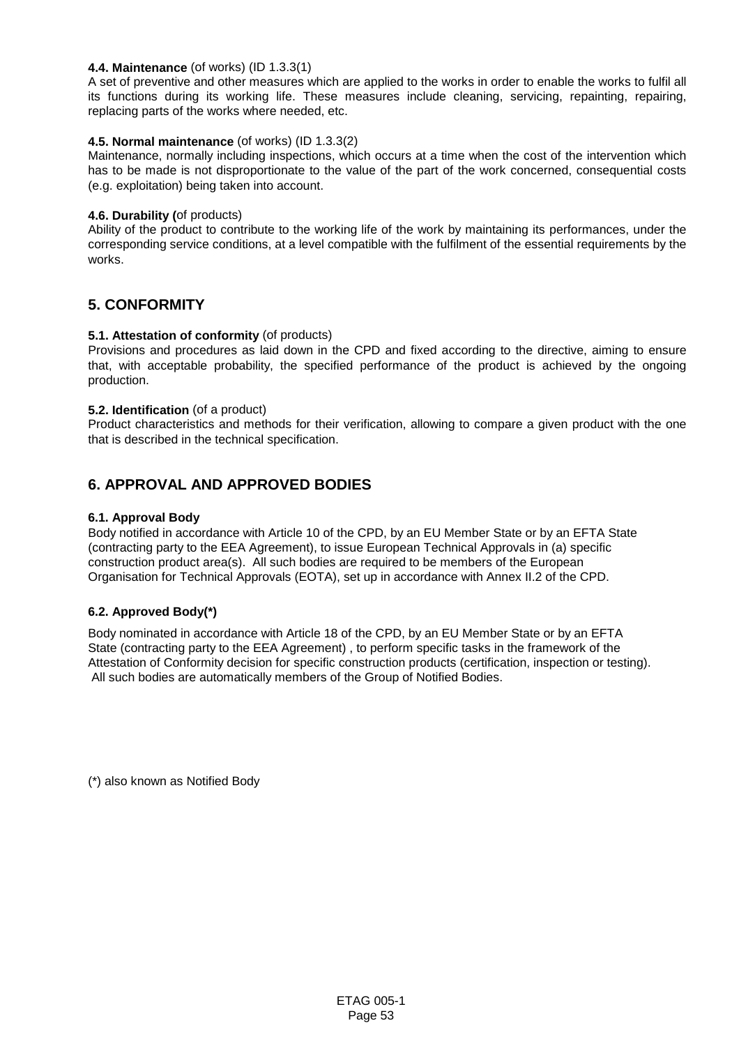**4.4. Maintenance** (of works) (ID 1.3.3(1)

A set of preventive and other measures which are applied to the works in order to enable the works to fulfil all its functions during its working life. These measures include cleaning, servicing, repainting, repairing, replacing parts of the works where needed, etc.

**4.5. Normal maintenance** (of works) (ID 1.3.3(2)

Maintenance, normally including inspections, which occurs at a time when the cost of the intervention which has to be made is not disproportionate to the value of the part of the work concerned, consequential costs (e.g. exploitation) being taken into account.

**4.6. Durability (**of products)

Ability of the product to contribute to the working life of the work by maintaining its performances, under the corresponding service conditions, at a level compatible with the fulfilment of the essential requirements by the works.

## 5. CONFORMITY

**5.1. Attestation of conformity** (of products)

Provisions and procedures as laid down in the CPD and fixed according to the directive, aiming to ensure that, with acceptable probability, the specified performance of the product is achieved by the ongoing production.

**5.2. Identification** (of a product)

Product characteristics and methods for their verification, allowing to compare a given product with the one that is described in the technical specification.

## 6. APPROVAL AND APPROVED BODIES

**6.1. Approval Body**

Body notified in accordance with Article 10 of the CPD, by an EU Member State or by an EFTA State (contracting party to the EEA Agreement), to issue European Technical Approvals in (a) specific construction product area(s). All such bodies are required to be members of the European Organisation for Technical Approvals (EOTA), set up in accordance with Annex II.2 of the CPD.

**6.2. Approved Body(*)**

Body nominated in accordance with Article 18 of the CPD, by an EU Member State or by an EFTA State (contracting party to the EEA Agreement) , to perform specific tasks in the framework of the Attestation of Conformity decision for specific construction products (certification, inspection or testing). All such bodies are automatically members of the Group of Notified Bodies.

(*) also known as Notified Body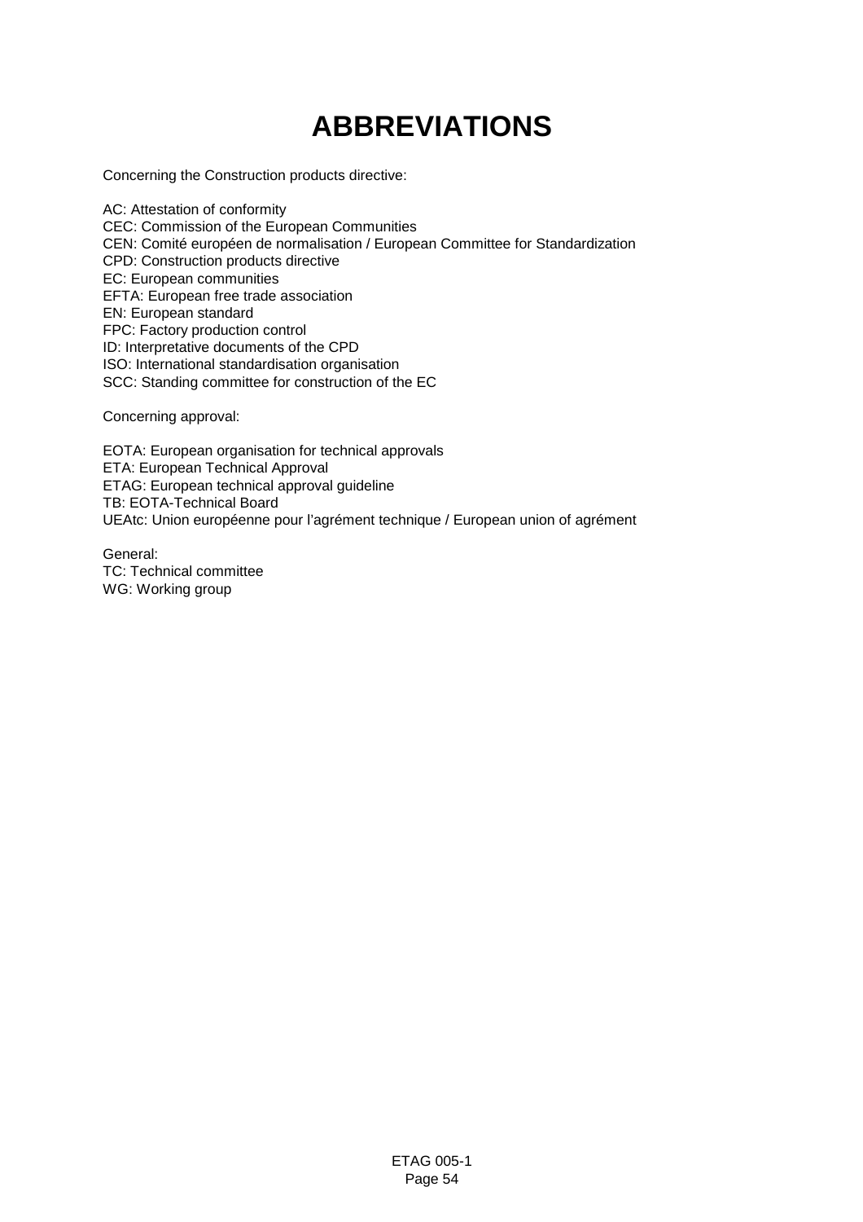# ABBREVIATIONS

Concerning the Construction products directive:

AC: Attestation of conformity
CEC: Commission of the European Communities
CEN: Comité européen de normalisation / European Committee for Standardization
CPD: Construction products directive
EC: European communities
EFTA: European free trade association
EN: European standard
FPC: Factory production control
ID: Interpretative documents of the CPD
ISO: International standardisation organisation
SCC: Standing committee for construction of the EC

Concerning approval:

EOTA: European organisation for technical approvals
ETA: European Technical Approval
ETAG: European technical approval guideline
TB: EOTA-Technical Board
UEAtc: Union européenne pour l'agrément technique / European union of agrément

General:
TC: Technical committee
WG: Working group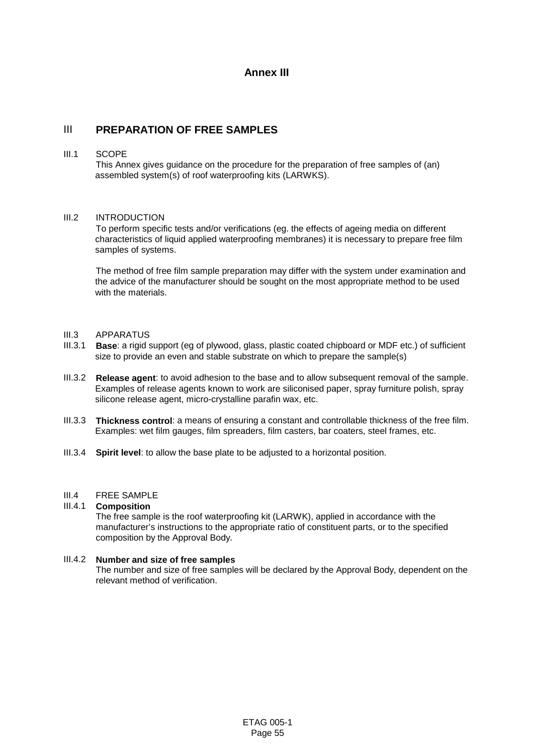# Annex III

## III PREPARATION OF FREE SAMPLES

III.1 SCOPE

This Annex gives guidance on the procedure for the preparation of free samples of (an) assembled system(s) of roof waterproofing kits (LARWKS).

III.2 INTRODUCTION

To perform specific tests and/or verifications (eg. the effects of ageing media on different characteristics of liquid applied waterproofing membranes) it is necessary to prepare free film samples of systems.

The method of free film sample preparation may differ with the system under examination and the advice of the manufacturer should be sought on the most appropriate method to be used with the materials.

III.3 APPARATUS

III.3.1 **Base**: a rigid support (eg of plywood, glass, plastic coated chipboard or MDF etc.) of sufficient size to provide an even and stable substrate on which to prepare the sample(s)

III.3.2 **Release agent**: to avoid adhesion to the base and to allow subsequent removal of the sample. Examples of release agents known to work are siliconised paper, spray furniture polish, spray silicone release agent, micro-crystalline parafin wax, etc.

III.3.3 **Thickness control**: a means of ensuring a constant and controllable thickness of the free film. Examples: wet film gauges, film spreaders, film casters, bar coaters, steel frames, etc.

III.3.4 **Spirit level**: to allow the base plate to be adjusted to a horizontal position.

III.4 FREE SAMPLE

III.4.1 **Composition**

The free sample is the roof waterproofing kit (LARWK), applied in accordance with the manufacturer's instructions to the appropriate ratio of constituent parts, or to the specified composition by the Approval Body.

III.4.2 **Number and size of free samples**

The number and size of free samples will be declared by the Approval Body, dependent on the relevant method of verification.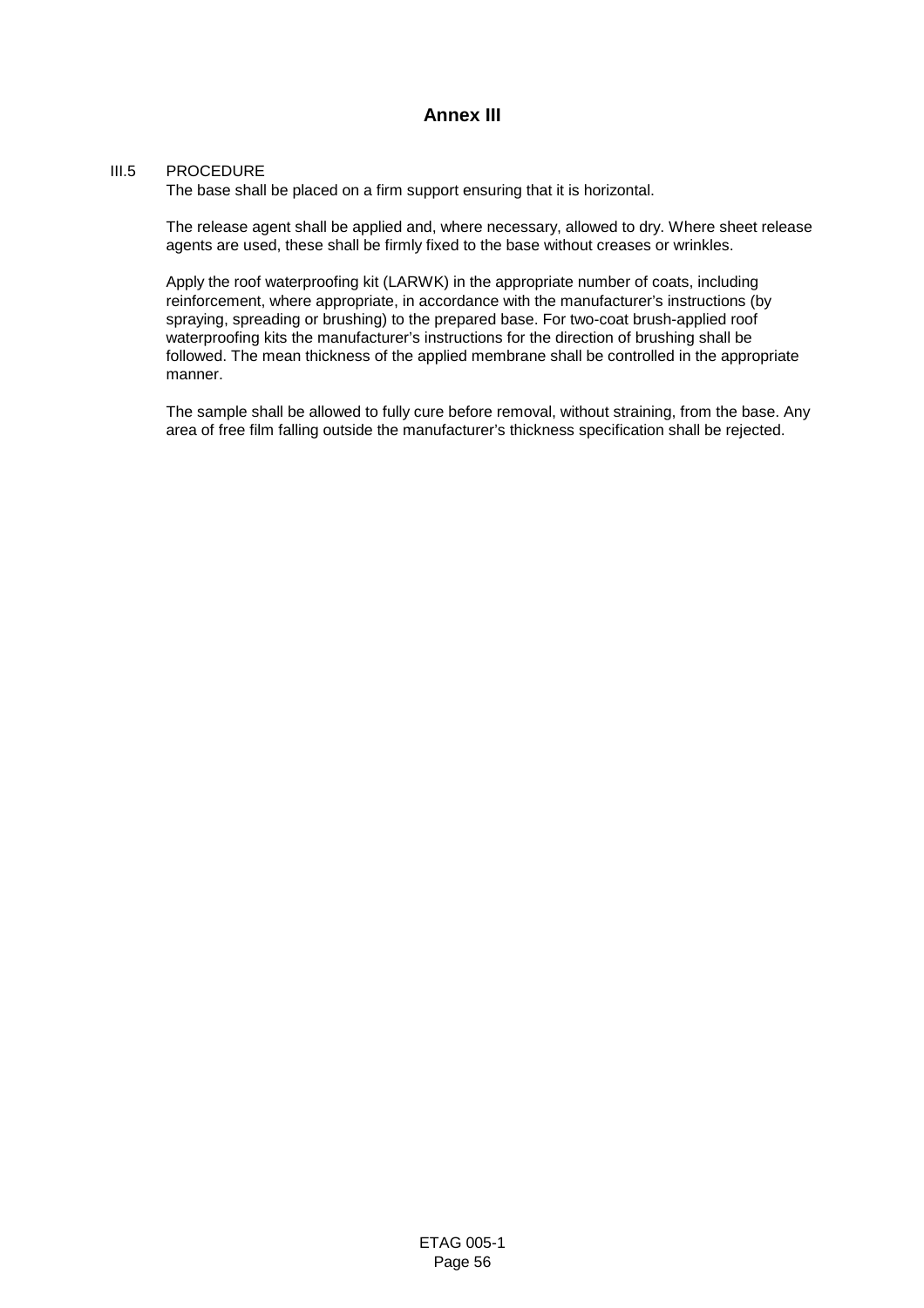## Annex III

III.5 PROCEDURE

The base shall be placed on a firm support ensuring that it is horizontal.

The release agent shall be applied and, where necessary, allowed to dry. Where sheet release agents are used, these shall be firmly fixed to the base without creases or wrinkles.

Apply the roof waterproofing kit (LARWK) in the appropriate number of coats, including reinforcement, where appropriate, in accordance with the manufacturer's instructions (by spraying, spreading or brushing) to the prepared base. For two-coat brush-applied roof waterproofing kits the manufacturer's instructions for the direction of brushing shall be followed. The mean thickness of the applied membrane shall be controlled in the appropriate manner.

The sample shall be allowed to fully cure before removal, without straining, from the base. Any area of free film falling outside the manufacturer's thickness specification shall be rejected.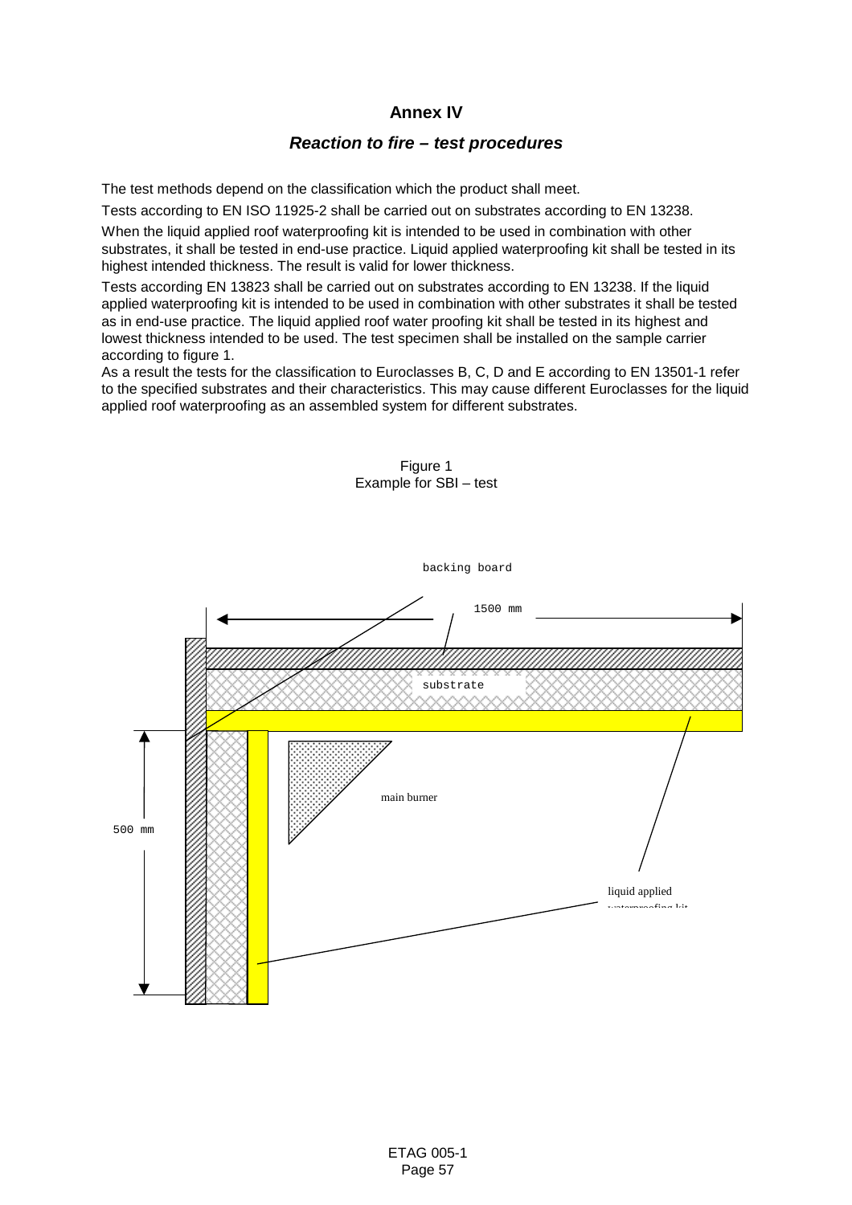# Annex IV

## *Reaction to fire – test procedures*

The test methods depend on the classification which the product shall meet.

Tests according to EN ISO 11925-2 shall be carried out on substrates according to EN 13238.

When the liquid applied roof waterproofing kit is intended to be used in combination with other substrates, it shall be tested in end-use practice. Liquid applied waterproofing kit shall be tested in its highest intended thickness. The result is valid for lower thickness.

Tests according EN 13823 shall be carried out on substrates according to EN 13238. If the liquid applied waterproofing kit is intended to be used in combination with other substrates it shall be tested as in end-use practice. The liquid applied roof water proofing kit shall be tested in its highest and lowest thickness intended to be used. The test specimen shall be installed on the sample carrier according to figure 1.

As a result the tests for the classification to Euroclasses B, C, D and E according to EN 13501-1 refer to the specified substrates and their characteristics. This may cause different Euroclasses for the liquid applied roof waterproofing as an assembled system for different substrates.

Figure 1
Example for SBI – test

backing board

1500 mm

substrate

main burner

500 mm

liquid applied waterproofing kit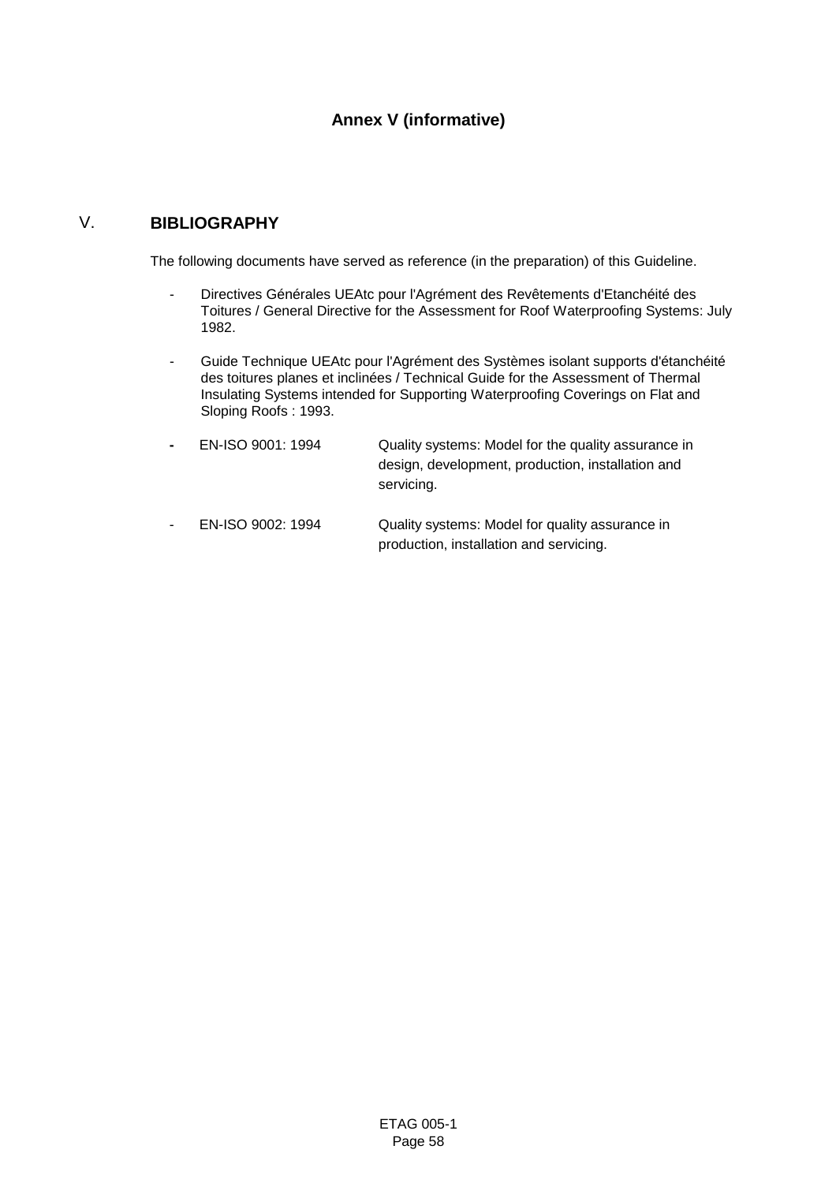**Annex V (informative)**

# V. BIBLIOGRAPHY

The following documents have served as reference (in the preparation) of this Guideline.

- Directives Générales UEAtc pour l'Agrément des Revêtements d'Etanchéité des Toitures / General Directive for the Assessment for Roof Waterproofing Systems: July 1982.

- Guide Technique UEAtc pour l'Agrément des Systèmes isolant supports d'étanchéité des toitures planes et inclinées / Technical Guide for the Assessment of Thermal Insulating Systems intended for Supporting Waterproofing Coverings on Flat and Sloping Roofs : 1993.

- EN-ISO 9001: 1994 — Quality systems: Model for the quality assurance in design, development, production, installation and servicing.

- EN-ISO 9002: 1994 — Quality systems: Model for quality assurance in production, installation and servicing.